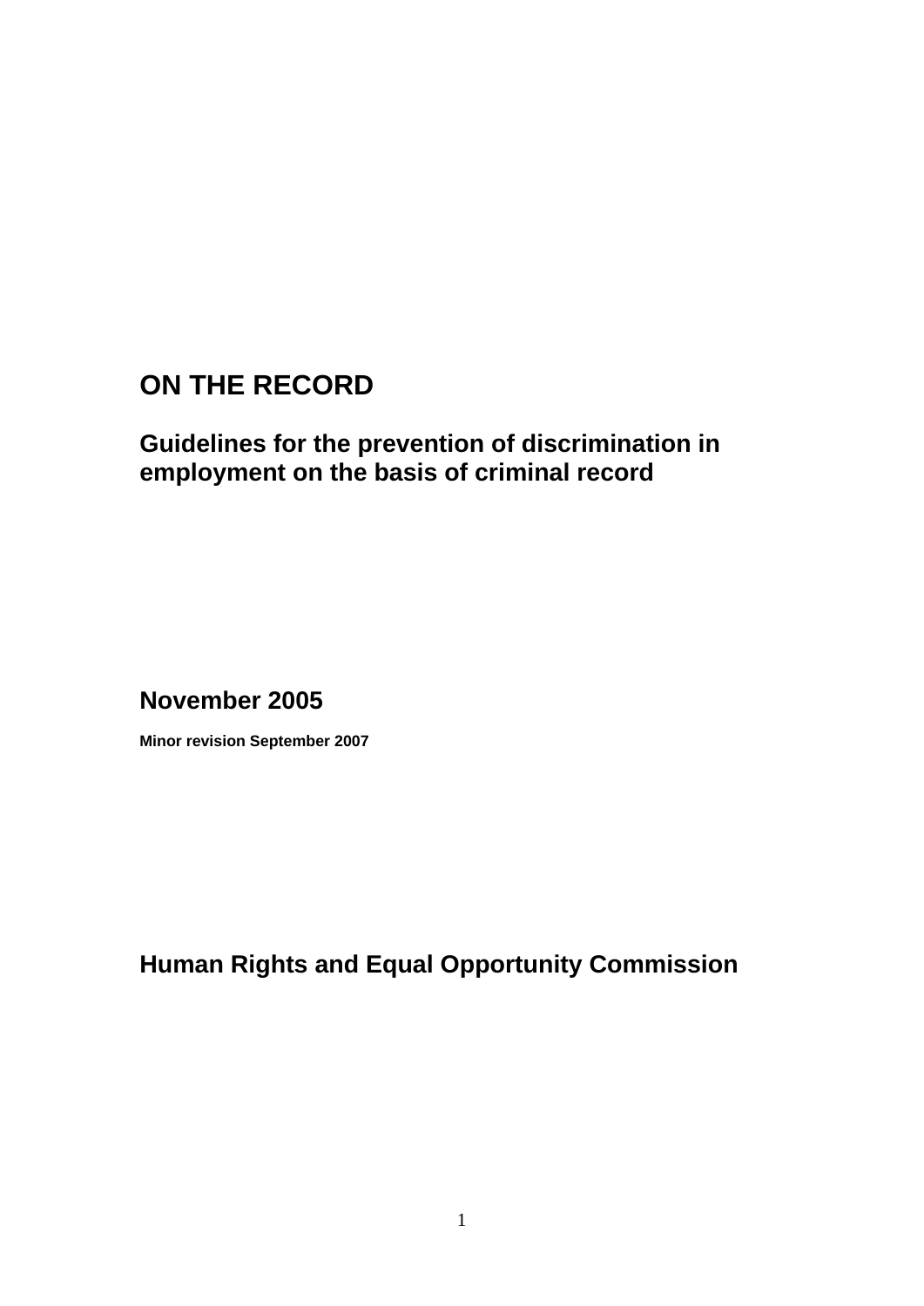# ON THE RECORD

## Guidelines for the prevention of discrimination in employment on the basis of criminal record

## November 2005

**Minor revision September 2007**

## Human Rights and Equal Opportunity Commission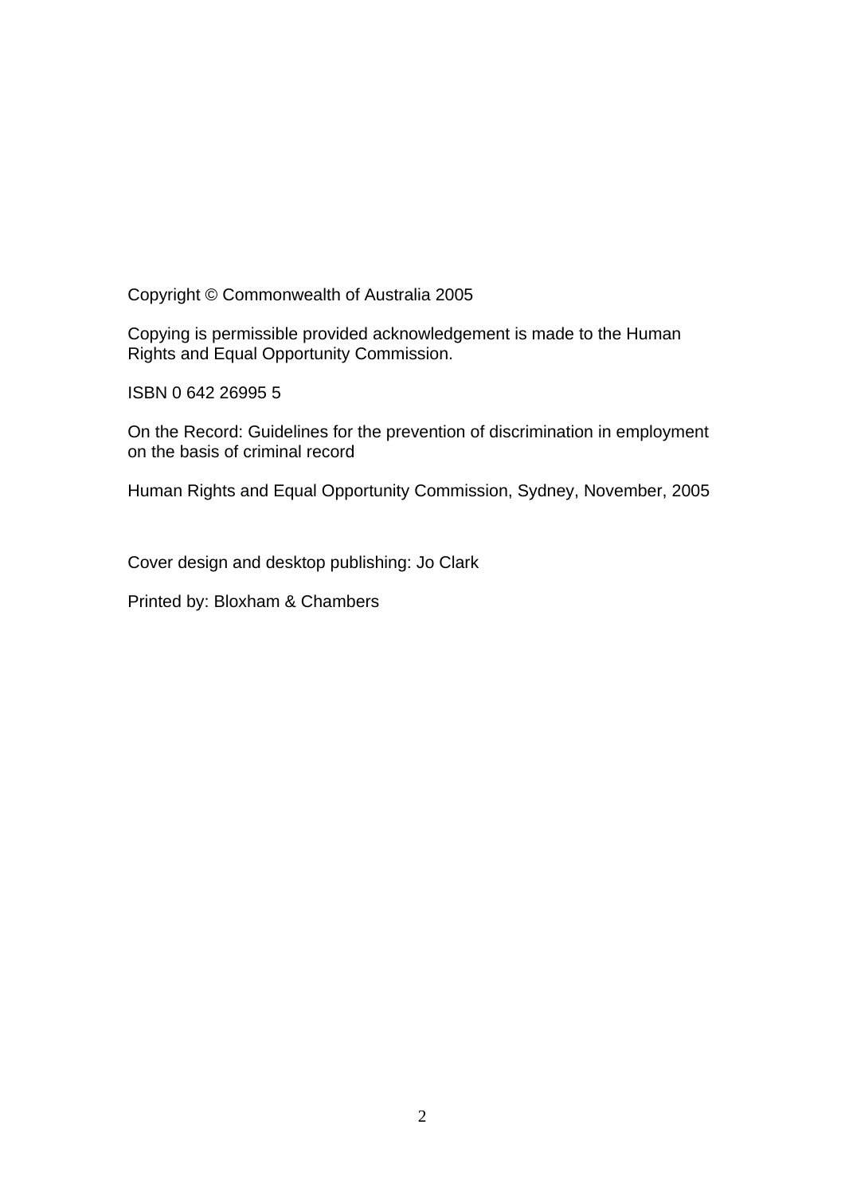Copyright © Commonwealth of Australia 2005

Copying is permissible provided acknowledgement is made to the Human Rights and Equal Opportunity Commission.

ISBN 0 642 26995 5

On the Record: Guidelines for the prevention of discrimination in employment on the basis of criminal record

Human Rights and Equal Opportunity Commission, Sydney, November, 2005

Cover design and desktop publishing: Jo Clark

Printed by: Bloxham & Chambers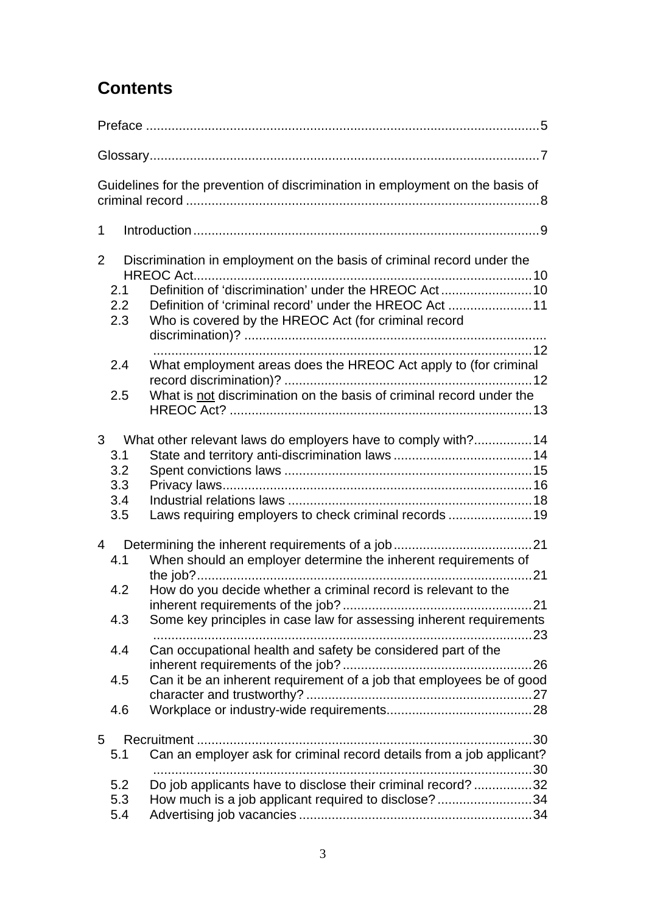## Contents

Preface ..... 5

Glossary ..... 7

Guidelines for the prevention of discrimination in employment on the basis of criminal record ..... 8

1 Introduction ..... 9

2 Discrimination in employment on the basis of criminal record under the HREOC Act ..... 10
- 2.1 Definition of 'discrimination' under the HREOC Act ..... 10
- 2.2 Definition of 'criminal record' under the HREOC Act ..... 11
- 2.3 Who is covered by the HREOC Act (for criminal record discrimination)? ..... 12
- 2.4 What employment areas does the HREOC Act apply to (for criminal record discrimination)? ..... 12
- 2.5 What is not discrimination on the basis of criminal record under the HREOC Act? ..... 13

3 What other relevant laws do employers have to comply with? ..... 14
- 3.1 State and territory anti-discrimination laws ..... 14
- 3.2 Spent convictions laws ..... 15
- 3.3 Privacy laws ..... 16
- 3.4 Industrial relations laws ..... 18
- 3.5 Laws requiring employers to check criminal records ..... 19

4 Determining the inherent requirements of a job ..... 21
- 4.1 When should an employer determine the inherent requirements of the job? ..... 21
- 4.2 How do you decide whether a criminal record is relevant to the inherent requirements of the job? ..... 21
- 4.3 Some key principles in case law for assessing inherent requirements ..... 23
- 4.4 Can occupational health and safety be considered part of the inherent requirements of the job? ..... 26
- 4.5 Can it be an inherent requirement of a job that employees be of good character and trustworthy? ..... 27
- 4.6 Workplace or industry-wide requirements ..... 28

5 Recruitment ..... 30
- 5.1 Can an employer ask for criminal record details from a job applicant? ..... 30
- 5.2 Do job applicants have to disclose their criminal record? ..... 32
- 5.3 How much is a job applicant required to disclose? ..... 34
- 5.4 Advertising job vacancies ..... 34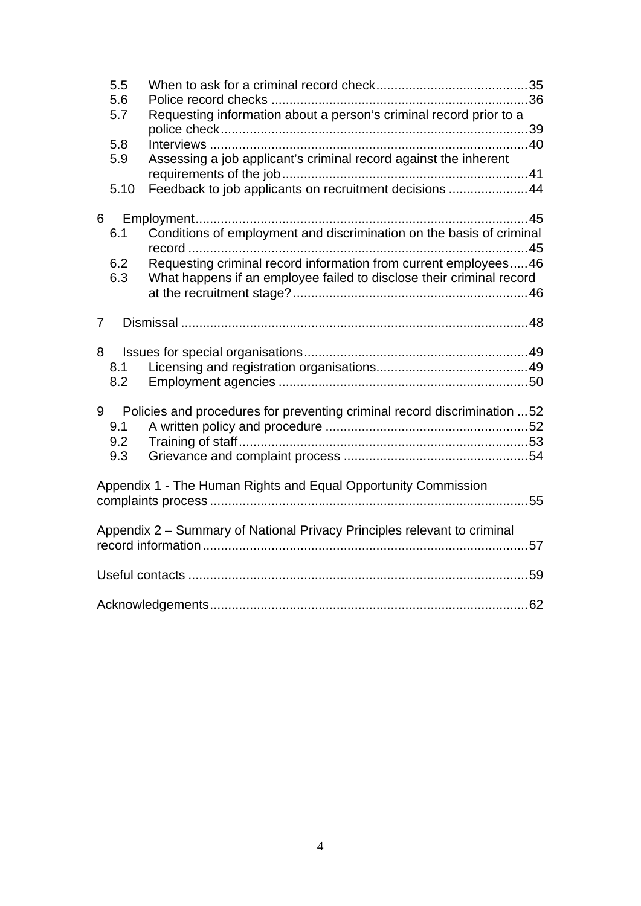- 5.5 When to ask for a criminal record check ... 35
- 5.6 Police record checks ... 36
- 5.7 Requesting information about a person's criminal record prior to a police check ... 39
- 5.8 Interviews ... 40
- 5.9 Assessing a job applicant's criminal record against the inherent requirements of the job ... 41
- 5.10 Feedback to job applicants on recruitment decisions ... 44

6 Employment ... 45

- 6.1 Conditions of employment and discrimination on the basis of criminal record ... 45
- 6.2 Requesting criminal record information from current employees ... 46
- 6.3 What happens if an employee failed to disclose their criminal record at the recruitment stage? ... 46

7 Dismissal ... 48

8 Issues for special organisations ... 49

- 8.1 Licensing and registration organisations ... 49
- 8.2 Employment agencies ... 50

9 Policies and procedures for preventing criminal record discrimination ... 52

- 9.1 A written policy and procedure ... 52
- 9.2 Training of staff ... 53
- 9.3 Grievance and complaint process ... 54

Appendix 1 - The Human Rights and Equal Opportunity Commission complaints process ... 55

Appendix 2 – Summary of National Privacy Principles relevant to criminal record information ... 57

Useful contacts ... 59

Acknowledgements ... 62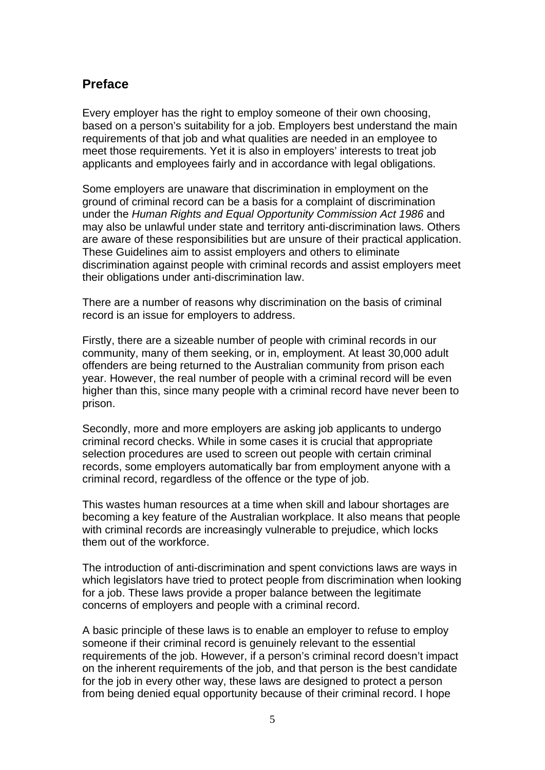## Preface

Every employer has the right to employ someone of their own choosing, based on a person's suitability for a job. Employers best understand the main requirements of that job and what qualities are needed in an employee to meet those requirements. Yet it is also in employers' interests to treat job applicants and employees fairly and in accordance with legal obligations.

Some employers are unaware that discrimination in employment on the ground of criminal record can be a basis for a complaint of discrimination under the *Human Rights and Equal Opportunity Commission Act 1986* and may also be unlawful under state and territory anti-discrimination laws. Others are aware of these responsibilities but are unsure of their practical application. These Guidelines aim to assist employers and others to eliminate discrimination against people with criminal records and assist employers meet their obligations under anti-discrimination law.

There are a number of reasons why discrimination on the basis of criminal record is an issue for employers to address.

Firstly, there are a sizeable number of people with criminal records in our community, many of them seeking, or in, employment. At least 30,000 adult offenders are being returned to the Australian community from prison each year. However, the real number of people with a criminal record will be even higher than this, since many people with a criminal record have never been to prison.

Secondly, more and more employers are asking job applicants to undergo criminal record checks. While in some cases it is crucial that appropriate selection procedures are used to screen out people with certain criminal records, some employers automatically bar from employment anyone with a criminal record, regardless of the offence or the type of job.

This wastes human resources at a time when skill and labour shortages are becoming a key feature of the Australian workplace. It also means that people with criminal records are increasingly vulnerable to prejudice, which locks them out of the workforce.

The introduction of anti-discrimination and spent convictions laws are ways in which legislators have tried to protect people from discrimination when looking for a job. These laws provide a proper balance between the legitimate concerns of employers and people with a criminal record.

A basic principle of these laws is to enable an employer to refuse to employ someone if their criminal record is genuinely relevant to the essential requirements of the job. However, if a person's criminal record doesn't impact on the inherent requirements of the job, and that person is the best candidate for the job in every other way, these laws are designed to protect a person from being denied equal opportunity because of their criminal record. I hope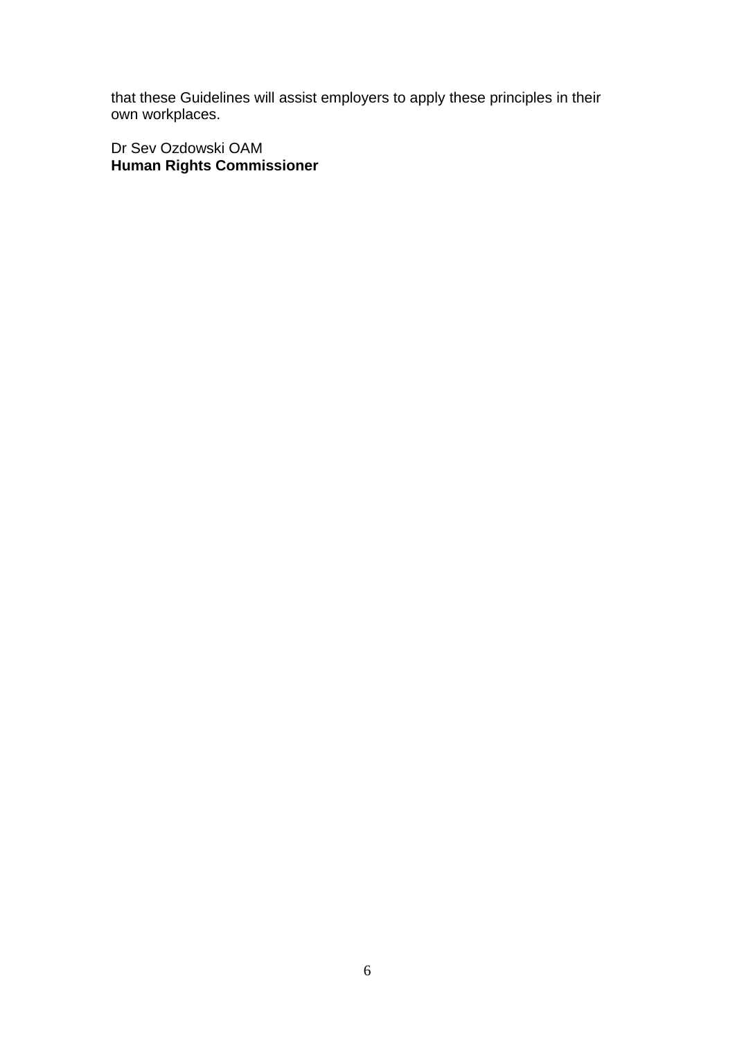that these Guidelines will assist employers to apply these principles in their own workplaces.

Dr Sev Ozdowski OAM
**Human Rights Commissioner**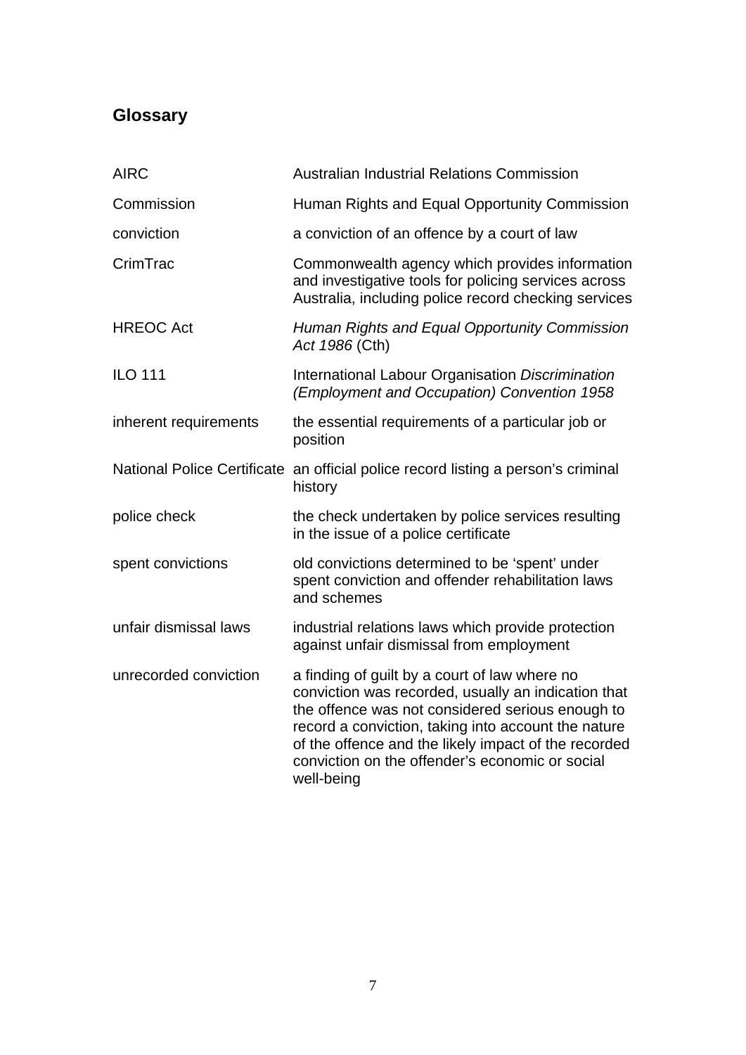## Glossary

| | |
|---|---|
| AIRC | Australian Industrial Relations Commission |
| Commission | Human Rights and Equal Opportunity Commission |
| conviction | a conviction of an offence by a court of law |
| CrimTrac | Commonwealth agency which provides information and investigative tools for policing services across Australia, including police record checking services |
| HREOC Act | *Human Rights and Equal Opportunity Commission Act 1986* (Cth) |
| ILO 111 | International Labour Organisation *Discrimination (Employment and Occupation) Convention 1958* |
| inherent requirements | the essential requirements of a particular job or position |
| National Police Certificate | an official police record listing a person's criminal history |
| police check | the check undertaken by police services resulting in the issue of a police certificate |
| spent convictions | old convictions determined to be 'spent' under spent conviction and offender rehabilitation laws and schemes |
| unfair dismissal laws | industrial relations laws which provide protection against unfair dismissal from employment |
| unrecorded conviction | a finding of guilt by a court of law where no conviction was recorded, usually an indication that the offence was not considered serious enough to record a conviction, taking into account the nature of the offence and the likely impact of the recorded conviction on the offender's economic or social well-being |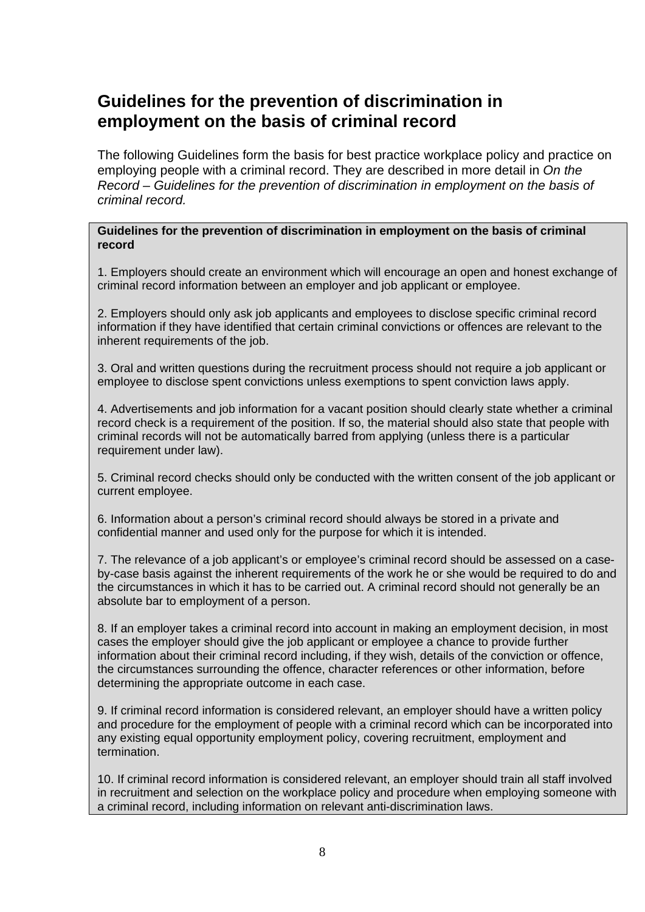# Guidelines for the prevention of discrimination in employment on the basis of criminal record

The following Guidelines form the basis for best practice workplace policy and practice on employing people with a criminal record. They are described in more detail in *On the Record – Guidelines for the prevention of discrimination in employment on the basis of criminal record.*

**Guidelines for the prevention of discrimination in employment on the basis of criminal record**

1. Employers should create an environment which will encourage an open and honest exchange of criminal record information between an employer and job applicant or employee.

2. Employers should only ask job applicants and employees to disclose specific criminal record information if they have identified that certain criminal convictions or offences are relevant to the inherent requirements of the job.

3. Oral and written questions during the recruitment process should not require a job applicant or employee to disclose spent convictions unless exemptions to spent conviction laws apply.

4. Advertisements and job information for a vacant position should clearly state whether a criminal record check is a requirement of the position. If so, the material should also state that people with criminal records will not be automatically barred from applying (unless there is a particular requirement under law).

5. Criminal record checks should only be conducted with the written consent of the job applicant or current employee.

6. Information about a person's criminal record should always be stored in a private and confidential manner and used only for the purpose for which it is intended.

7. The relevance of a job applicant's or employee's criminal record should be assessed on a case-by-case basis against the inherent requirements of the work he or she would be required to do and the circumstances in which it has to be carried out. A criminal record should not generally be an absolute bar to employment of a person.

8. If an employer takes a criminal record into account in making an employment decision, in most cases the employer should give the job applicant or employee a chance to provide further information about their criminal record including, if they wish, details of the conviction or offence, the circumstances surrounding the offence, character references or other information, before determining the appropriate outcome in each case.

9. If criminal record information is considered relevant, an employer should have a written policy and procedure for the employment of people with a criminal record which can be incorporated into any existing equal opportunity employment policy, covering recruitment, employment and termination.

10. If criminal record information is considered relevant, an employer should train all staff involved in recruitment and selection on the workplace policy and procedure when employing someone with a criminal record, including information on relevant anti-discrimination laws.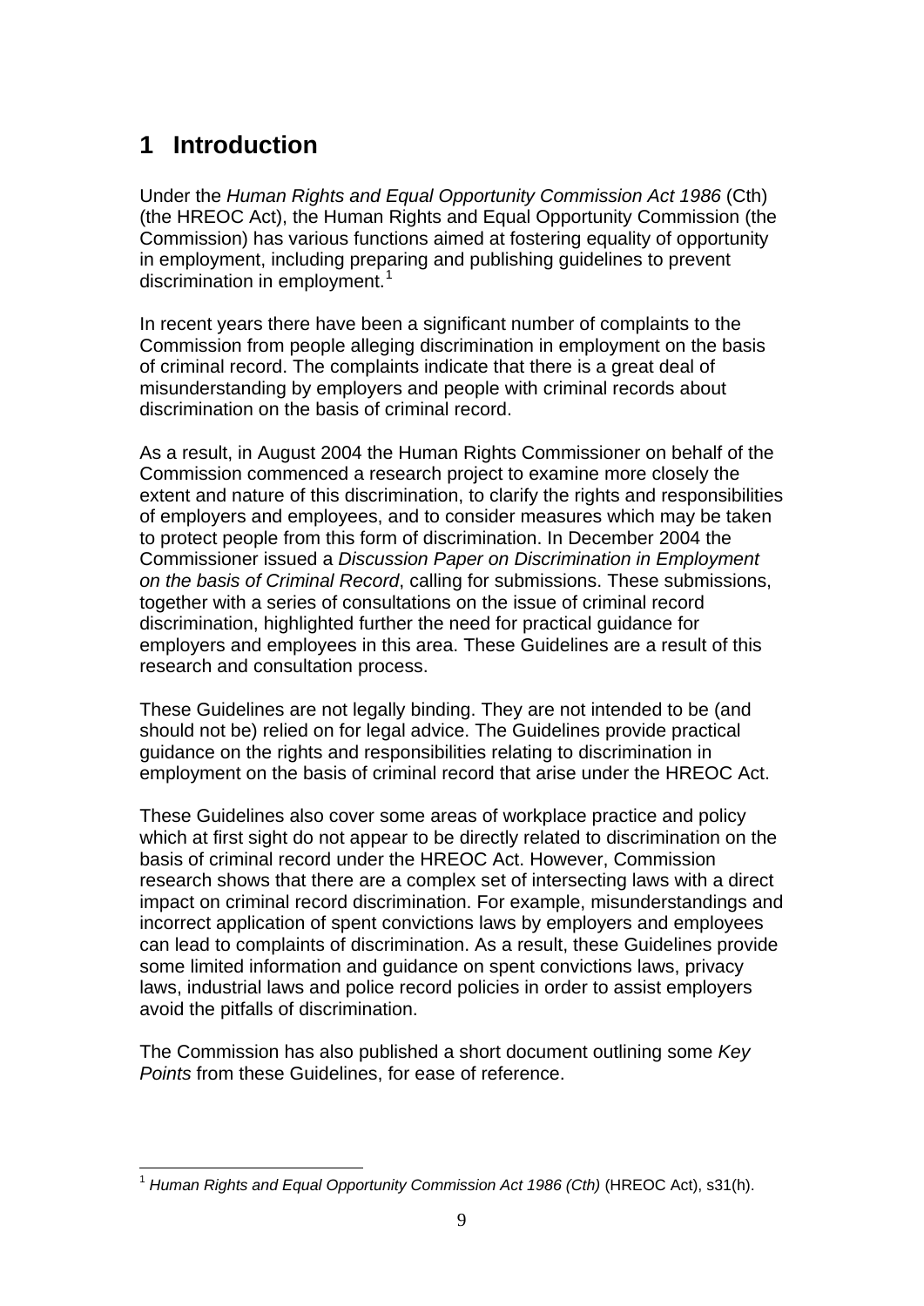# 1 Introduction

Under the *Human Rights and Equal Opportunity Commission Act 1986* (Cth) (the HREOC Act), the Human Rights and Equal Opportunity Commission (the Commission) has various functions aimed at fostering equality of opportunity in employment, including preparing and publishing guidelines to prevent discrimination in employment.[1]

In recent years there have been a significant number of complaints to the Commission from people alleging discrimination in employment on the basis of criminal record. The complaints indicate that there is a great deal of misunderstanding by employers and people with criminal records about discrimination on the basis of criminal record.

As a result, in August 2004 the Human Rights Commissioner on behalf of the Commission commenced a research project to examine more closely the extent and nature of this discrimination, to clarify the rights and responsibilities of employers and employees, and to consider measures which may be taken to protect people from this form of discrimination. In December 2004 the Commissioner issued a *Discussion Paper on Discrimination in Employment on the basis of Criminal Record*, calling for submissions. These submissions, together with a series of consultations on the issue of criminal record discrimination, highlighted further the need for practical guidance for employers and employees in this area. These Guidelines are a result of this research and consultation process.

These Guidelines are not legally binding. They are not intended to be (and should not be) relied on for legal advice. The Guidelines provide practical guidance on the rights and responsibilities relating to discrimination in employment on the basis of criminal record that arise under the HREOC Act.

These Guidelines also cover some areas of workplace practice and policy which at first sight do not appear to be directly related to discrimination on the basis of criminal record under the HREOC Act. However, Commission research shows that there are a complex set of intersecting laws with a direct impact on criminal record discrimination. For example, misunderstandings and incorrect application of spent convictions laws by employers and employees can lead to complaints of discrimination. As a result, these Guidelines provide some limited information and guidance on spent convictions laws, privacy laws, industrial laws and police record policies in order to assist employers avoid the pitfalls of discrimination.

The Commission has also published a short document outlining some *Key Points* from these Guidelines, for ease of reference.

---

[1] *Human Rights and Equal Opportunity Commission Act 1986 (Cth)* (HREOC Act), s31(h).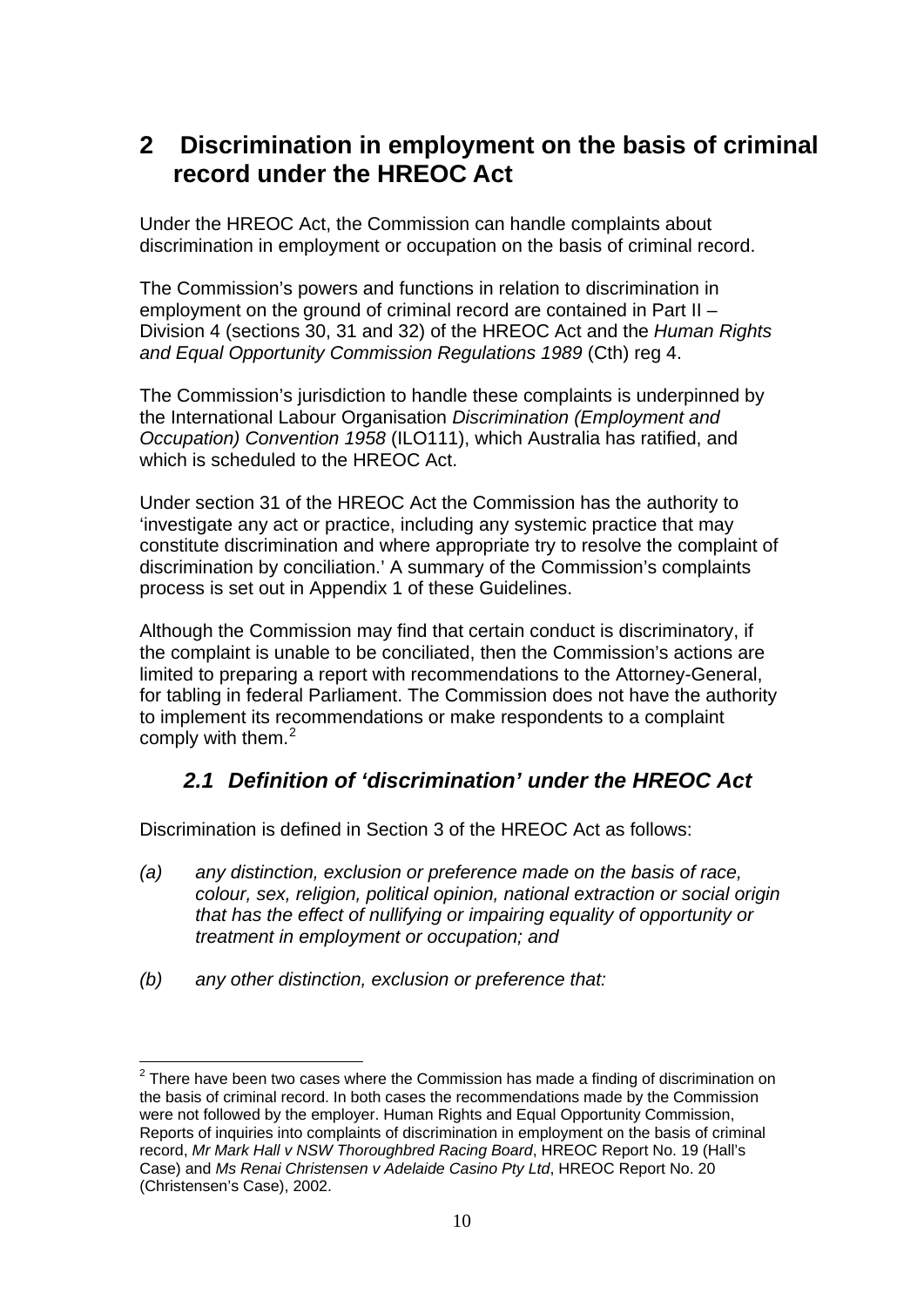# 2 Discrimination in employment on the basis of criminal record under the HREOC Act

Under the HREOC Act, the Commission can handle complaints about discrimination in employment or occupation on the basis of criminal record.

The Commission's powers and functions in relation to discrimination in employment on the ground of criminal record are contained in Part II – Division 4 (sections 30, 31 and 32) of the HREOC Act and the *Human Rights and Equal Opportunity Commission Regulations 1989* (Cth) reg 4.

The Commission's jurisdiction to handle these complaints is underpinned by the International Labour Organisation *Discrimination (Employment and Occupation) Convention 1958* (ILO111), which Australia has ratified, and which is scheduled to the HREOC Act.

Under section 31 of the HREOC Act the Commission has the authority to 'investigate any act or practice, including any systemic practice that may constitute discrimination and where appropriate try to resolve the complaint of discrimination by conciliation.' A summary of the Commission's complaints process is set out in Appendix 1 of these Guidelines.

Although the Commission may find that certain conduct is discriminatory, if the complaint is unable to be conciliated, then the Commission's actions are limited to preparing a report with recommendations to the Attorney-General, for tabling in federal Parliament. The Commission does not have the authority to implement its recommendations or make respondents to a complaint comply with them.[2]

## *2.1 Definition of 'discrimination' under the HREOC Act*

Discrimination is defined in Section 3 of the HREOC Act as follows:

*(a)* *any distinction, exclusion or preference made on the basis of race, colour, sex, religion, political opinion, national extraction or social origin that has the effect of nullifying or impairing equality of opportunity or treatment in employment or occupation; and*

*(b)* *any other distinction, exclusion or preference that:*

---

[2] There have been two cases where the Commission has made a finding of discrimination on the basis of criminal record. In both cases the recommendations made by the Commission were not followed by the employer. Human Rights and Equal Opportunity Commission, Reports of inquiries into complaints of discrimination in employment on the basis of criminal record, *Mr Mark Hall v NSW Thoroughbred Racing Board*, HREOC Report No. 19 (Hall's Case) and *Ms Renai Christensen v Adelaide Casino Pty Ltd*, HREOC Report No. 20 (Christensen's Case), 2002.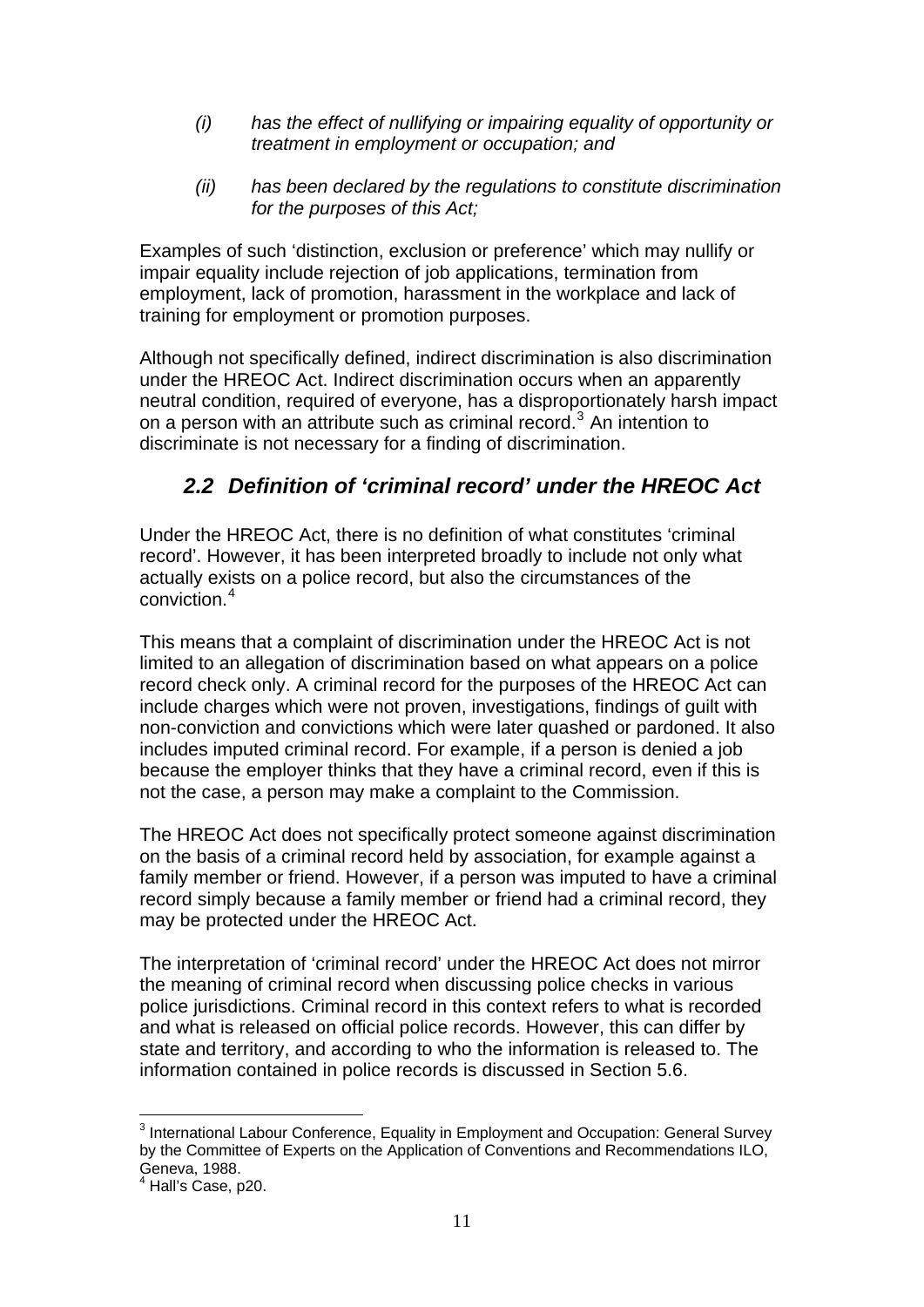*(i) has the effect of nullifying or impairing equality of opportunity or treatment in employment or occupation; and*

*(ii) has been declared by the regulations to constitute discrimination for the purposes of this Act;*

Examples of such 'distinction, exclusion or preference' which may nullify or impair equality include rejection of job applications, termination from employment, lack of promotion, harassment in the workplace and lack of training for employment or promotion purposes.

Although not specifically defined, indirect discrimination is also discrimination under the HREOC Act. Indirect discrimination occurs when an apparently neutral condition, required of everyone, has a disproportionately harsh impact on a person with an attribute such as criminal record.[3] An intention to discriminate is not necessary for a finding of discrimination.

## *2.2 Definition of 'criminal record' under the HREOC Act*

Under the HREOC Act, there is no definition of what constitutes 'criminal record'. However, it has been interpreted broadly to include not only what actually exists on a police record, but also the circumstances of the conviction.[4]

This means that a complaint of discrimination under the HREOC Act is not limited to an allegation of discrimination based on what appears on a police record check only. A criminal record for the purposes of the HREOC Act can include charges which were not proven, investigations, findings of guilt with non-conviction and convictions which were later quashed or pardoned. It also includes imputed criminal record. For example, if a person is denied a job because the employer thinks that they have a criminal record, even if this is not the case, a person may make a complaint to the Commission.

The HREOC Act does not specifically protect someone against discrimination on the basis of a criminal record held by association, for example against a family member or friend. However, if a person was imputed to have a criminal record simply because a family member or friend had a criminal record, they may be protected under the HREOC Act.

The interpretation of 'criminal record' under the HREOC Act does not mirror the meaning of criminal record when discussing police checks in various police jurisdictions. Criminal record in this context refers to what is recorded and what is released on official police records. However, this can differ by state and territory, and according to who the information is released to. The information contained in police records is discussed in Section 5.6.

---

[3] International Labour Conference, Equality in Employment and Occupation: General Survey by the Committee of Experts on the Application of Conventions and Recommendations ILO, Geneva, 1988.

[4] Hall's Case, p20.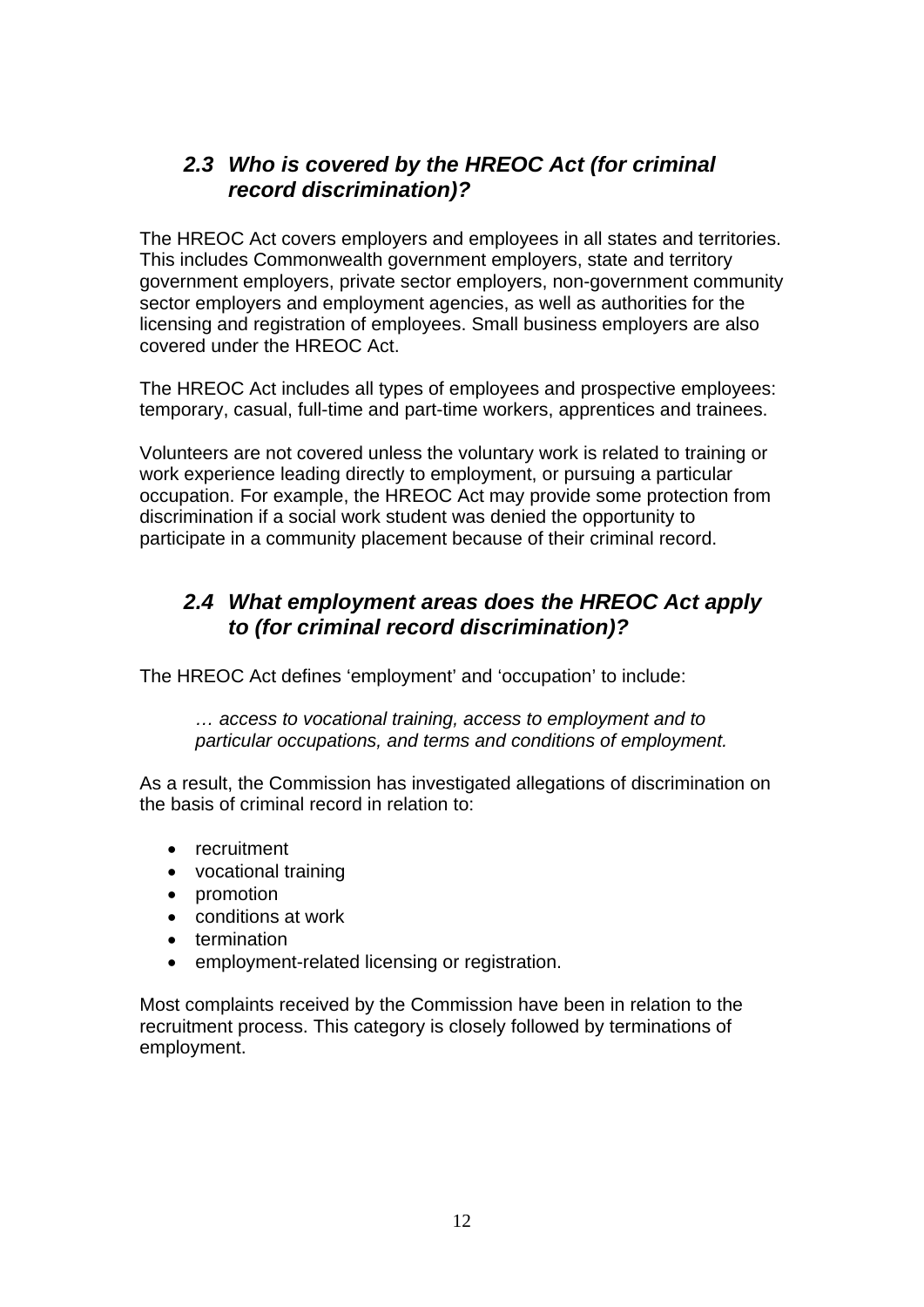## *2.3 Who is covered by the HREOC Act (for criminal record discrimination)?*

The HREOC Act covers employers and employees in all states and territories. This includes Commonwealth government employers, state and territory government employers, private sector employers, non-government community sector employers and employment agencies, as well as authorities for the licensing and registration of employees. Small business employers are also covered under the HREOC Act.

The HREOC Act includes all types of employees and prospective employees: temporary, casual, full-time and part-time workers, apprentices and trainees.

Volunteers are not covered unless the voluntary work is related to training or work experience leading directly to employment, or pursuing a particular occupation. For example, the HREOC Act may provide some protection from discrimination if a social work student was denied the opportunity to participate in a community placement because of their criminal record.

## *2.4 What employment areas does the HREOC Act apply to (for criminal record discrimination)?*

The HREOC Act defines 'employment' and 'occupation' to include:

> *… access to vocational training, access to employment and to particular occupations, and terms and conditions of employment.*

As a result, the Commission has investigated allegations of discrimination on the basis of criminal record in relation to:

- recruitment
- vocational training
- promotion
- conditions at work
- termination
- employment-related licensing or registration.

Most complaints received by the Commission have been in relation to the recruitment process. This category is closely followed by terminations of employment.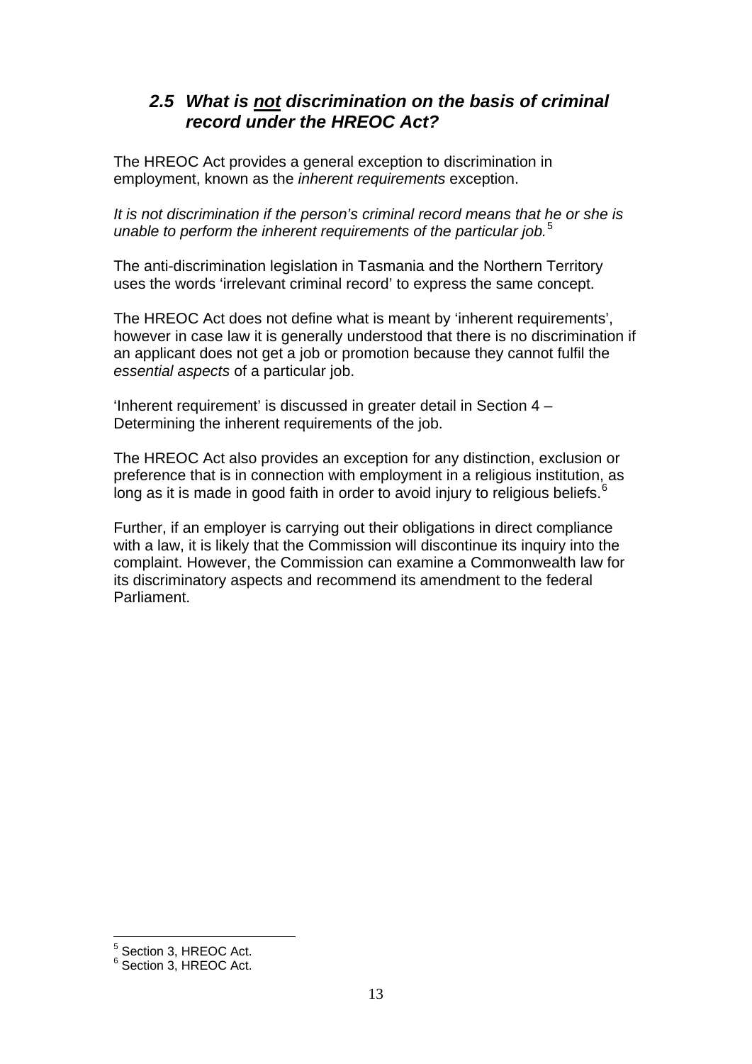## 2.5 What is <u>not</u> discrimination on the basis of criminal record under the HREOC Act?

The HREOC Act provides a general exception to discrimination in employment, known as the *inherent requirements* exception.

*It is not discrimination if the person's criminal record means that he or she is unable to perform the inherent requirements of the particular job.*[5]

The anti-discrimination legislation in Tasmania and the Northern Territory uses the words 'irrelevant criminal record' to express the same concept.

The HREOC Act does not define what is meant by 'inherent requirements', however in case law it is generally understood that there is no discrimination if an applicant does not get a job or promotion because they cannot fulfil the *essential aspects* of a particular job.

'Inherent requirement' is discussed in greater detail in Section 4 – Determining the inherent requirements of the job.

The HREOC Act also provides an exception for any distinction, exclusion or preference that is in connection with employment in a religious institution, as long as it is made in good faith in order to avoid injury to religious beliefs.[6]

Further, if an employer is carrying out their obligations in direct compliance with a law, it is likely that the Commission will discontinue its inquiry into the complaint. However, the Commission can examine a Commonwealth law for its discriminatory aspects and recommend its amendment to the federal Parliament.

---

[5] Section 3, HREOC Act.
[6] Section 3, HREOC Act.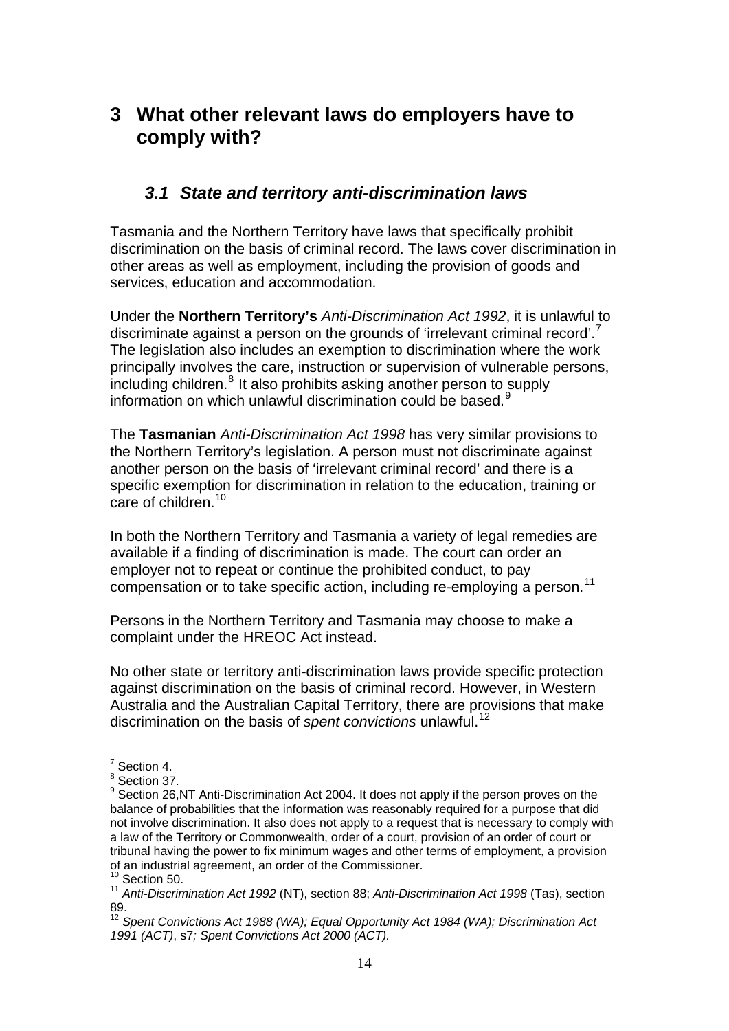# 3 What other relevant laws do employers have to comply with?

## *3.1 State and territory anti-discrimination laws*

Tasmania and the Northern Territory have laws that specifically prohibit discrimination on the basis of criminal record. The laws cover discrimination in other areas as well as employment, including the provision of goods and services, education and accommodation.

Under the **Northern Territory's** *Anti-Discrimination Act 1992*, it is unlawful to discriminate against a person on the grounds of 'irrelevant criminal record'.[7] The legislation also includes an exemption to discrimination where the work principally involves the care, instruction or supervision of vulnerable persons, including children.[8] It also prohibits asking another person to supply information on which unlawful discrimination could be based.[9]

The **Tasmanian** *Anti-Discrimination Act 1998* has very similar provisions to the Northern Territory's legislation. A person must not discriminate against another person on the basis of 'irrelevant criminal record' and there is a specific exemption for discrimination in relation to the education, training or care of children.[10]

In both the Northern Territory and Tasmania a variety of legal remedies are available if a finding of discrimination is made. The court can order an employer not to repeat or continue the prohibited conduct, to pay compensation or to take specific action, including re-employing a person.[11]

Persons in the Northern Territory and Tasmania may choose to make a complaint under the HREOC Act instead.

No other state or territory anti-discrimination laws provide specific protection against discrimination on the basis of criminal record. However, in Western Australia and the Australian Capital Territory, there are provisions that make discrimination on the basis of *spent convictions* unlawful.[12]

---

[7] Section 4.

[8] Section 37.

[9] Section 26,NT Anti-Discrimination Act 2004. It does not apply if the person proves on the balance of probabilities that the information was reasonably required for a purpose that did not involve discrimination. It also does not apply to a request that is necessary to comply with a law of the Territory or Commonwealth, order of a court, provision of an order of court or tribunal having the power to fix minimum wages and other terms of employment, a provision of an industrial agreement, an order of the Commissioner.

[10] Section 50.

[11] *Anti-Discrimination Act 1992* (NT), section 88; *Anti-Discrimination Act 1998* (Tas), section 89.

[12] *Spent Convictions Act 1988 (WA); Equal Opportunity Act 1984 (WA); Discrimination Act 1991 (ACT)*, s7*; Spent Convictions Act 2000 (ACT).*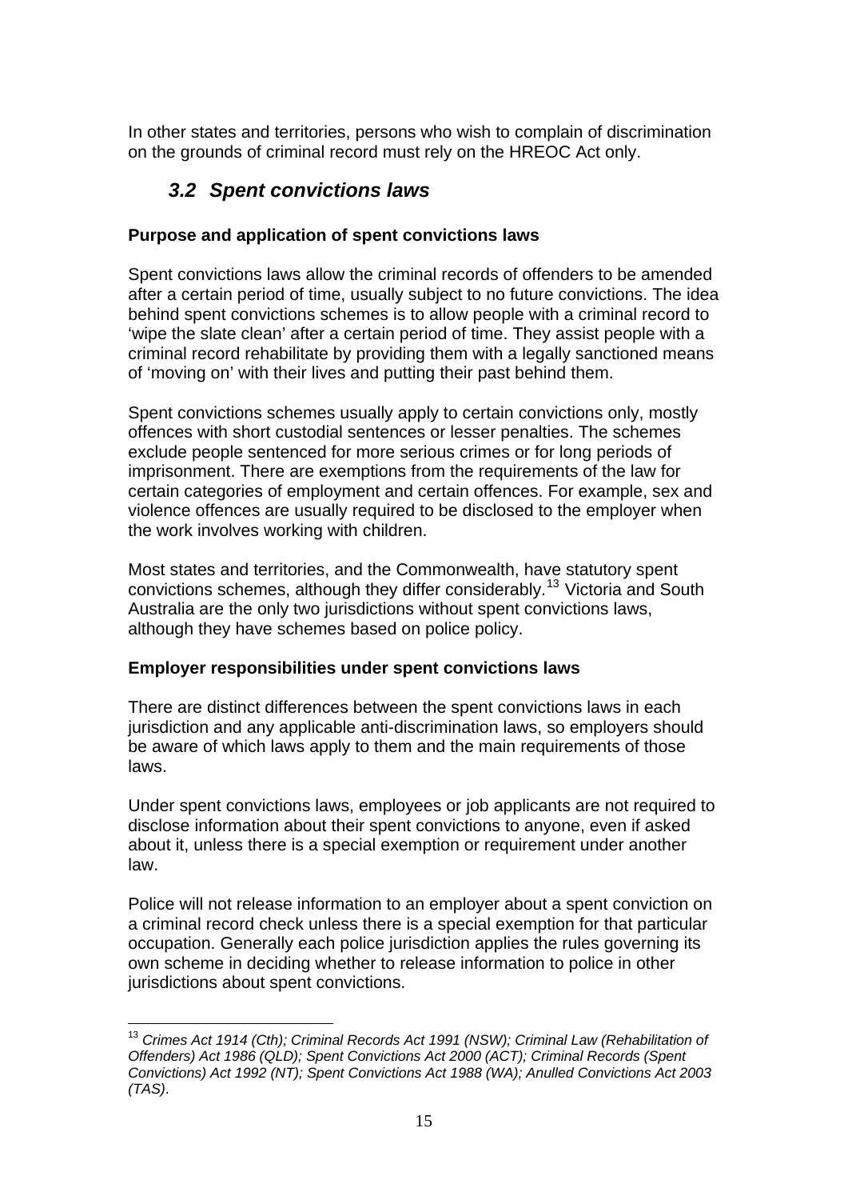In other states and territories, persons who wish to complain of discrimination on the grounds of criminal record must rely on the HREOC Act only.

## *3.2 Spent convictions laws*

**Purpose and application of spent convictions laws**

Spent convictions laws allow the criminal records of offenders to be amended after a certain period of time, usually subject to no future convictions. The idea behind spent convictions schemes is to allow people with a criminal record to 'wipe the slate clean' after a certain period of time. They assist people with a criminal record rehabilitate by providing them with a legally sanctioned means of 'moving on' with their lives and putting their past behind them.

Spent convictions schemes usually apply to certain convictions only, mostly offences with short custodial sentences or lesser penalties. The schemes exclude people sentenced for more serious crimes or for long periods of imprisonment. There are exemptions from the requirements of the law for certain categories of employment and certain offences. For example, sex and violence offences are usually required to be disclosed to the employer when the work involves working with children.

Most states and territories, and the Commonwealth, have statutory spent convictions schemes, although they differ considerably.[13] Victoria and South Australia are the only two jurisdictions without spent convictions laws, although they have schemes based on police policy.

**Employer responsibilities under spent convictions laws**

There are distinct differences between the spent convictions laws in each jurisdiction and any applicable anti-discrimination laws, so employers should be aware of which laws apply to them and the main requirements of those laws.

Under spent convictions laws, employees or job applicants are not required to disclose information about their spent convictions to anyone, even if asked about it, unless there is a special exemption or requirement under another law.

Police will not release information to an employer about a spent conviction on a criminal record check unless there is a special exemption for that particular occupation. Generally each police jurisdiction applies the rules governing its own scheme in deciding whether to release information to police in other jurisdictions about spent convictions.

---

[13] *Crimes Act 1914 (Cth); Criminal Records Act 1991 (NSW); Criminal Law (Rehabilitation of Offenders) Act 1986 (QLD); Spent Convictions Act 2000 (ACT); Criminal Records (Spent Convictions) Act 1992 (NT); Spent Convictions Act 1988 (WA); Anulled Convictions Act 2003 (TAS).*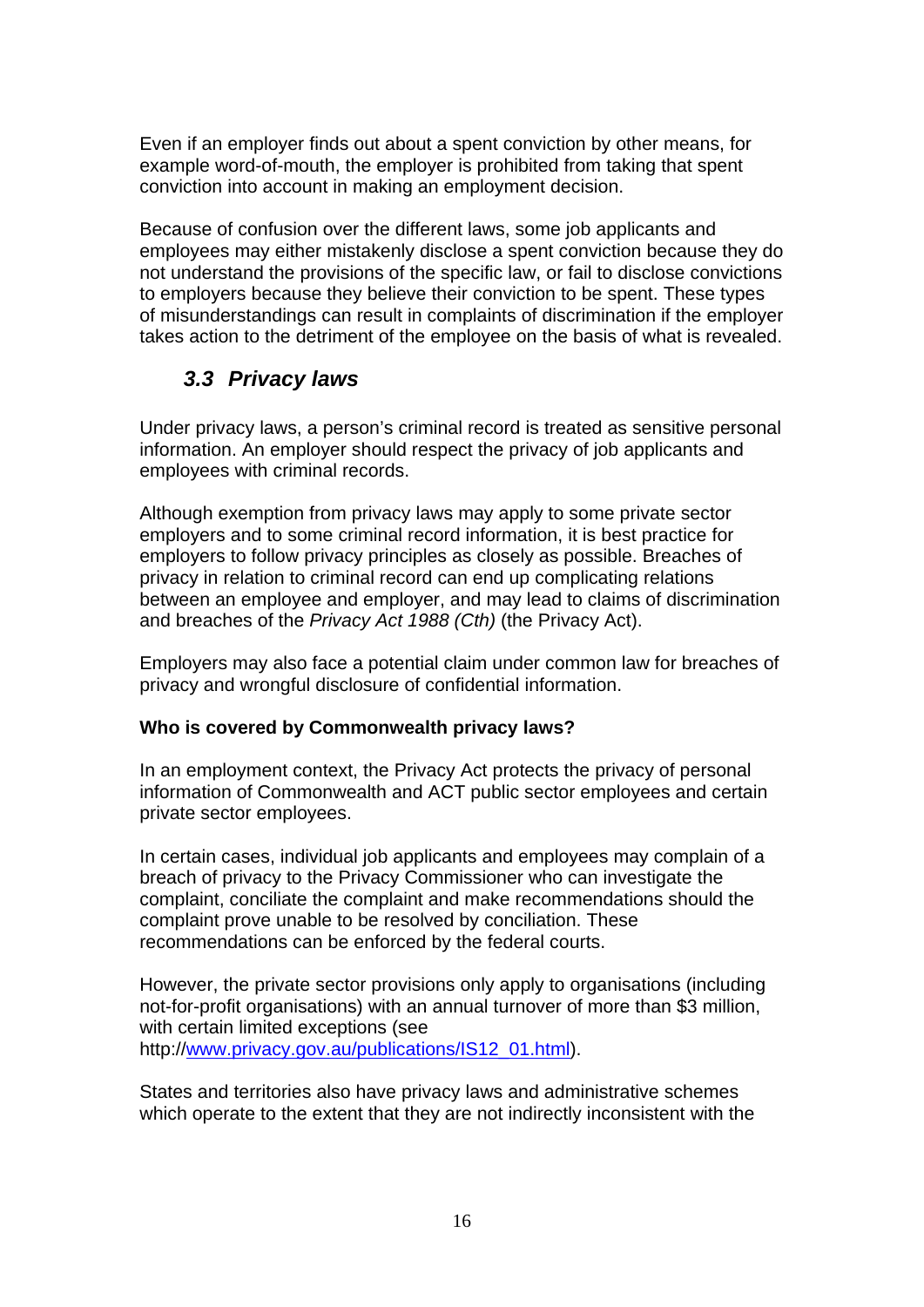Even if an employer finds out about a spent conviction by other means, for example word-of-mouth, the employer is prohibited from taking that spent conviction into account in making an employment decision.

Because of confusion over the different laws, some job applicants and employees may either mistakenly disclose a spent conviction because they do not understand the provisions of the specific law, or fail to disclose convictions to employers because they believe their conviction to be spent. These types of misunderstandings can result in complaints of discrimination if the employer takes action to the detriment of the employee on the basis of what is revealed.

### *3.3 Privacy laws*

Under privacy laws, a person's criminal record is treated as sensitive personal information. An employer should respect the privacy of job applicants and employees with criminal records.

Although exemption from privacy laws may apply to some private sector employers and to some criminal record information, it is best practice for employers to follow privacy principles as closely as possible. Breaches of privacy in relation to criminal record can end up complicating relations between an employee and employer, and may lead to claims of discrimination and breaches of the *Privacy Act 1988 (Cth)* (the Privacy Act).

Employers may also face a potential claim under common law for breaches of privacy and wrongful disclosure of confidential information.

**Who is covered by Commonwealth privacy laws?**

In an employment context, the Privacy Act protects the privacy of personal information of Commonwealth and ACT public sector employees and certain private sector employees.

In certain cases, individual job applicants and employees may complain of a breach of privacy to the Privacy Commissioner who can investigate the complaint, conciliate the complaint and make recommendations should the complaint prove unable to be resolved by conciliation. These recommendations can be enforced by the federal courts.

However, the private sector provisions only apply to organisations (including not-for-profit organisations) with an annual turnover of more than $3 million, with certain limited exceptions (see http://www.privacy.gov.au/publications/IS12_01.html).

States and territories also have privacy laws and administrative schemes which operate to the extent that they are not indirectly inconsistent with the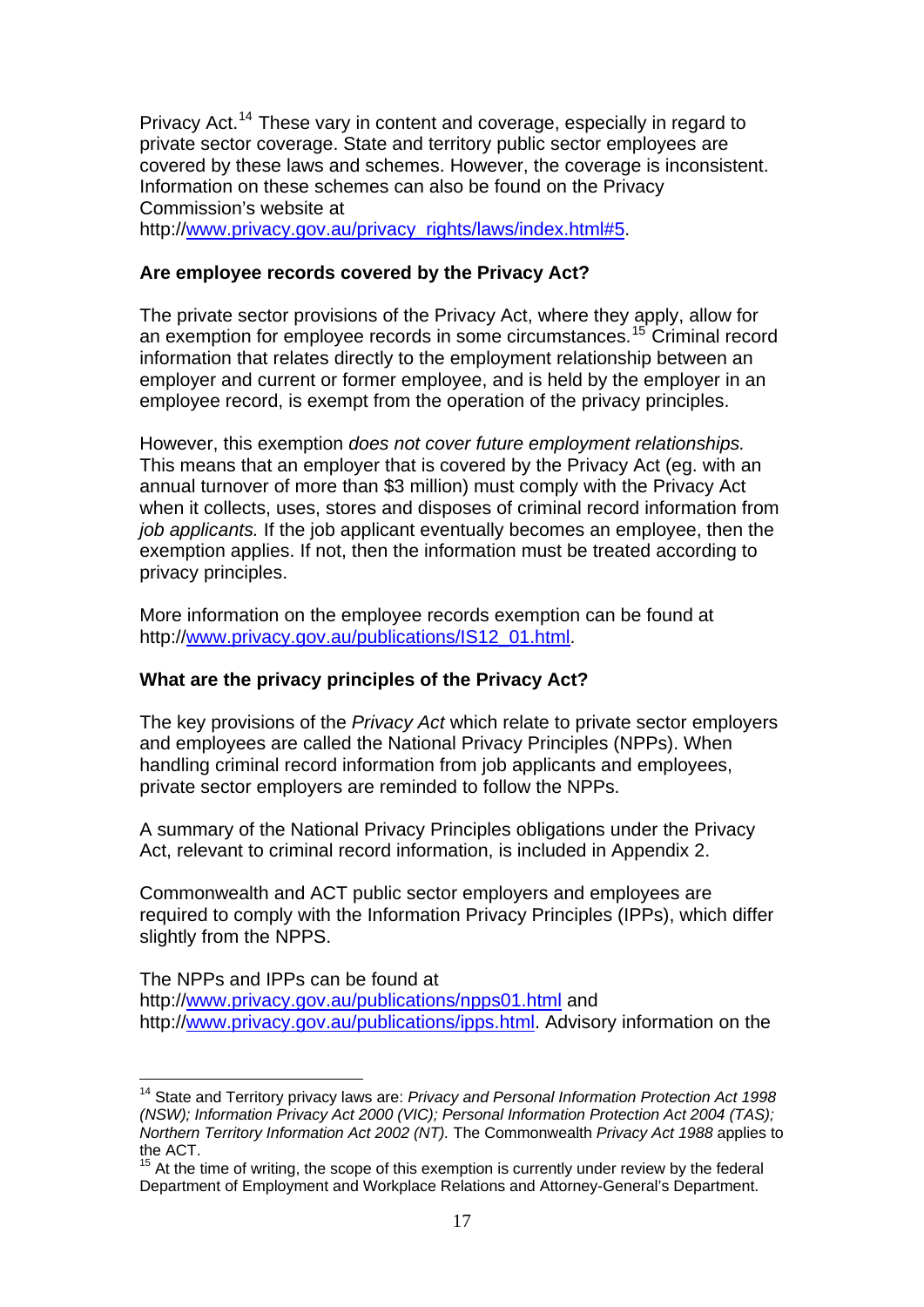Privacy Act.[14] These vary in content and coverage, especially in regard to private sector coverage. State and territory public sector employees are covered by these laws and schemes. However, the coverage is inconsistent. Information on these schemes can also be found on the Privacy Commission's website at http://www.privacy.gov.au/privacy_rights/laws/index.html#5.

**Are employee records covered by the Privacy Act?**

The private sector provisions of the Privacy Act, where they apply, allow for an exemption for employee records in some circumstances.[15] Criminal record information that relates directly to the employment relationship between an employer and current or former employee, and is held by the employer in an employee record, is exempt from the operation of the privacy principles.

However, this exemption *does not cover future employment relationships.* This means that an employer that is covered by the Privacy Act (eg. with an annual turnover of more than $3 million) must comply with the Privacy Act when it collects, uses, stores and disposes of criminal record information from *job applicants.* If the job applicant eventually becomes an employee, then the exemption applies. If not, then the information must be treated according to privacy principles.

More information on the employee records exemption can be found at http://www.privacy.gov.au/publications/IS12_01.html.

**What are the privacy principles of the Privacy Act?**

The key provisions of the *Privacy Act* which relate to private sector employers and employees are called the National Privacy Principles (NPPs). When handling criminal record information from job applicants and employees, private sector employers are reminded to follow the NPPs.

A summary of the National Privacy Principles obligations under the Privacy Act, relevant to criminal record information, is included in Appendix 2.

Commonwealth and ACT public sector employers and employees are required to comply with the Information Privacy Principles (IPPs), which differ slightly from the NPPS.

The NPPs and IPPs can be found at http://www.privacy.gov.au/publications/npps01.html and http://www.privacy.gov.au/publications/ipps.html. Advisory information on the

---

[14] State and Territory privacy laws are: *Privacy and Personal Information Protection Act 1998 (NSW); Information Privacy Act 2000 (VIC); Personal Information Protection Act 2004 (TAS); Northern Territory Information Act 2002 (NT).* The Commonwealth *Privacy Act 1988* applies to the ACT.

[15] At the time of writing, the scope of this exemption is currently under review by the federal Department of Employment and Workplace Relations and Attorney-General's Department.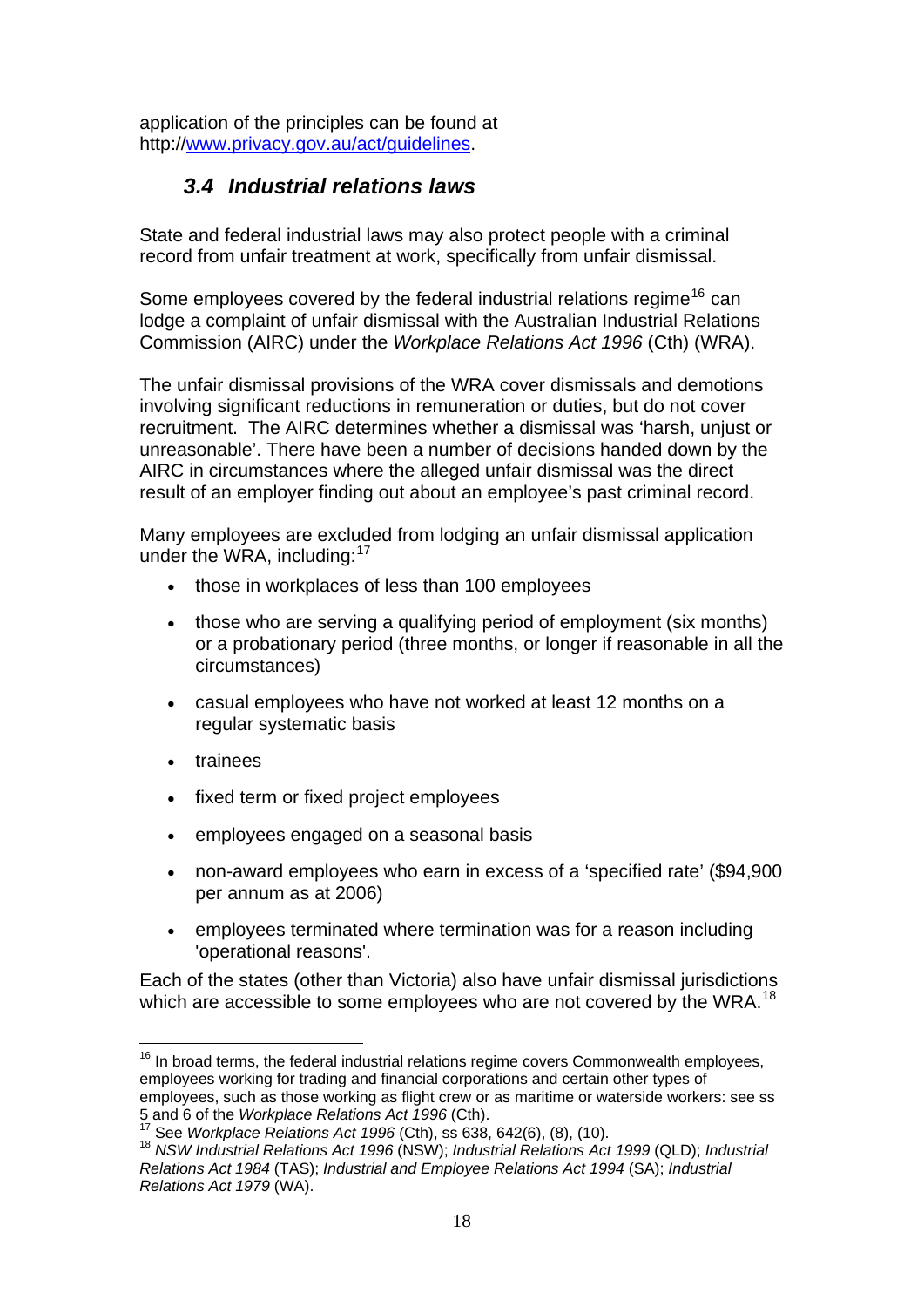application of the principles can be found at http://www.privacy.gov.au/act/guidelines.

### *3.4 Industrial relations laws*

State and federal industrial laws may also protect people with a criminal record from unfair treatment at work, specifically from unfair dismissal.

Some employees covered by the federal industrial relations regime[16] can lodge a complaint of unfair dismissal with the Australian Industrial Relations Commission (AIRC) under the *Workplace Relations Act 1996* (Cth) (WRA).

The unfair dismissal provisions of the WRA cover dismissals and demotions involving significant reductions in remuneration or duties, but do not cover recruitment. The AIRC determines whether a dismissal was 'harsh, unjust or unreasonable'. There have been a number of decisions handed down by the AIRC in circumstances where the alleged unfair dismissal was the direct result of an employer finding out about an employee's past criminal record.

Many employees are excluded from lodging an unfair dismissal application under the WRA, including:[17]

- those in workplaces of less than 100 employees
- those who are serving a qualifying period of employment (six months) or a probationary period (three months, or longer if reasonable in all the circumstances)
- casual employees who have not worked at least 12 months on a regular systematic basis
- trainees
- fixed term or fixed project employees
- employees engaged on a seasonal basis
- non-award employees who earn in excess of a 'specified rate' ($94,900 per annum as at 2006)
- employees terminated where termination was for a reason including 'operational reasons'.

Each of the states (other than Victoria) also have unfair dismissal jurisdictions which are accessible to some employees who are not covered by the WRA.[18]

---

[16] In broad terms, the federal industrial relations regime covers Commonwealth employees, employees working for trading and financial corporations and certain other types of employees, such as those working as flight crew or as maritime or waterside workers: see ss 5 and 6 of the *Workplace Relations Act 1996* (Cth).

[17] See *Workplace Relations Act 1996* (Cth), ss 638, 642(6), (8), (10).

[18] *NSW Industrial Relations Act 1996* (NSW); *Industrial Relations Act 1999* (QLD); *Industrial Relations Act 1984* (TAS); *Industrial and Employee Relations Act 1994* (SA); *Industrial Relations Act 1979* (WA).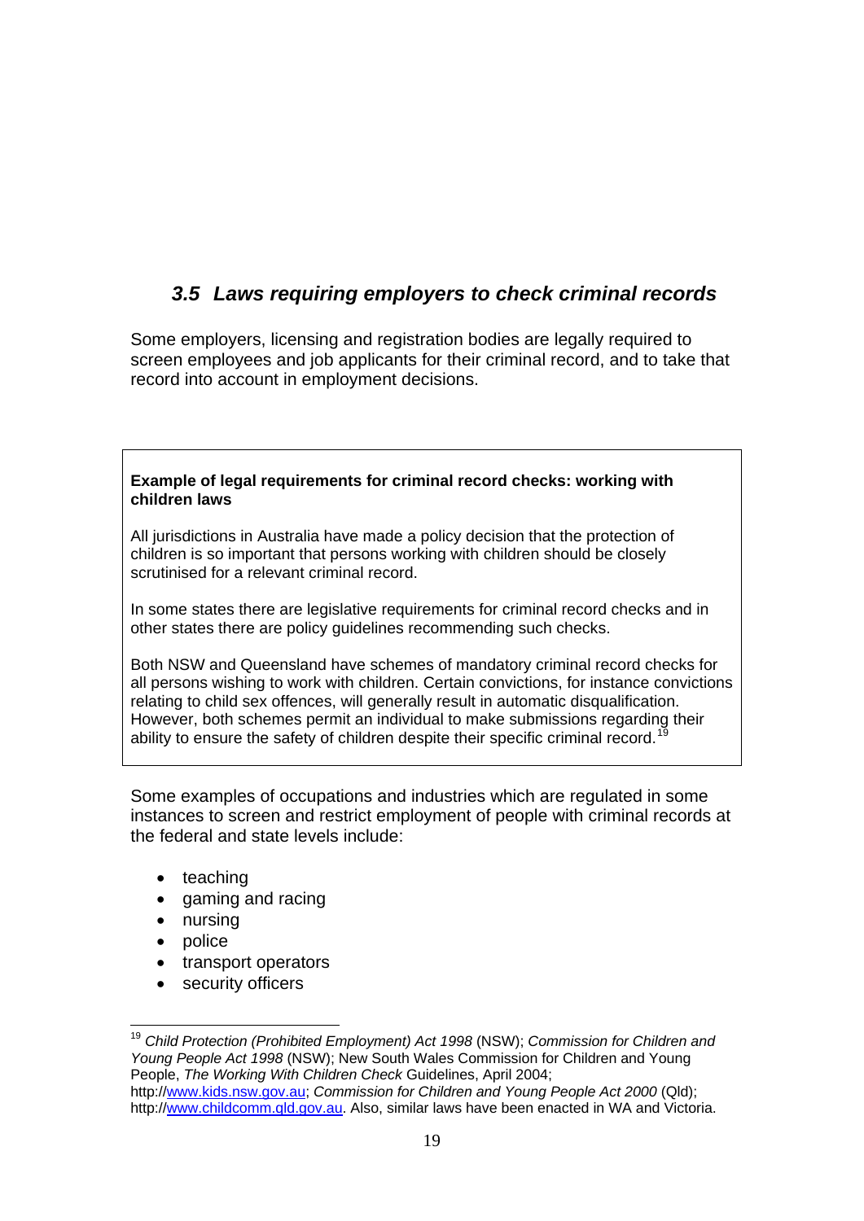### *3.5 Laws requiring employers to check criminal records*

Some employers, licensing and registration bodies are legally required to screen employees and job applicants for their criminal record, and to take that record into account in employment decisions.

> **Example of legal requirements for criminal record checks: working with children laws**
>
> All jurisdictions in Australia have made a policy decision that the protection of children is so important that persons working with children should be closely scrutinised for a relevant criminal record.
>
> In some states there are legislative requirements for criminal record checks and in other states there are policy guidelines recommending such checks.
>
> Both NSW and Queensland have schemes of mandatory criminal record checks for all persons wishing to work with children. Certain convictions, for instance convictions relating to child sex offences, will generally result in automatic disqualification. However, both schemes permit an individual to make submissions regarding their ability to ensure the safety of children despite their specific criminal record.[19]

Some examples of occupations and industries which are regulated in some instances to screen and restrict employment of people with criminal records at the federal and state levels include:

- teaching
- gaming and racing
- nursing
- police
- transport operators
- security officers

---

[19] *Child Protection (Prohibited Employment) Act 1998* (NSW); *Commission for Children and Young People Act 1998* (NSW); New South Wales Commission for Children and Young People, *The Working With Children Check* Guidelines, April 2004; http://www.kids.nsw.gov.au; *Commission for Children and Young People Act 2000* (Qld); http://www.childcomm.qld.gov.au. Also, similar laws have been enacted in WA and Victoria.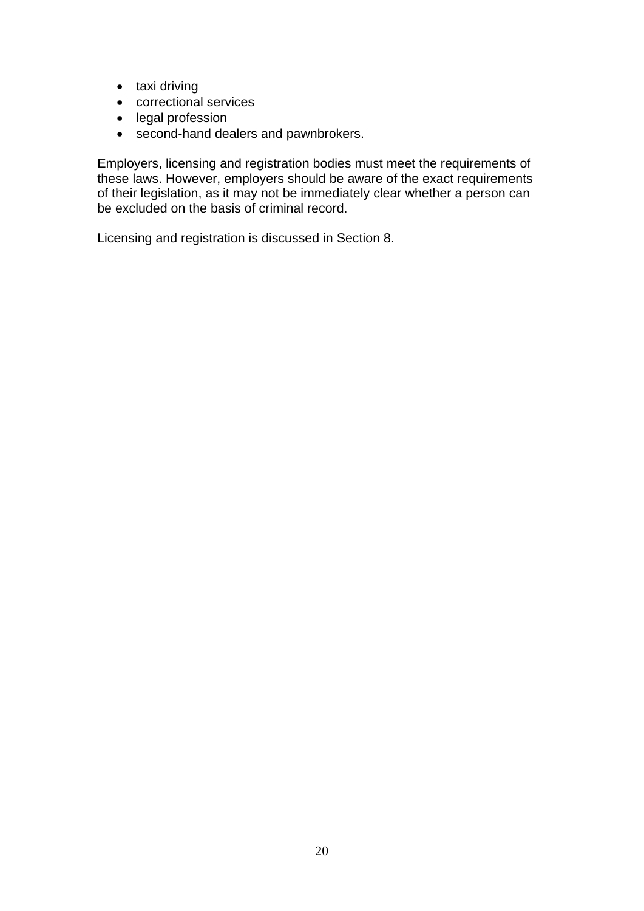- taxi driving
- correctional services
- legal profession
- second-hand dealers and pawnbrokers.

Employers, licensing and registration bodies must meet the requirements of these laws. However, employers should be aware of the exact requirements of their legislation, as it may not be immediately clear whether a person can be excluded on the basis of criminal record.

Licensing and registration is discussed in Section 8.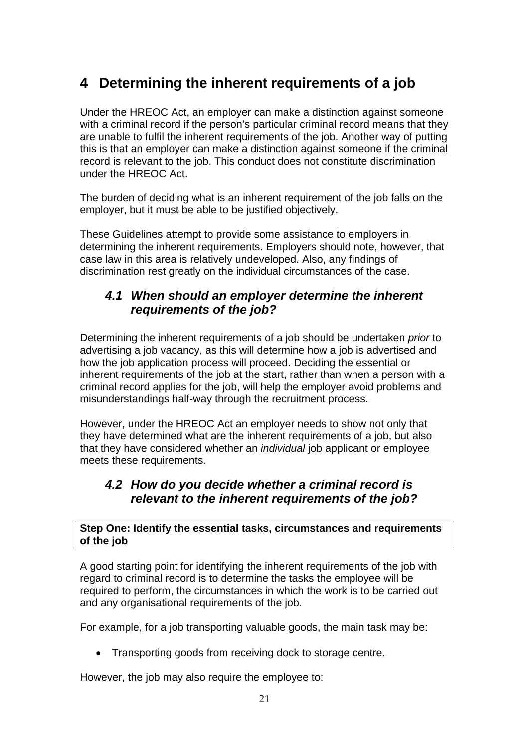# 4 Determining the inherent requirements of a job

Under the HREOC Act, an employer can make a distinction against someone with a criminal record if the person's particular criminal record means that they are unable to fulfil the inherent requirements of the job. Another way of putting this is that an employer can make a distinction against someone if the criminal record is relevant to the job. This conduct does not constitute discrimination under the HREOC Act.

The burden of deciding what is an inherent requirement of the job falls on the employer, but it must be able to be justified objectively.

These Guidelines attempt to provide some assistance to employers in determining the inherent requirements. Employers should note, however, that case law in this area is relatively undeveloped. Also, any findings of discrimination rest greatly on the individual circumstances of the case.

## *4.1 When should an employer determine the inherent requirements of the job?*

Determining the inherent requirements of a job should be undertaken *prior* to advertising a job vacancy, as this will determine how a job is advertised and how the job application process will proceed. Deciding the essential or inherent requirements of the job at the start, rather than when a person with a criminal record applies for the job, will help the employer avoid problems and misunderstandings half-way through the recruitment process.

However, under the HREOC Act an employer needs to show not only that they have determined what are the inherent requirements of a job, but also that they have considered whether an *individual* job applicant or employee meets these requirements.

## *4.2 How do you decide whether a criminal record is relevant to the inherent requirements of the job?*

**Step One: Identify the essential tasks, circumstances and requirements of the job**

A good starting point for identifying the inherent requirements of the job with regard to criminal record is to determine the tasks the employee will be required to perform, the circumstances in which the work is to be carried out and any organisational requirements of the job.

For example, for a job transporting valuable goods, the main task may be:

- Transporting goods from receiving dock to storage centre.

However, the job may also require the employee to: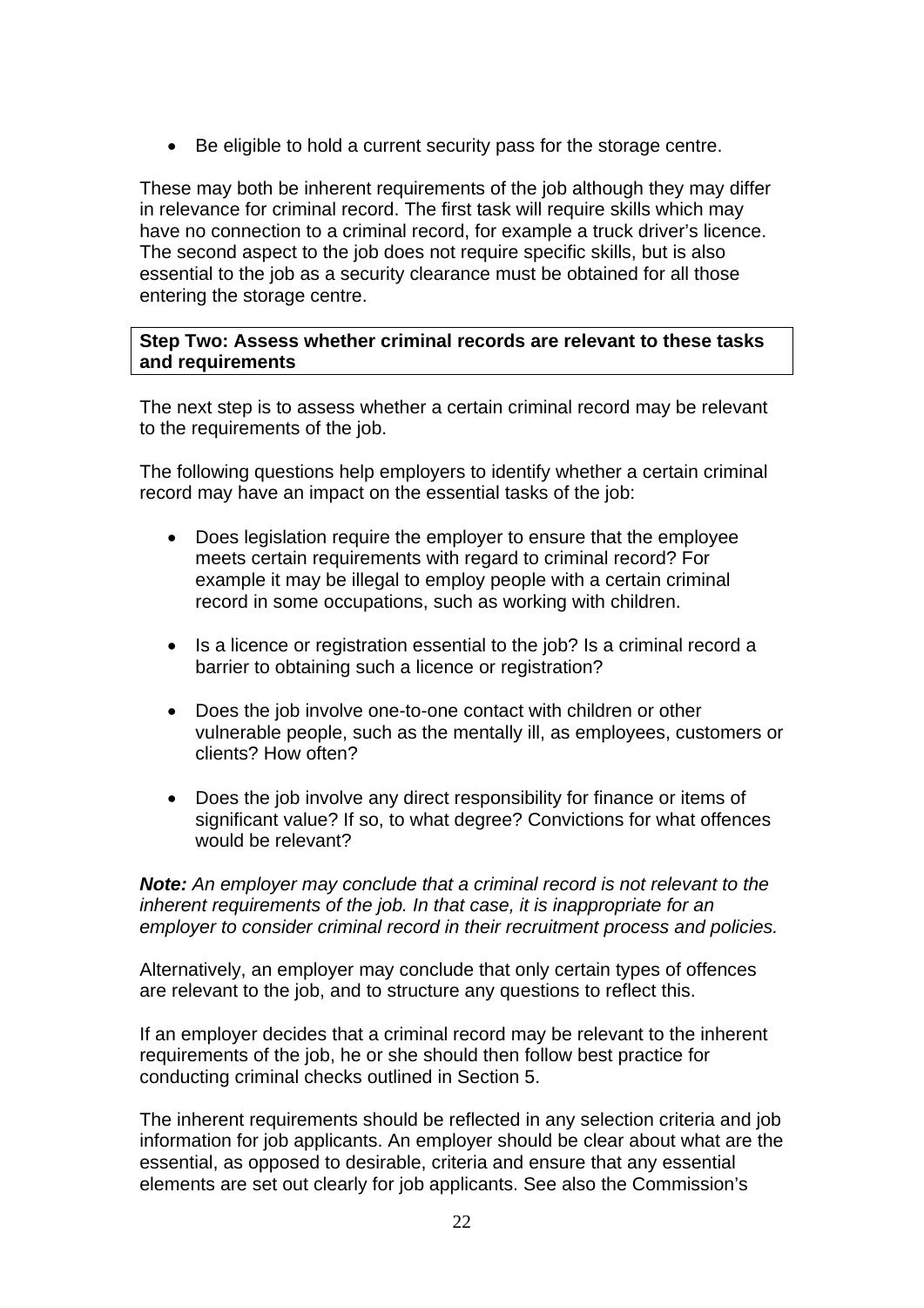- Be eligible to hold a current security pass for the storage centre.

These may both be inherent requirements of the job although they may differ in relevance for criminal record. The first task will require skills which may have no connection to a criminal record, for example a truck driver's licence. The second aspect to the job does not require specific skills, but is also essential to the job as a security clearance must be obtained for all those entering the storage centre.

**Step Two: Assess whether criminal records are relevant to these tasks and requirements**

The next step is to assess whether a certain criminal record may be relevant to the requirements of the job.

The following questions help employers to identify whether a certain criminal record may have an impact on the essential tasks of the job:

- Does legislation require the employer to ensure that the employee meets certain requirements with regard to criminal record? For example it may be illegal to employ people with a certain criminal record in some occupations, such as working with children.

- Is a licence or registration essential to the job? Is a criminal record a barrier to obtaining such a licence or registration?

- Does the job involve one-to-one contact with children or other vulnerable people, such as the mentally ill, as employees, customers or clients? How often?

- Does the job involve any direct responsibility for finance or items of significant value? If so, to what degree? Convictions for what offences would be relevant?

***Note:*** *An employer may conclude that a criminal record is not relevant to the inherent requirements of the job. In that case, it is inappropriate for an employer to consider criminal record in their recruitment process and policies.*

Alternatively, an employer may conclude that only certain types of offences are relevant to the job, and to structure any questions to reflect this.

If an employer decides that a criminal record may be relevant to the inherent requirements of the job, he or she should then follow best practice for conducting criminal checks outlined in Section 5.

The inherent requirements should be reflected in any selection criteria and job information for job applicants. An employer should be clear about what are the essential, as opposed to desirable, criteria and ensure that any essential elements are set out clearly for job applicants. See also the Commission's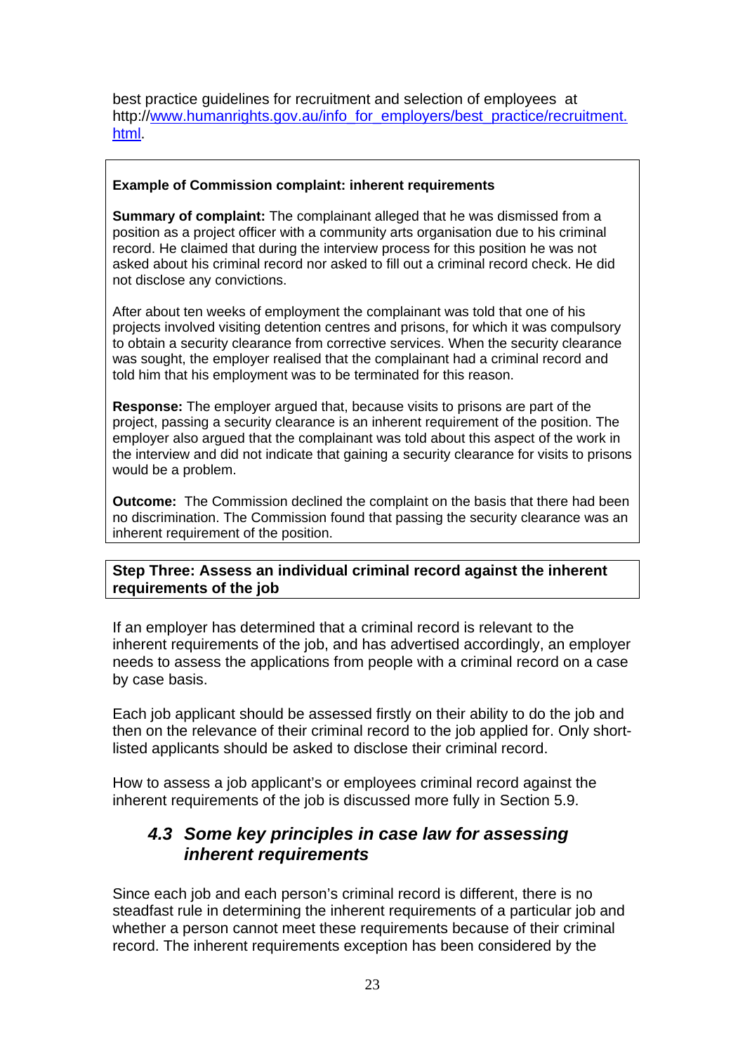best practice guidelines for recruitment and selection of employees at http://[www.humanrights.gov.au/info_for_employers/best_practice/recruitment.html](http://www.humanrights.gov.au/info_for_employers/best_practice/recruitment.html).

**Example of Commission complaint: inherent requirements**

**Summary of complaint:** The complainant alleged that he was dismissed from a position as a project officer with a community arts organisation due to his criminal record. He claimed that during the interview process for this position he was not asked about his criminal record nor asked to fill out a criminal record check. He did not disclose any convictions.

After about ten weeks of employment the complainant was told that one of his projects involved visiting detention centres and prisons, for which it was compulsory to obtain a security clearance from corrective services. When the security clearance was sought, the employer realised that the complainant had a criminal record and told him that his employment was to be terminated for this reason.

**Response:** The employer argued that, because visits to prisons are part of the project, passing a security clearance is an inherent requirement of the position. The employer also argued that the complainant was told about this aspect of the work in the interview and did not indicate that gaining a security clearance for visits to prisons would be a problem.

**Outcome:** The Commission declined the complaint on the basis that there had been no discrimination. The Commission found that passing the security clearance was an inherent requirement of the position.

**Step Three: Assess an individual criminal record against the inherent requirements of the job**

If an employer has determined that a criminal record is relevant to the inherent requirements of the job, and has advertised accordingly, an employer needs to assess the applications from people with a criminal record on a case by case basis.

Each job applicant should be assessed firstly on their ability to do the job and then on the relevance of their criminal record to the job applied for. Only short-listed applicants should be asked to disclose their criminal record.

How to assess a job applicant's or employees criminal record against the inherent requirements of the job is discussed more fully in Section 5.9.

## *4.3 Some key principles in case law for assessing inherent requirements*

Since each job and each person's criminal record is different, there is no steadfast rule in determining the inherent requirements of a particular job and whether a person cannot meet these requirements because of their criminal record. The inherent requirements exception has been considered by the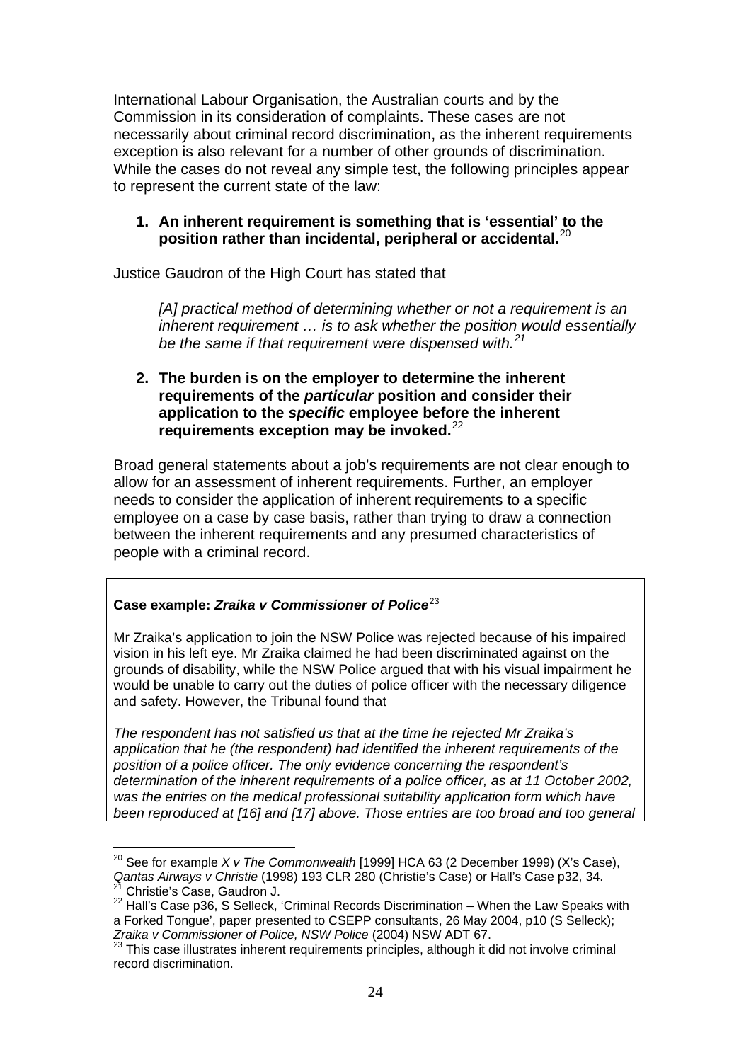International Labour Organisation, the Australian courts and by the Commission in its consideration of complaints. These cases are not necessarily about criminal record discrimination, as the inherent requirements exception is also relevant for a number of other grounds of discrimination. While the cases do not reveal any simple test, the following principles appear to represent the current state of the law:

1. **An inherent requirement is something that is 'essential' to the position rather than incidental, peripheral or accidental.**[20]

Justice Gaudron of the High Court has stated that

> *[A] practical method of determining whether or not a requirement is an inherent requirement … is to ask whether the position would essentially be the same if that requirement were dispensed with.*[21]

2. **The burden is on the employer to determine the inherent requirements of the *particular* position and consider their application to the *specific* employee before the inherent requirements exception may be invoked.**[22]

Broad general statements about a job's requirements are not clear enough to allow for an assessment of inherent requirements. Further, an employer needs to consider the application of inherent requirements to a specific employee on a case by case basis, rather than trying to draw a connection between the inherent requirements and any presumed characteristics of people with a criminal record.

**Case example: *Zraika v Commissioner of Police***[23]

Mr Zraika's application to join the NSW Police was rejected because of his impaired vision in his left eye. Mr Zraika claimed he had been discriminated against on the grounds of disability, while the NSW Police argued that with his visual impairment he would be unable to carry out the duties of police officer with the necessary diligence and safety. However, the Tribunal found that

*The respondent has not satisfied us that at the time he rejected Mr Zraika's application that he (the respondent) had identified the inherent requirements of the position of a police officer. The only evidence concerning the respondent's determination of the inherent requirements of a police officer, as at 11 October 2002, was the entries on the medical professional suitability application form which have been reproduced at [16] and [17] above. Those entries are too broad and too general*

---

[20] See for example *X v The Commonwealth* [1999] HCA 63 (2 December 1999) (X's Case), *Qantas Airways v Christie* (1998) 193 CLR 280 (Christie's Case) or Hall's Case p32, 34.

[21] Christie's Case, Gaudron J.

[22] Hall's Case p36, S Selleck, 'Criminal Records Discrimination – When the Law Speaks with a Forked Tongue', paper presented to CSEPP consultants, 26 May 2004, p10 (S Selleck); *Zraika v Commissioner of Police, NSW Police* (2004) NSW ADT 67.

[23] This case illustrates inherent requirements principles, although it did not involve criminal record discrimination.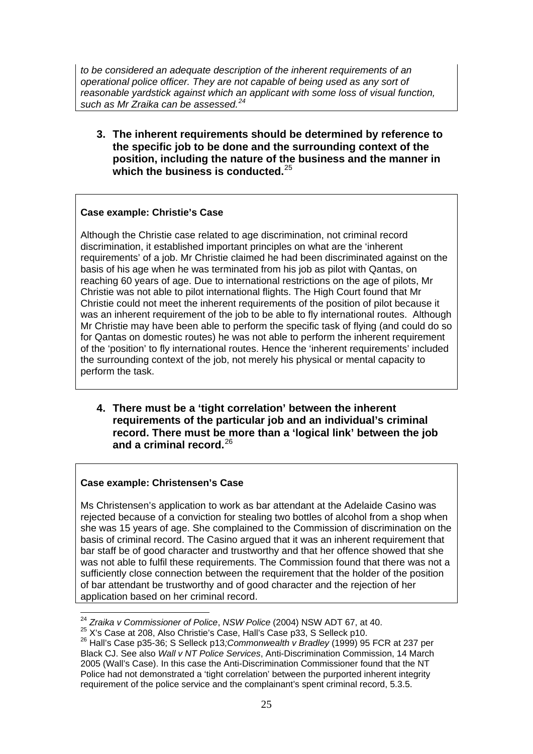*to be considered an adequate description of the inherent requirements of an operational police officer. They are not capable of being used as any sort of reasonable yardstick against which an applicant with some loss of visual function, such as Mr Zraika can be assessed.*[24]

**3. The inherent requirements should be determined by reference to the specific job to be done and the surrounding context of the position, including the nature of the business and the manner in which the business is conducted.**[25]

**Case example: Christie's Case**

Although the Christie case related to age discrimination, not criminal record discrimination, it established important principles on what are the 'inherent requirements' of a job. Mr Christie claimed he had been discriminated against on the basis of his age when he was terminated from his job as pilot with Qantas, on reaching 60 years of age. Due to international restrictions on the age of pilots, Mr Christie was not able to pilot international flights. The High Court found that Mr Christie could not meet the inherent requirements of the position of pilot because it was an inherent requirement of the job to be able to fly international routes. Although Mr Christie may have been able to perform the specific task of flying (and could do so for Qantas on domestic routes) he was not able to perform the inherent requirement of the 'position' to fly international routes. Hence the 'inherent requirements' included the surrounding context of the job, not merely his physical or mental capacity to perform the task.

**4. There must be a 'tight correlation' between the inherent requirements of the particular job and an individual's criminal record. There must be more than a 'logical link' between the job and a criminal record.**[26]

**Case example: Christensen's Case**

Ms Christensen's application to work as bar attendant at the Adelaide Casino was rejected because of a conviction for stealing two bottles of alcohol from a shop when she was 15 years of age. She complained to the Commission of discrimination on the basis of criminal record. The Casino argued that it was an inherent requirement that bar staff be of good character and trustworthy and that her offence showed that she was not able to fulfil these requirements. The Commission found that there was not a sufficiently close connection between the requirement that the holder of the position of bar attendant be trustworthy and of good character and the rejection of her application based on her criminal record.

---

[24] *Zraika v Commissioner of Police*, *NSW Police* (2004) NSW ADT 67, at 40.

[25] X's Case at 208, Also Christie's Case, Hall's Case p33, S Selleck p10.

[26] Hall's Case p35-36; S Selleck p13*;Commonwealth v Bradley* (1999) 95 FCR at 237 per Black CJ. See also *Wall v NT Police Services*, Anti-Discrimination Commission, 14 March 2005 (Wall's Case). In this case the Anti-Discrimination Commissioner found that the NT Police had not demonstrated a 'tight correlation' between the purported inherent integrity requirement of the police service and the complainant's spent criminal record, 5.3.5.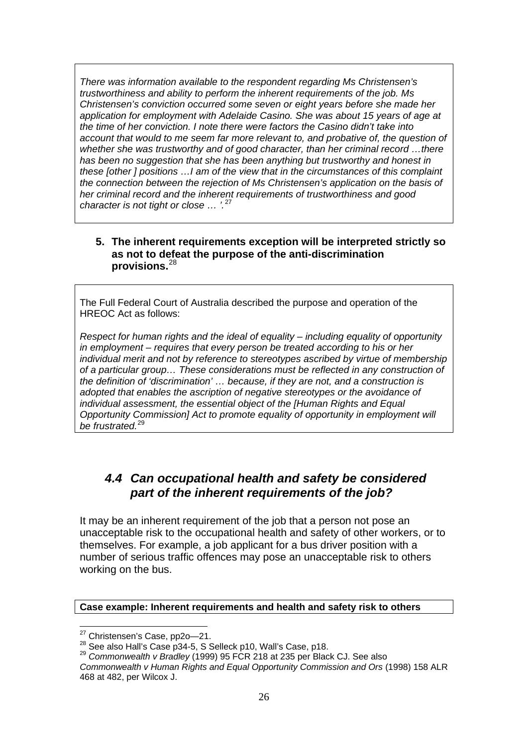*There was information available to the respondent regarding Ms Christensen's trustworthiness and ability to perform the inherent requirements of the job. Ms Christensen's conviction occurred some seven or eight years before she made her application for employment with Adelaide Casino. She was about 15 years of age at the time of her conviction. I note there were factors the Casino didn't take into account that would to me seem far more relevant to, and probative of, the question of whether she was trustworthy and of good character, than her criminal record …there has been no suggestion that she has been anything but trustworthy and honest in these [other ] positions …I am of the view that in the circumstances of this complaint the connection between the rejection of Ms Christensen's application on the basis of her criminal record and the inherent requirements of trustworthiness and good character is not tight or close … '.*[27]

**5. The inherent requirements exception will be interpreted strictly so as not to defeat the purpose of the anti-discrimination provisions.**[28]

The Full Federal Court of Australia described the purpose and operation of the HREOC Act as follows:

*Respect for human rights and the ideal of equality – including equality of opportunity in employment – requires that every person be treated according to his or her individual merit and not by reference to stereotypes ascribed by virtue of membership of a particular group… These considerations must be reflected in any construction of the definition of 'discrimination' … because, if they are not, and a construction is adopted that enables the ascription of negative stereotypes or the avoidance of individual assessment, the essential object of the [Human Rights and Equal Opportunity Commission] Act to promote equality of opportunity in employment will be frustrated.*[29]

## *4.4 Can occupational health and safety be considered part of the inherent requirements of the job?*

It may be an inherent requirement of the job that a person not pose an unacceptable risk to the occupational health and safety of other workers, or to themselves. For example, a job applicant for a bus driver position with a number of serious traffic offences may pose an unacceptable risk to others working on the bus.

**Case example: Inherent requirements and health and safety risk to others**

---

[27] Christensen's Case, pp2o—21.

[28] See also Hall's Case p34-5, S Selleck p10, Wall's Case, p18.

[29] *Commonwealth v Bradley* (1999) 95 FCR 218 at 235 per Black CJ. See also *Commonwealth v Human Rights and Equal Opportunity Commission and Ors* (1998) 158 ALR 468 at 482, per Wilcox J.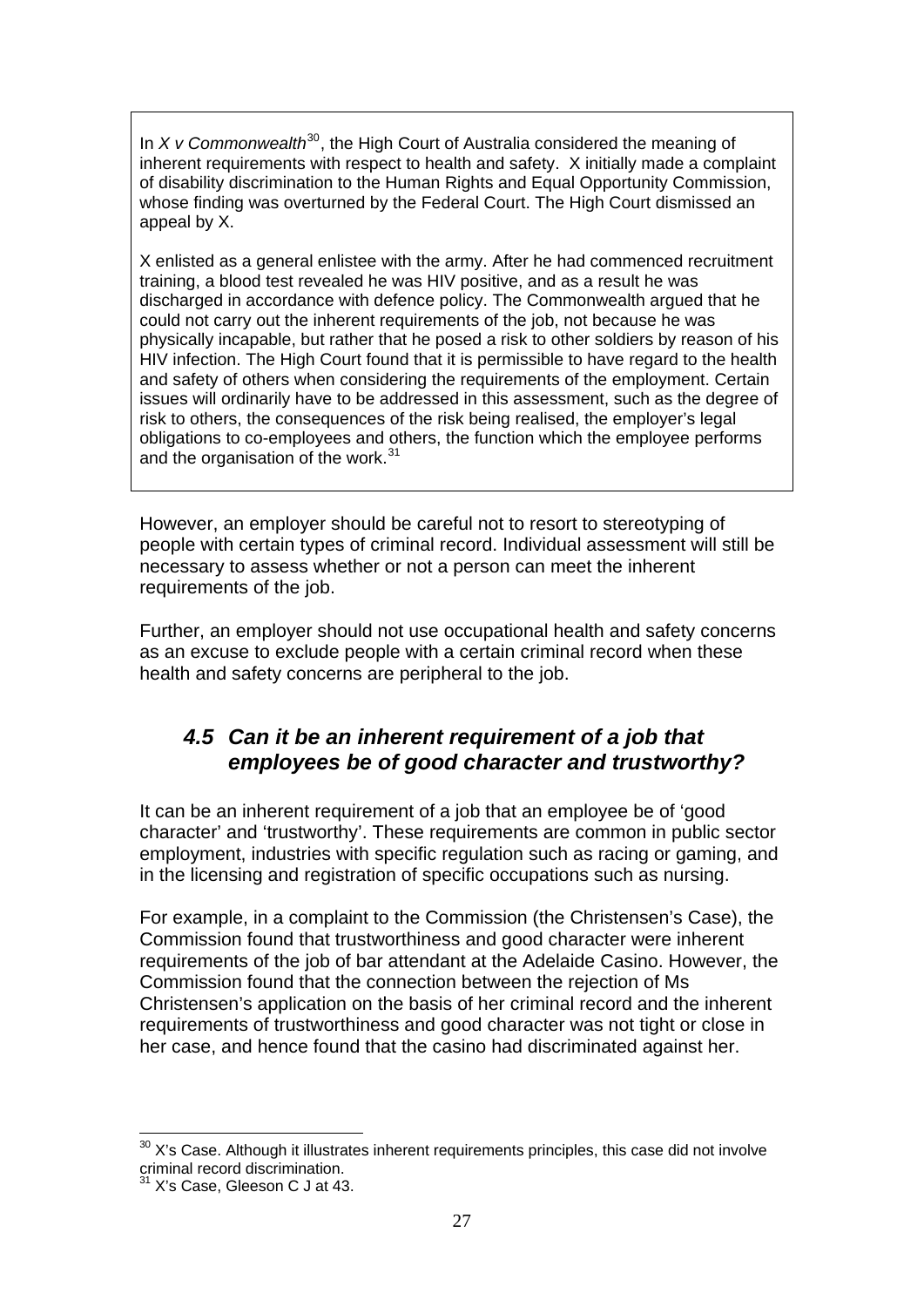In *X v Commonwealth*[30], the High Court of Australia considered the meaning of inherent requirements with respect to health and safety. X initially made a complaint of disability discrimination to the Human Rights and Equal Opportunity Commission, whose finding was overturned by the Federal Court. The High Court dismissed an appeal by X.

X enlisted as a general enlistee with the army. After he had commenced recruitment training, a blood test revealed he was HIV positive, and as a result he was discharged in accordance with defence policy. The Commonwealth argued that he could not carry out the inherent requirements of the job, not because he was physically incapable, but rather that he posed a risk to other soldiers by reason of his HIV infection. The High Court found that it is permissible to have regard to the health and safety of others when considering the requirements of the employment. Certain issues will ordinarily have to be addressed in this assessment, such as the degree of risk to others, the consequences of the risk being realised, the employer's legal obligations to co-employees and others, the function which the employee performs and the organisation of the work.[31]

However, an employer should be careful not to resort to stereotyping of people with certain types of criminal record. Individual assessment will still be necessary to assess whether or not a person can meet the inherent requirements of the job.

Further, an employer should not use occupational health and safety concerns as an excuse to exclude people with a certain criminal record when these health and safety concerns are peripheral to the job.

## *4.5 Can it be an inherent requirement of a job that employees be of good character and trustworthy?*

It can be an inherent requirement of a job that an employee be of 'good character' and 'trustworthy'. These requirements are common in public sector employment, industries with specific regulation such as racing or gaming, and in the licensing and registration of specific occupations such as nursing.

For example, in a complaint to the Commission (the Christensen's Case), the Commission found that trustworthiness and good character were inherent requirements of the job of bar attendant at the Adelaide Casino. However, the Commission found that the connection between the rejection of Ms Christensen's application on the basis of her criminal record and the inherent requirements of trustworthiness and good character was not tight or close in her case, and hence found that the casino had discriminated against her.

---

[30] X's Case. Although it illustrates inherent requirements principles, this case did not involve criminal record discrimination.

[31] X's Case, Gleeson C J at 43.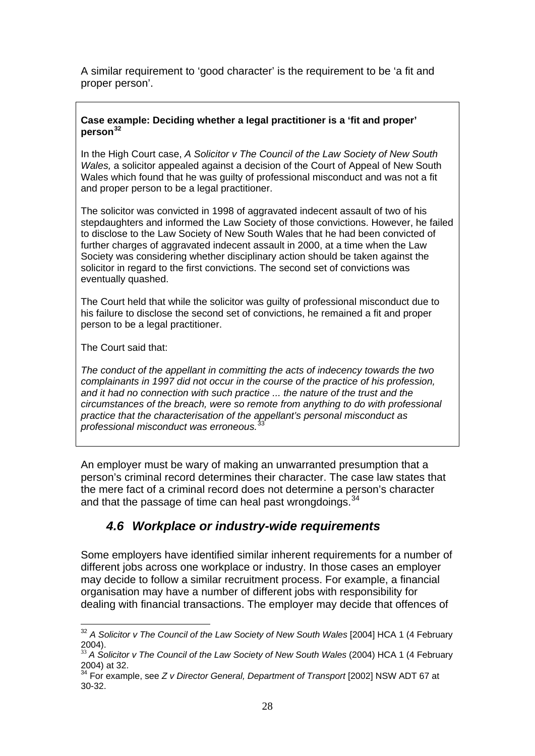A similar requirement to 'good character' is the requirement to be 'a fit and proper person'.

**Case example: Deciding whether a legal practitioner is a 'fit and proper' person**[32]

In the High Court case, *A Solicitor v The Council of the Law Society of New South Wales,* a solicitor appealed against a decision of the Court of Appeal of New South Wales which found that he was guilty of professional misconduct and was not a fit and proper person to be a legal practitioner.

The solicitor was convicted in 1998 of aggravated indecent assault of two of his stepdaughters and informed the Law Society of those convictions. However, he failed to disclose to the Law Society of New South Wales that he had been convicted of further charges of aggravated indecent assault in 2000, at a time when the Law Society was considering whether disciplinary action should be taken against the solicitor in regard to the first convictions. The second set of convictions was eventually quashed.

The Court held that while the solicitor was guilty of professional misconduct due to his failure to disclose the second set of convictions, he remained a fit and proper person to be a legal practitioner.

The Court said that:

*The conduct of the appellant in committing the acts of indecency towards the two complainants in 1997 did not occur in the course of the practice of his profession, and it had no connection with such practice ... the nature of the trust and the circumstances of the breach, were so remote from anything to do with professional practice that the characterisation of the appellant's personal misconduct as professional misconduct was erroneous.*[33]

An employer must be wary of making an unwarranted presumption that a person's criminal record determines their character. The case law states that the mere fact of a criminal record does not determine a person's character and that the passage of time can heal past wrongdoings.[34]

## *4.6 Workplace or industry-wide requirements*

Some employers have identified similar inherent requirements for a number of different jobs across one workplace or industry. In those cases an employer may decide to follow a similar recruitment process. For example, a financial organisation may have a number of different jobs with responsibility for dealing with financial transactions. The employer may decide that offences of

---

[32] *A Solicitor v The Council of the Law Society of New South Wales* [2004] HCA 1 (4 February 2004).

[33] *A Solicitor v The Council of the Law Society of New South Wales* (2004) HCA 1 (4 February 2004) at 32.

[34] For example, see *Z v Director General, Department of Transport* [2002] NSW ADT 67 at 30-32.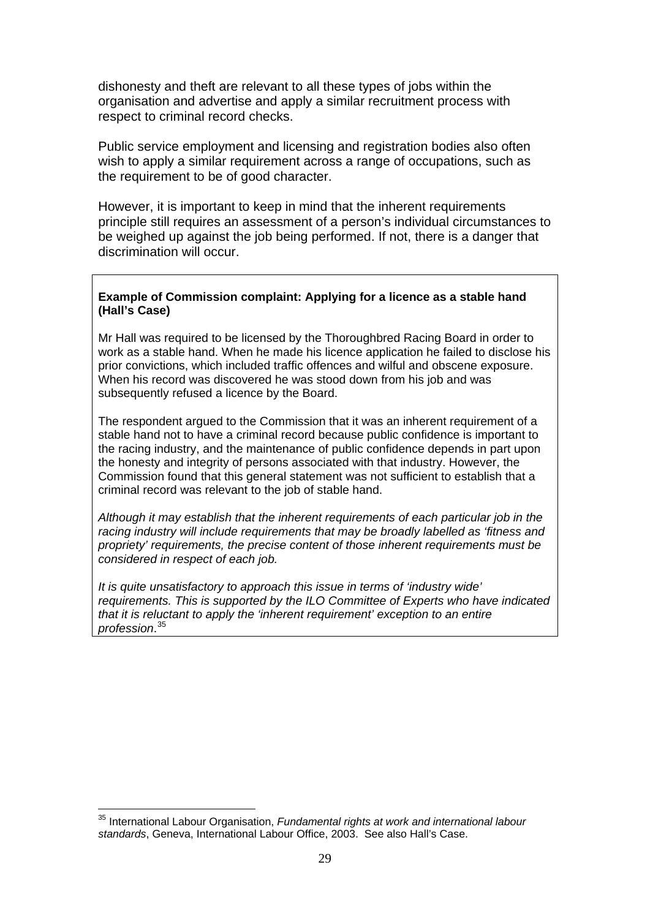dishonesty and theft are relevant to all these types of jobs within the organisation and advertise and apply a similar recruitment process with respect to criminal record checks.

Public service employment and licensing and registration bodies also often wish to apply a similar requirement across a range of occupations, such as the requirement to be of good character.

However, it is important to keep in mind that the inherent requirements principle still requires an assessment of a person's individual circumstances to be weighed up against the job being performed. If not, there is a danger that discrimination will occur.

**Example of Commission complaint: Applying for a licence as a stable hand (Hall's Case)**

Mr Hall was required to be licensed by the Thoroughbred Racing Board in order to work as a stable hand. When he made his licence application he failed to disclose his prior convictions, which included traffic offences and wilful and obscene exposure. When his record was discovered he was stood down from his job and was subsequently refused a licence by the Board.

The respondent argued to the Commission that it was an inherent requirement of a stable hand not to have a criminal record because public confidence is important to the racing industry, and the maintenance of public confidence depends in part upon the honesty and integrity of persons associated with that industry. However, the Commission found that this general statement was not sufficient to establish that a criminal record was relevant to the job of stable hand.

*Although it may establish that the inherent requirements of each particular job in the racing industry will include requirements that may be broadly labelled as 'fitness and propriety' requirements, the precise content of those inherent requirements must be considered in respect of each job.*

*It is quite unsatisfactory to approach this issue in terms of 'industry wide' requirements. This is supported by the ILO Committee of Experts who have indicated that it is reluctant to apply the 'inherent requirement' exception to an entire profession*.[35]

[35] International Labour Organisation, *Fundamental rights at work and international labour standards*, Geneva, International Labour Office, 2003. See also Hall's Case.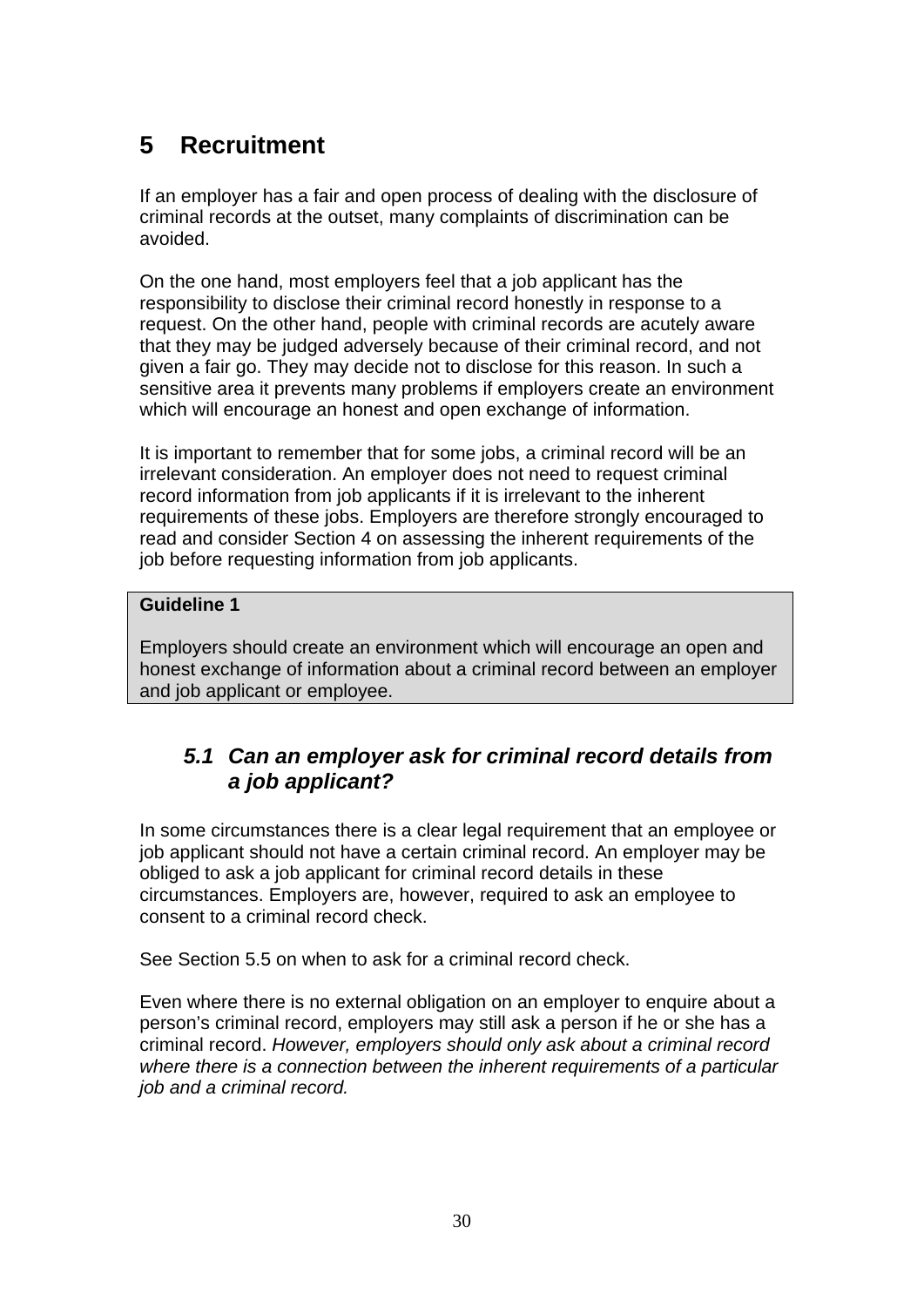# 5 Recruitment

If an employer has a fair and open process of dealing with the disclosure of criminal records at the outset, many complaints of discrimination can be avoided.

On the one hand, most employers feel that a job applicant has the responsibility to disclose their criminal record honestly in response to a request. On the other hand, people with criminal records are acutely aware that they may be judged adversely because of their criminal record, and not given a fair go. They may decide not to disclose for this reason. In such a sensitive area it prevents many problems if employers create an environment which will encourage an honest and open exchange of information.

It is important to remember that for some jobs, a criminal record will be an irrelevant consideration. An employer does not need to request criminal record information from job applicants if it is irrelevant to the inherent requirements of these jobs. Employers are therefore strongly encouraged to read and consider Section 4 on assessing the inherent requirements of the job before requesting information from job applicants.

> **Guideline 1**
>
> Employers should create an environment which will encourage an open and honest exchange of information about a criminal record between an employer and job applicant or employee.

## *5.1 Can an employer ask for criminal record details from a job applicant?*

In some circumstances there is a clear legal requirement that an employee or job applicant should not have a certain criminal record. An employer may be obliged to ask a job applicant for criminal record details in these circumstances. Employers are, however, required to ask an employee to consent to a criminal record check.

See Section 5.5 on when to ask for a criminal record check.

Even where there is no external obligation on an employer to enquire about a person's criminal record, employers may still ask a person if he or she has a criminal record. *However, employers should only ask about a criminal record where there is a connection between the inherent requirements of a particular job and a criminal record.*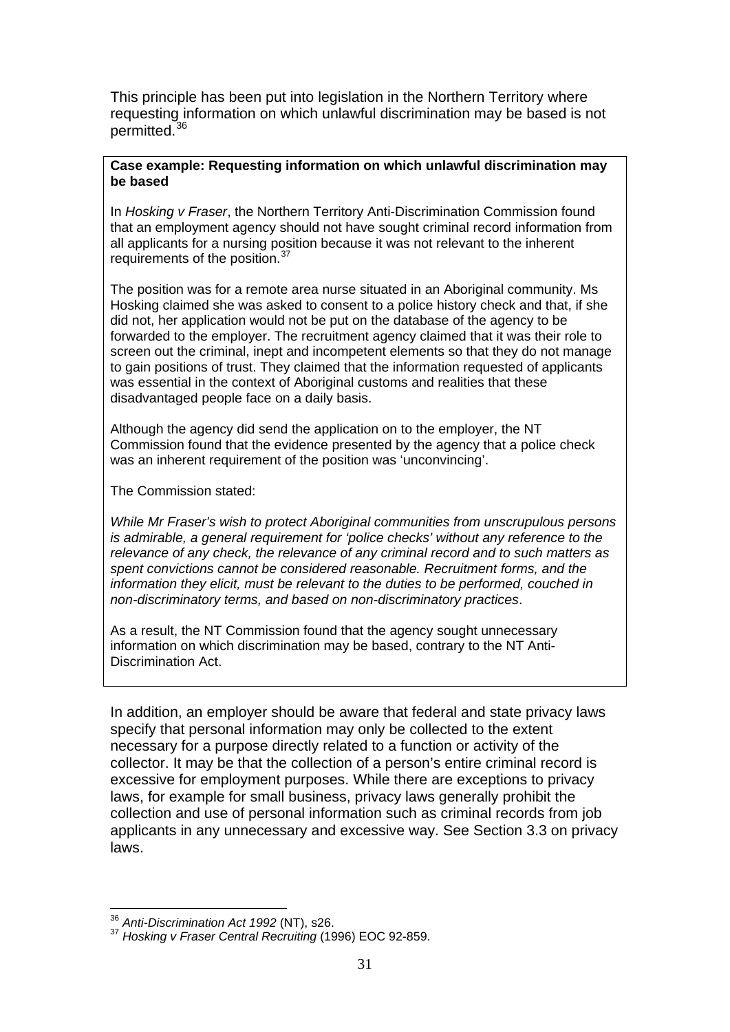This principle has been put into legislation in the Northern Territory where requesting information on which unlawful discrimination may be based is not permitted.[36]

> **Case example: Requesting information on which unlawful discrimination may be based**
>
> In *Hosking v Fraser*, the Northern Territory Anti-Discrimination Commission found that an employment agency should not have sought criminal record information from all applicants for a nursing position because it was not relevant to the inherent requirements of the position.[37]
>
> The position was for a remote area nurse situated in an Aboriginal community. Ms Hosking claimed she was asked to consent to a police history check and that, if she did not, her application would not be put on the database of the agency to be forwarded to the employer. The recruitment agency claimed that it was their role to screen out the criminal, inept and incompetent elements so that they do not manage to gain positions of trust. They claimed that the information requested of applicants was essential in the context of Aboriginal customs and realities that these disadvantaged people face on a daily basis.
>
> Although the agency did send the application on to the employer, the NT Commission found that the evidence presented by the agency that a police check was an inherent requirement of the position was 'unconvincing'.
>
> The Commission stated:
>
> *While Mr Fraser's wish to protect Aboriginal communities from unscrupulous persons is admirable, a general requirement for 'police checks' without any reference to the relevance of any check, the relevance of any criminal record and to such matters as spent convictions cannot be considered reasonable. Recruitment forms, and the information they elicit, must be relevant to the duties to be performed, couched in non-discriminatory terms, and based on non-discriminatory practices*.
>
> As a result, the NT Commission found that the agency sought unnecessary information on which discrimination may be based, contrary to the NT Anti-Discrimination Act.

In addition, an employer should be aware that federal and state privacy laws specify that personal information may only be collected to the extent necessary for a purpose directly related to a function or activity of the collector. It may be that the collection of a person's entire criminal record is excessive for employment purposes. While there are exceptions to privacy laws, for example for small business, privacy laws generally prohibit the collection and use of personal information such as criminal records from job applicants in any unnecessary and excessive way. See Section 3.3 on privacy laws.

---

[36] *Anti-Discrimination Act 1992* (NT), s26.

[37] *Hosking v Fraser Central Recruiting* (1996) EOC 92-859.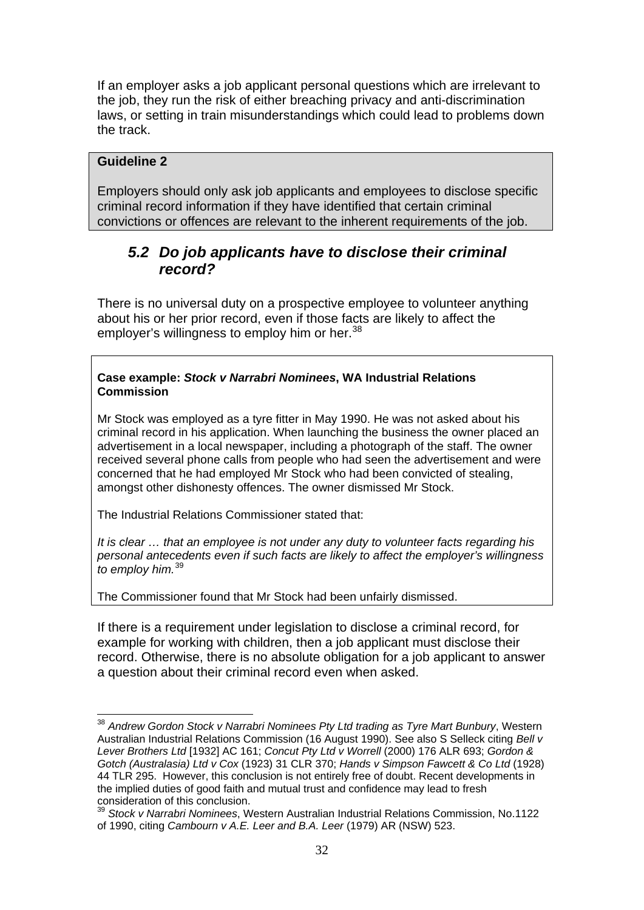If an employer asks a job applicant personal questions which are irrelevant to the job, they run the risk of either breaching privacy and anti-discrimination laws, or setting in train misunderstandings which could lead to problems down the track.

> **Guideline 2**
>
> Employers should only ask job applicants and employees to disclose specific criminal record information if they have identified that certain criminal convictions or offences are relevant to the inherent requirements of the job.

### *5.2 Do job applicants have to disclose their criminal record?*

There is no universal duty on a prospective employee to volunteer anything about his or her prior record, even if those facts are likely to affect the employer's willingness to employ him or her.[38]

> **Case example: *Stock v Narrabri Nominees*, WA Industrial Relations Commission**
>
> Mr Stock was employed as a tyre fitter in May 1990. He was not asked about his criminal record in his application. When launching the business the owner placed an advertisement in a local newspaper, including a photograph of the staff. The owner received several phone calls from people who had seen the advertisement and were concerned that he had employed Mr Stock who had been convicted of stealing, amongst other dishonesty offences. The owner dismissed Mr Stock.
>
> The Industrial Relations Commissioner stated that:
>
> *It is clear … that an employee is not under any duty to volunteer facts regarding his personal antecedents even if such facts are likely to affect the employer's willingness to employ him.*[39]
>
> The Commissioner found that Mr Stock had been unfairly dismissed.

If there is a requirement under legislation to disclose a criminal record, for example for working with children, then a job applicant must disclose their record. Otherwise, there is no absolute obligation for a job applicant to answer a question about their criminal record even when asked.

---

[38] *Andrew Gordon Stock v Narrabri Nominees Pty Ltd trading as Tyre Mart Bunbury*, Western Australian Industrial Relations Commission (16 August 1990). See also S Selleck citing *Bell v Lever Brothers Ltd* [1932] AC 161; *Concut Pty Ltd v Worrell* (2000) 176 ALR 693; *Gordon & Gotch (Australasia) Ltd v Cox* (1923) 31 CLR 370; *Hands v Simpson Fawcett & Co Ltd* (1928) 44 TLR 295. However, this conclusion is not entirely free of doubt. Recent developments in the implied duties of good faith and mutual trust and confidence may lead to fresh consideration of this conclusion.

[39] *Stock v Narrabri Nominees*, Western Australian Industrial Relations Commission, No.1122 of 1990, citing *Cambourn v A.E. Leer and B.A. Leer* (1979) AR (NSW) 523.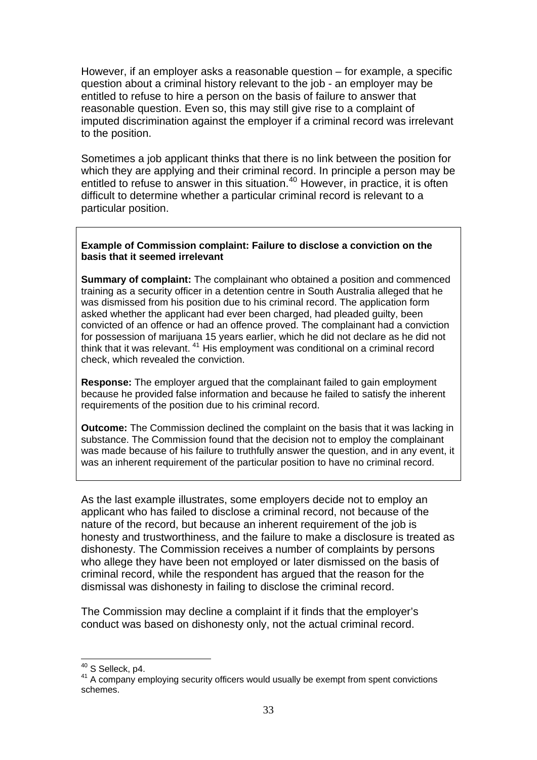However, if an employer asks a reasonable question – for example, a specific question about a criminal history relevant to the job - an employer may be entitled to refuse to hire a person on the basis of failure to answer that reasonable question. Even so, this may still give rise to a complaint of imputed discrimination against the employer if a criminal record was irrelevant to the position.

Sometimes a job applicant thinks that there is no link between the position for which they are applying and their criminal record. In principle a person may be entitled to refuse to answer in this situation.[40] However, in practice, it is often difficult to determine whether a particular criminal record is relevant to a particular position.

> **Example of Commission complaint: Failure to disclose a conviction on the basis that it seemed irrelevant**
>
> **Summary of complaint:** The complainant who obtained a position and commenced training as a security officer in a detention centre in South Australia alleged that he was dismissed from his position due to his criminal record. The application form asked whether the applicant had ever been charged, had pleaded guilty, been convicted of an offence or had an offence proved. The complainant had a conviction for possession of marijuana 15 years earlier, which he did not declare as he did not think that it was relevant.[41] His employment was conditional on a criminal record check, which revealed the conviction.
>
> **Response:** The employer argued that the complainant failed to gain employment because he provided false information and because he failed to satisfy the inherent requirements of the position due to his criminal record.
>
> **Outcome:** The Commission declined the complaint on the basis that it was lacking in substance. The Commission found that the decision not to employ the complainant was made because of his failure to truthfully answer the question, and in any event, it was an inherent requirement of the particular position to have no criminal record.

As the last example illustrates, some employers decide not to employ an applicant who has failed to disclose a criminal record, not because of the nature of the record, but because an inherent requirement of the job is honesty and trustworthiness, and the failure to make a disclosure is treated as dishonesty. The Commission receives a number of complaints by persons who allege they have been not employed or later dismissed on the basis of criminal record, while the respondent has argued that the reason for the dismissal was dishonesty in failing to disclose the criminal record.

The Commission may decline a complaint if it finds that the employer's conduct was based on dishonesty only, not the actual criminal record.

---

[40] S Selleck, p4.

[41] A company employing security officers would usually be exempt from spent convictions schemes.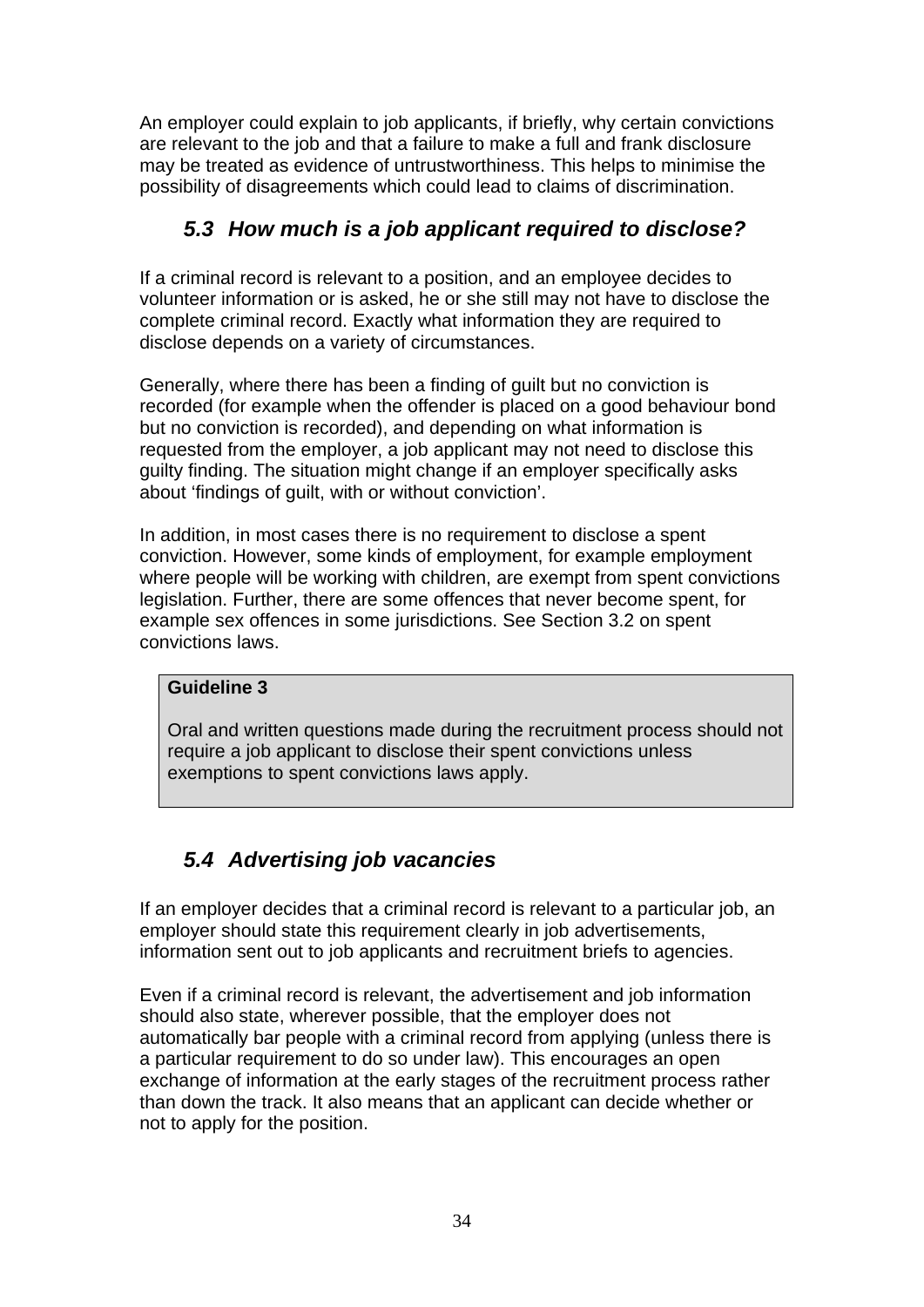An employer could explain to job applicants, if briefly, why certain convictions are relevant to the job and that a failure to make a full and frank disclosure may be treated as evidence of untrustworthiness. This helps to minimise the possibility of disagreements which could lead to claims of discrimination.

## *5.3 How much is a job applicant required to disclose?*

If a criminal record is relevant to a position, and an employee decides to volunteer information or is asked, he or she still may not have to disclose the complete criminal record. Exactly what information they are required to disclose depends on a variety of circumstances.

Generally, where there has been a finding of guilt but no conviction is recorded (for example when the offender is placed on a good behaviour bond but no conviction is recorded), and depending on what information is requested from the employer, a job applicant may not need to disclose this guilty finding. The situation might change if an employer specifically asks about 'findings of guilt, with or without conviction'.

In addition, in most cases there is no requirement to disclose a spent conviction. However, some kinds of employment, for example employment where people will be working with children, are exempt from spent convictions legislation. Further, there are some offences that never become spent, for example sex offences in some jurisdictions. See Section 3.2 on spent convictions laws.

> **Guideline 3**
>
> Oral and written questions made during the recruitment process should not require a job applicant to disclose their spent convictions unless exemptions to spent convictions laws apply.

## *5.4 Advertising job vacancies*

If an employer decides that a criminal record is relevant to a particular job, an employer should state this requirement clearly in job advertisements, information sent out to job applicants and recruitment briefs to agencies.

Even if a criminal record is relevant, the advertisement and job information should also state, wherever possible, that the employer does not automatically bar people with a criminal record from applying (unless there is a particular requirement to do so under law). This encourages an open exchange of information at the early stages of the recruitment process rather than down the track. It also means that an applicant can decide whether or not to apply for the position.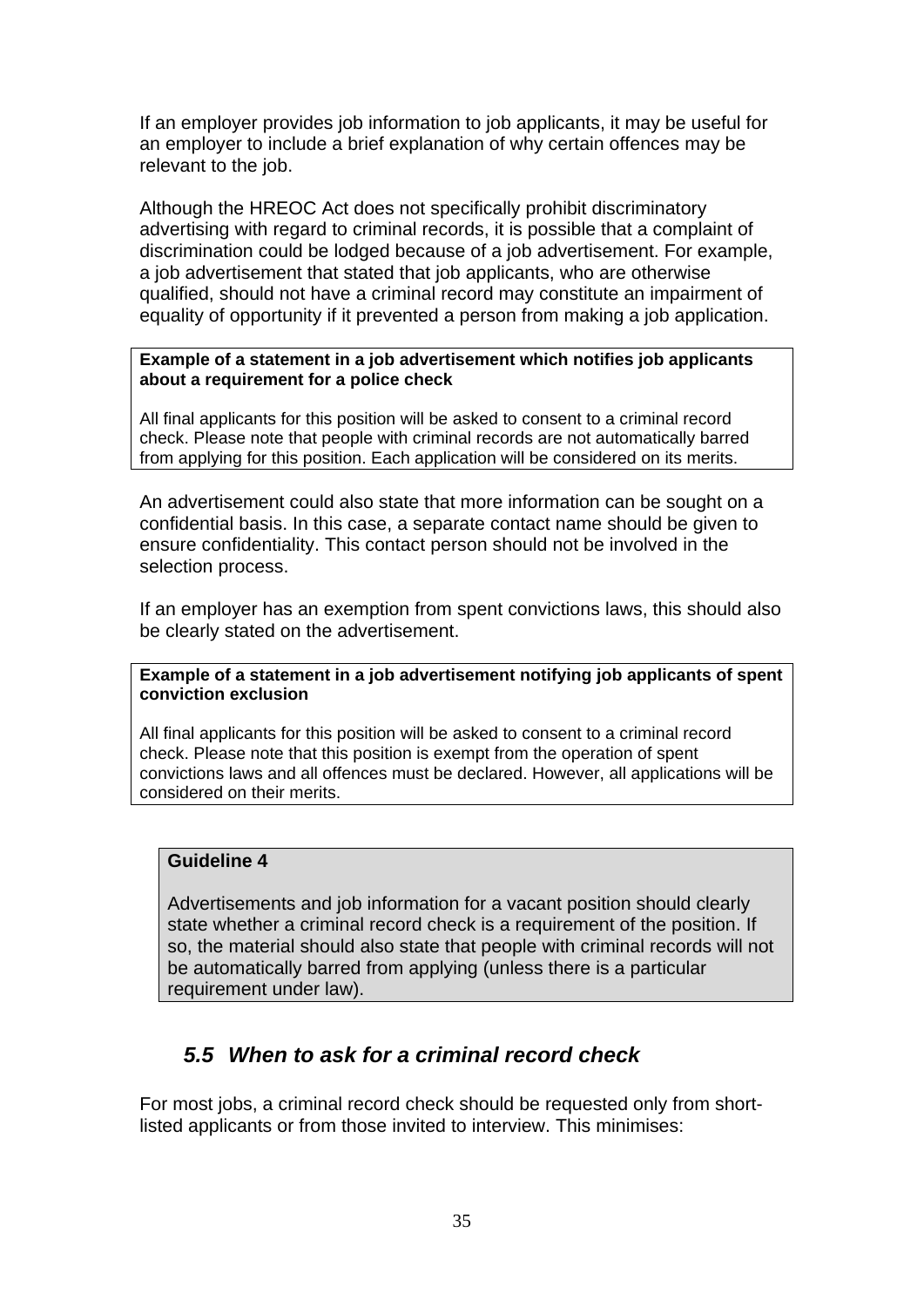If an employer provides job information to job applicants, it may be useful for an employer to include a brief explanation of why certain offences may be relevant to the job.

Although the HREOC Act does not specifically prohibit discriminatory advertising with regard to criminal records, it is possible that a complaint of discrimination could be lodged because of a job advertisement. For example, a job advertisement that stated that job applicants, who are otherwise qualified, should not have a criminal record may constitute an impairment of equality of opportunity if it prevented a person from making a job application.

> **Example of a statement in a job advertisement which notifies job applicants about a requirement for a police check**
>
> All final applicants for this position will be asked to consent to a criminal record check. Please note that people with criminal records are not automatically barred from applying for this position. Each application will be considered on its merits.

An advertisement could also state that more information can be sought on a confidential basis. In this case, a separate contact name should be given to ensure confidentiality. This contact person should not be involved in the selection process.

If an employer has an exemption from spent convictions laws, this should also be clearly stated on the advertisement.

> **Example of a statement in a job advertisement notifying job applicants of spent conviction exclusion**
>
> All final applicants for this position will be asked to consent to a criminal record check. Please note that this position is exempt from the operation of spent convictions laws and all offences must be declared. However, all applications will be considered on their merits.

> **Guideline 4**
>
> Advertisements and job information for a vacant position should clearly state whether a criminal record check is a requirement of the position. If so, the material should also state that people with criminal records will not be automatically barred from applying (unless there is a particular requirement under law).

## *5.5 When to ask for a criminal record check*

For most jobs, a criminal record check should be requested only from short-listed applicants or from those invited to interview. This minimises: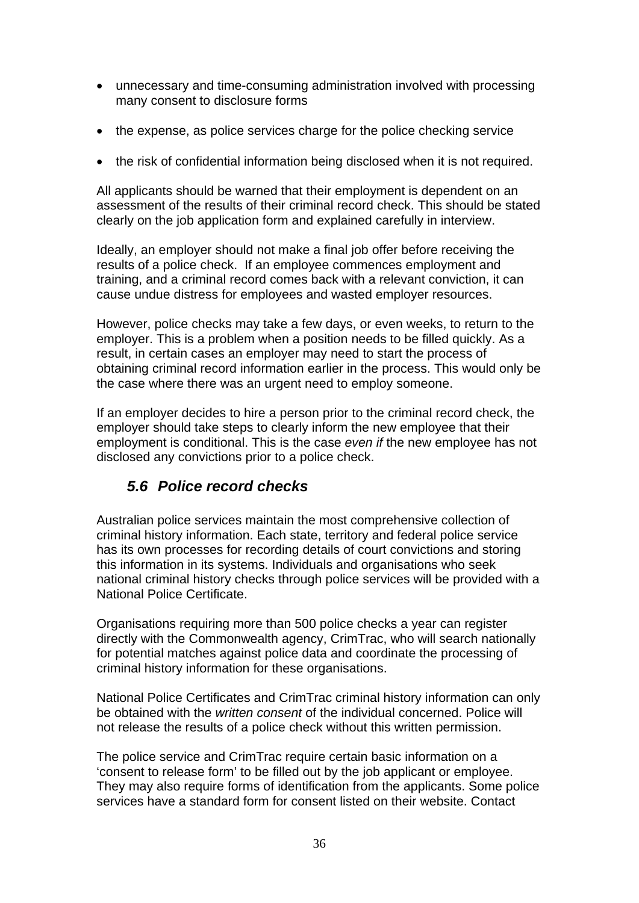- unnecessary and time-consuming administration involved with processing many consent to disclosure forms
- the expense, as police services charge for the police checking service
- the risk of confidential information being disclosed when it is not required.

All applicants should be warned that their employment is dependent on an assessment of the results of their criminal record check. This should be stated clearly on the job application form and explained carefully in interview.

Ideally, an employer should not make a final job offer before receiving the results of a police check. If an employee commences employment and training, and a criminal record comes back with a relevant conviction, it can cause undue distress for employees and wasted employer resources.

However, police checks may take a few days, or even weeks, to return to the employer. This is a problem when a position needs to be filled quickly. As a result, in certain cases an employer may need to start the process of obtaining criminal record information earlier in the process. This would only be the case where there was an urgent need to employ someone.

If an employer decides to hire a person prior to the criminal record check, the employer should take steps to clearly inform the new employee that their employment is conditional. This is the case *even if* the new employee has not disclosed any convictions prior to a police check.

### *5.6 Police record checks*

Australian police services maintain the most comprehensive collection of criminal history information. Each state, territory and federal police service has its own processes for recording details of court convictions and storing this information in its systems. Individuals and organisations who seek national criminal history checks through police services will be provided with a National Police Certificate.

Organisations requiring more than 500 police checks a year can register directly with the Commonwealth agency, CrimTrac, who will search nationally for potential matches against police data and coordinate the processing of criminal history information for these organisations.

National Police Certificates and CrimTrac criminal history information can only be obtained with the *written consent* of the individual concerned. Police will not release the results of a police check without this written permission.

The police service and CrimTrac require certain basic information on a 'consent to release form' to be filled out by the job applicant or employee. They may also require forms of identification from the applicants. Some police services have a standard form for consent listed on their website. Contact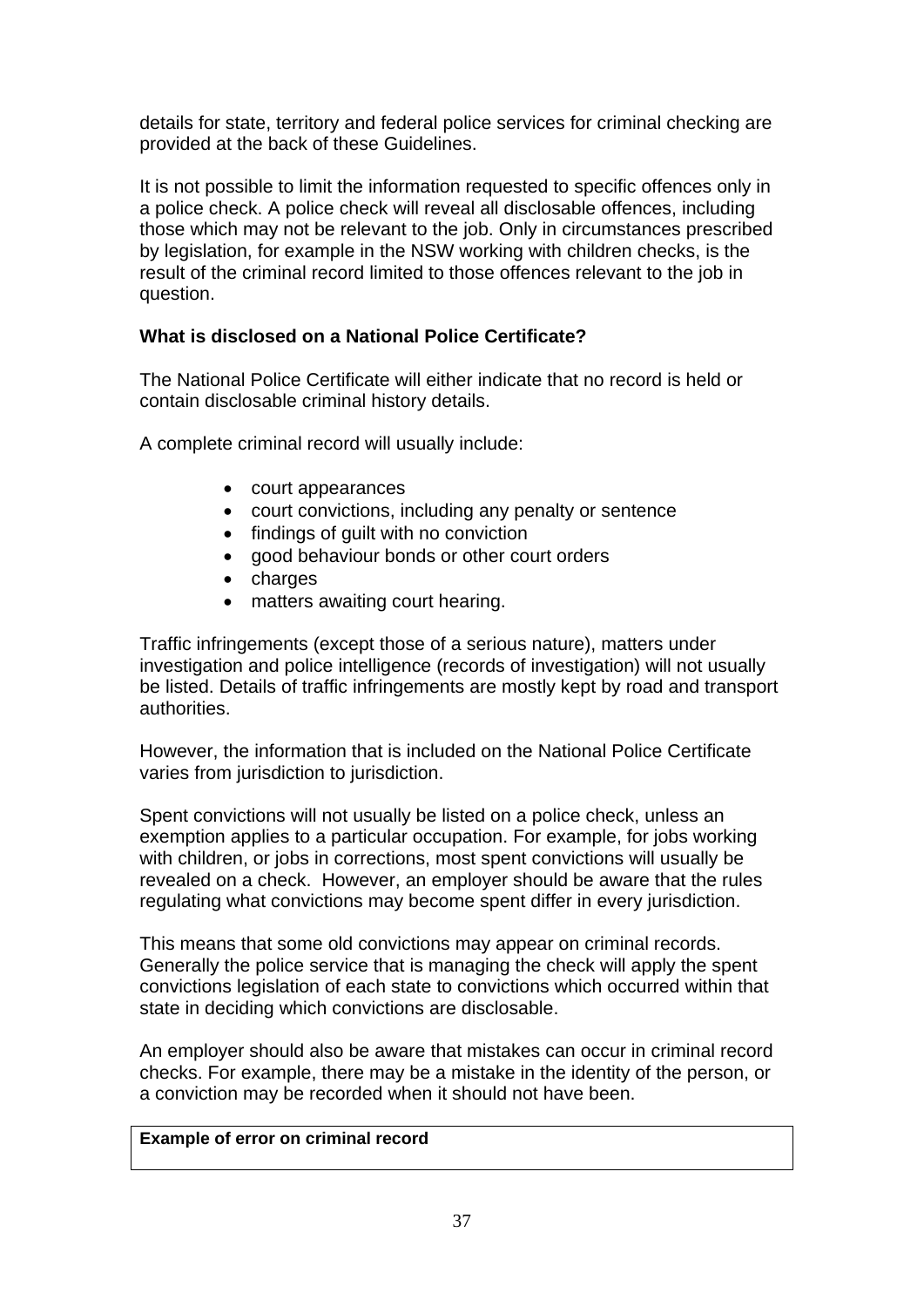details for state, territory and federal police services for criminal checking are provided at the back of these Guidelines.

It is not possible to limit the information requested to specific offences only in a police check. A police check will reveal all disclosable offences, including those which may not be relevant to the job. Only in circumstances prescribed by legislation, for example in the NSW working with children checks, is the result of the criminal record limited to those offences relevant to the job in question.

### What is disclosed on a National Police Certificate?

The National Police Certificate will either indicate that no record is held or contain disclosable criminal history details.

A complete criminal record will usually include:

- court appearances
- court convictions, including any penalty or sentence
- findings of guilt with no conviction
- good behaviour bonds or other court orders
- charges
- matters awaiting court hearing.

Traffic infringements (except those of a serious nature), matters under investigation and police intelligence (records of investigation) will not usually be listed. Details of traffic infringements are mostly kept by road and transport authorities.

However, the information that is included on the National Police Certificate varies from jurisdiction to jurisdiction.

Spent convictions will not usually be listed on a police check, unless an exemption applies to a particular occupation. For example, for jobs working with children, or jobs in corrections, most spent convictions will usually be revealed on a check. However, an employer should be aware that the rules regulating what convictions may become spent differ in every jurisdiction.

This means that some old convictions may appear on criminal records. Generally the police service that is managing the check will apply the spent convictions legislation of each state to convictions which occurred within that state in deciding which convictions are disclosable.

An employer should also be aware that mistakes can occur in criminal record checks. For example, there may be a mistake in the identity of the person, or a conviction may be recorded when it should not have been.

| **Example of error on criminal record** |
| --- |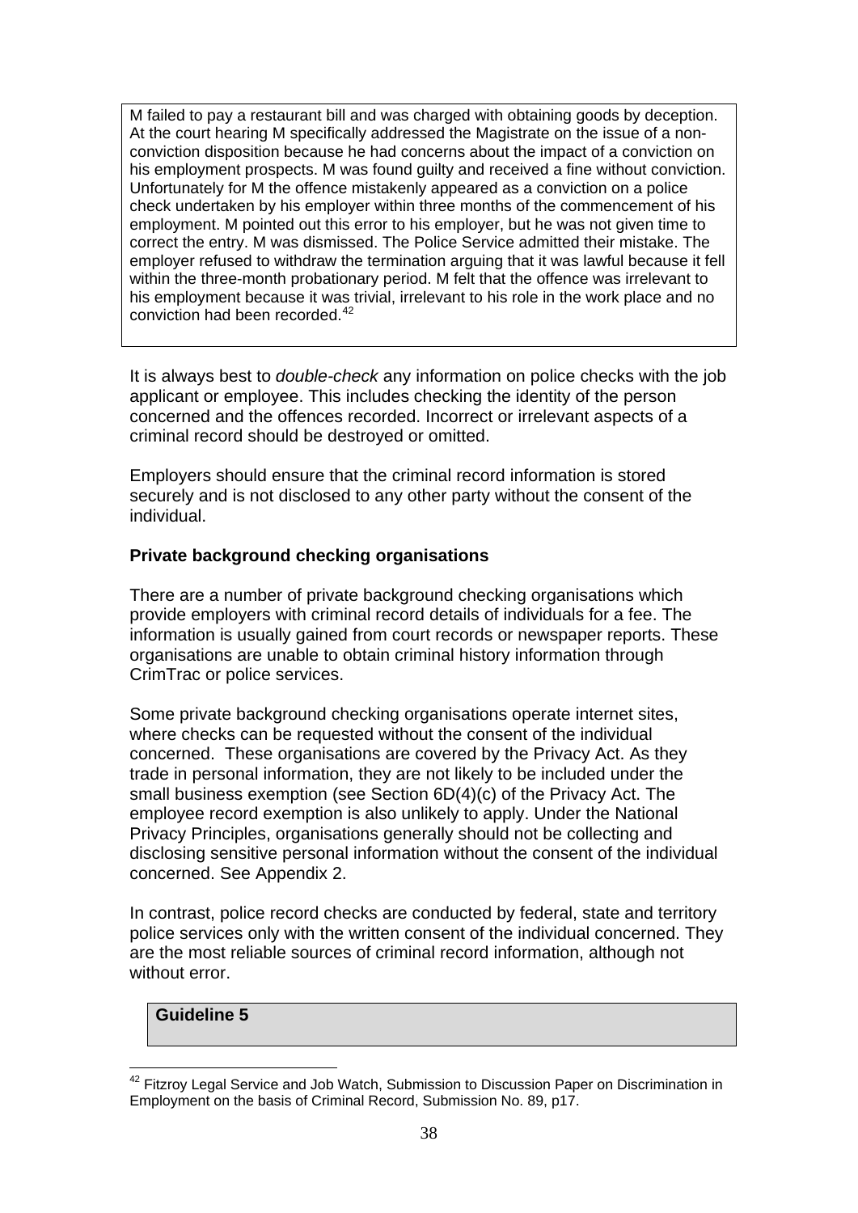M failed to pay a restaurant bill and was charged with obtaining goods by deception. At the court hearing M specifically addressed the Magistrate on the issue of a non-conviction disposition because he had concerns about the impact of a conviction on his employment prospects. M was found guilty and received a fine without conviction. Unfortunately for M the offence mistakenly appeared as a conviction on a police check undertaken by his employer within three months of the commencement of his employment. M pointed out this error to his employer, but he was not given time to correct the entry. M was dismissed. The Police Service admitted their mistake. The employer refused to withdraw the termination arguing that it was lawful because it fell within the three-month probationary period. M felt that the offence was irrelevant to his employment because it was trivial, irrelevant to his role in the work place and no conviction had been recorded.[42]

It is always best to *double-check* any information on police checks with the job applicant or employee. This includes checking the identity of the person concerned and the offences recorded. Incorrect or irrelevant aspects of a criminal record should be destroyed or omitted.

Employers should ensure that the criminal record information is stored securely and is not disclosed to any other party without the consent of the individual.

**Private background checking organisations**

There are a number of private background checking organisations which provide employers with criminal record details of individuals for a fee. The information is usually gained from court records or newspaper reports. These organisations are unable to obtain criminal history information through CrimTrac or police services.

Some private background checking organisations operate internet sites, where checks can be requested without the consent of the individual concerned. These organisations are covered by the Privacy Act. As they trade in personal information, they are not likely to be included under the small business exemption (see Section 6D(4)(c) of the Privacy Act. The employee record exemption is also unlikely to apply. Under the National Privacy Principles, organisations generally should not be collecting and disclosing sensitive personal information without the consent of the individual concerned. See Appendix 2.

In contrast, police record checks are conducted by federal, state and territory police services only with the written consent of the individual concerned. They are the most reliable sources of criminal record information, although not without error.

**Guideline 5**

[42] Fitzroy Legal Service and Job Watch, Submission to Discussion Paper on Discrimination in Employment on the basis of Criminal Record, Submission No. 89, p17.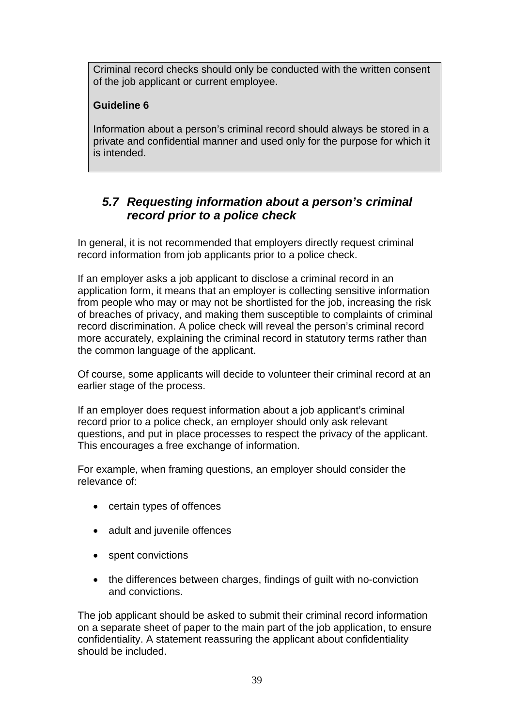Criminal record checks should only be conducted with the written consent of the job applicant or current employee.

**Guideline 6**

Information about a person's criminal record should always be stored in a private and confidential manner and used only for the purpose for which it is intended.

## *5.7 Requesting information about a person's criminal record prior to a police check*

In general, it is not recommended that employers directly request criminal record information from job applicants prior to a police check.

If an employer asks a job applicant to disclose a criminal record in an application form, it means that an employer is collecting sensitive information from people who may or may not be shortlisted for the job, increasing the risk of breaches of privacy, and making them susceptible to complaints of criminal record discrimination. A police check will reveal the person's criminal record more accurately, explaining the criminal record in statutory terms rather than the common language of the applicant.

Of course, some applicants will decide to volunteer their criminal record at an earlier stage of the process.

If an employer does request information about a job applicant's criminal record prior to a police check, an employer should only ask relevant questions, and put in place processes to respect the privacy of the applicant. This encourages a free exchange of information.

For example, when framing questions, an employer should consider the relevance of:

- certain types of offences
- adult and juvenile offences
- spent convictions
- the differences between charges, findings of guilt with no-conviction and convictions.

The job applicant should be asked to submit their criminal record information on a separate sheet of paper to the main part of the job application, to ensure confidentiality. A statement reassuring the applicant about confidentiality should be included.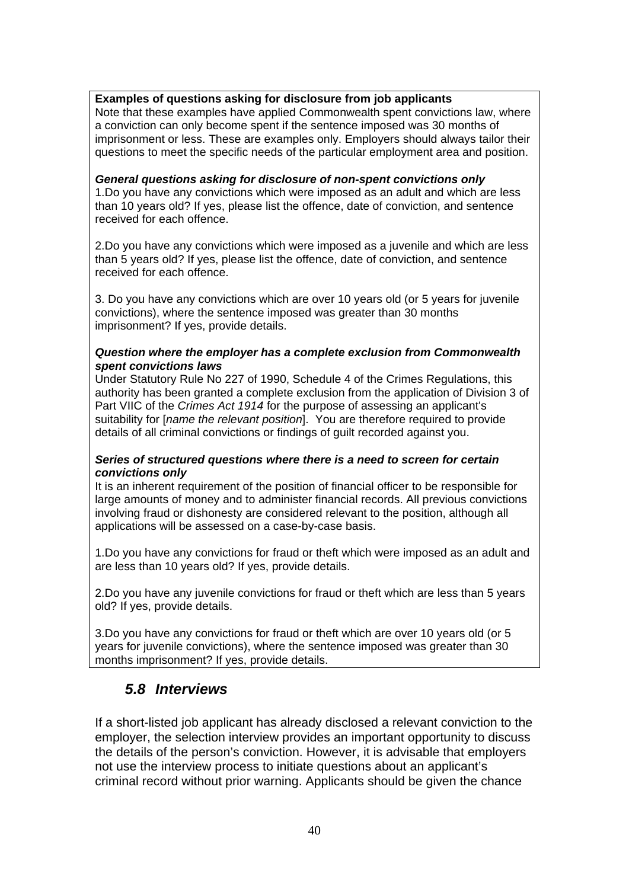**Examples of questions asking for disclosure from job applicants**

Note that these examples have applied Commonwealth spent convictions law, where a conviction can only become spent if the sentence imposed was 30 months of imprisonment or less. These are examples only. Employers should always tailor their questions to meet the specific needs of the particular employment area and position.

***General questions asking for disclosure of non-spent convictions only***

1.Do you have any convictions which were imposed as an adult and which are less than 10 years old? If yes, please list the offence, date of conviction, and sentence received for each offence.

2.Do you have any convictions which were imposed as a juvenile and which are less than 5 years old? If yes, please list the offence, date of conviction, and sentence received for each offence.

3. Do you have any convictions which are over 10 years old (or 5 years for juvenile convictions), where the sentence imposed was greater than 30 months imprisonment? If yes, provide details.

***Question where the employer has a complete exclusion from Commonwealth spent convictions laws***

Under Statutory Rule No 227 of 1990, Schedule 4 of the Crimes Regulations, this authority has been granted a complete exclusion from the application of Division 3 of Part VIIC of the *Crimes Act 1914* for the purpose of assessing an applicant's suitability for [*name the relevant position*]. You are therefore required to provide details of all criminal convictions or findings of guilt recorded against you.

***Series of structured questions where there is a need to screen for certain convictions only***

It is an inherent requirement of the position of financial officer to be responsible for large amounts of money and to administer financial records. All previous convictions involving fraud or dishonesty are considered relevant to the position, although all applications will be assessed on a case-by-case basis.

1.Do you have any convictions for fraud or theft which were imposed as an adult and are less than 10 years old? If yes, provide details.

2.Do you have any juvenile convictions for fraud or theft which are less than 5 years old? If yes, provide details.

3.Do you have any convictions for fraud or theft which are over 10 years old (or 5 years for juvenile convictions), where the sentence imposed was greater than 30 months imprisonment? If yes, provide details.

### *5.8 Interviews*

If a short-listed job applicant has already disclosed a relevant conviction to the employer, the selection interview provides an important opportunity to discuss the details of the person's conviction. However, it is advisable that employers not use the interview process to initiate questions about an applicant's criminal record without prior warning. Applicants should be given the chance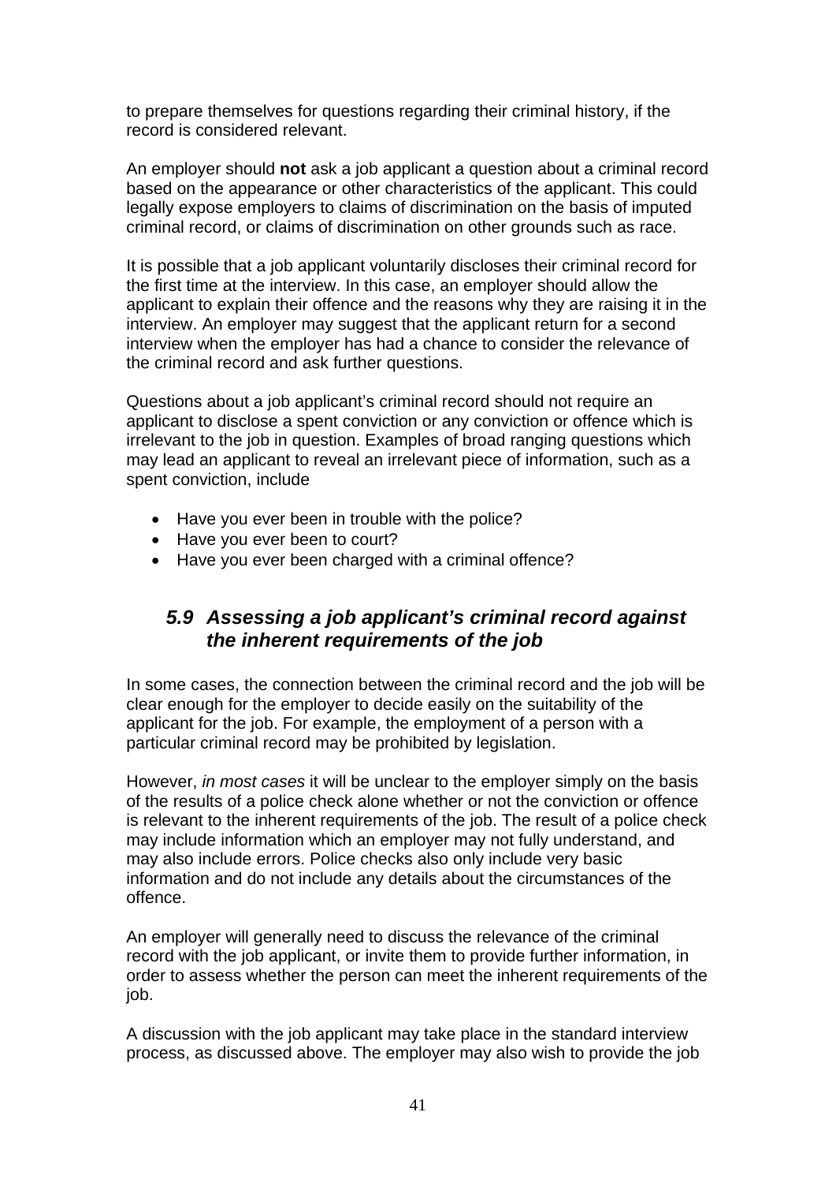to prepare themselves for questions regarding their criminal history, if the record is considered relevant.

An employer should **not** ask a job applicant a question about a criminal record based on the appearance or other characteristics of the applicant. This could legally expose employers to claims of discrimination on the basis of imputed criminal record, or claims of discrimination on other grounds such as race.

It is possible that a job applicant voluntarily discloses their criminal record for the first time at the interview. In this case, an employer should allow the applicant to explain their offence and the reasons why they are raising it in the interview. An employer may suggest that the applicant return for a second interview when the employer has had a chance to consider the relevance of the criminal record and ask further questions.

Questions about a job applicant's criminal record should not require an applicant to disclose a spent conviction or any conviction or offence which is irrelevant to the job in question. Examples of broad ranging questions which may lead an applicant to reveal an irrelevant piece of information, such as a spent conviction, include

- Have you ever been in trouble with the police?
- Have you ever been to court?
- Have you ever been charged with a criminal offence?

## *5.9 Assessing a job applicant's criminal record against the inherent requirements of the job*

In some cases, the connection between the criminal record and the job will be clear enough for the employer to decide easily on the suitability of the applicant for the job. For example, the employment of a person with a particular criminal record may be prohibited by legislation.

However, *in most cases* it will be unclear to the employer simply on the basis of the results of a police check alone whether or not the conviction or offence is relevant to the inherent requirements of the job. The result of a police check may include information which an employer may not fully understand, and may also include errors. Police checks also only include very basic information and do not include any details about the circumstances of the offence.

An employer will generally need to discuss the relevance of the criminal record with the job applicant, or invite them to provide further information, in order to assess whether the person can meet the inherent requirements of the job.

A discussion with the job applicant may take place in the standard interview process, as discussed above. The employer may also wish to provide the job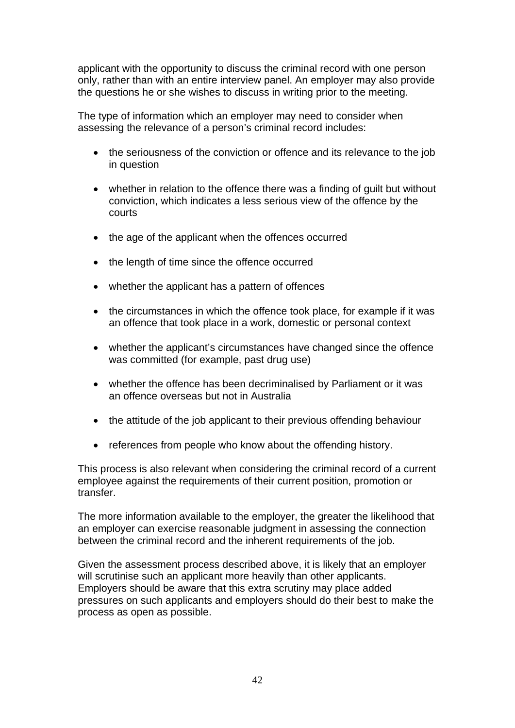applicant with the opportunity to discuss the criminal record with one person only, rather than with an entire interview panel. An employer may also provide the questions he or she wishes to discuss in writing prior to the meeting.

The type of information which an employer may need to consider when assessing the relevance of a person's criminal record includes:

- the seriousness of the conviction or offence and its relevance to the job in question
- whether in relation to the offence there was a finding of guilt but without conviction, which indicates a less serious view of the offence by the courts
- the age of the applicant when the offences occurred
- the length of time since the offence occurred
- whether the applicant has a pattern of offences
- the circumstances in which the offence took place, for example if it was an offence that took place in a work, domestic or personal context
- whether the applicant's circumstances have changed since the offence was committed (for example, past drug use)
- whether the offence has been decriminalised by Parliament or it was an offence overseas but not in Australia
- the attitude of the job applicant to their previous offending behaviour
- references from people who know about the offending history.

This process is also relevant when considering the criminal record of a current employee against the requirements of their current position, promotion or transfer.

The more information available to the employer, the greater the likelihood that an employer can exercise reasonable judgment in assessing the connection between the criminal record and the inherent requirements of the job.

Given the assessment process described above, it is likely that an employer will scrutinise such an applicant more heavily than other applicants. Employers should be aware that this extra scrutiny may place added pressures on such applicants and employers should do their best to make the process as open as possible.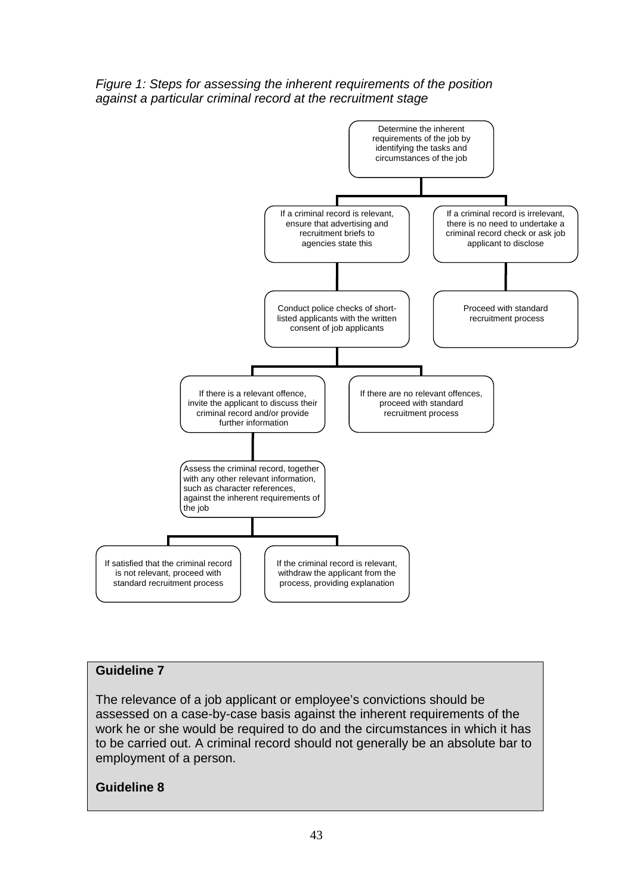*Figure 1: Steps for assessing the inherent requirements of the position against a particular criminal record at the recruitment stage*

Determine the inherent requirements of the job by identifying the tasks and circumstances of the job

- If a criminal record is relevant, ensure that advertising and recruitment briefs to agencies state this
  - Conduct police checks of short-listed applicants with the written consent of job applicants
    - If there is a relevant offence, invite the applicant to discuss their criminal record and/or provide further information
      - Assess the criminal record, together with any other relevant information, such as character references, against the inherent requirements of the job
        - If satisfied that the criminal record is not relevant, proceed with standard recruitment process
        - If the criminal record is relevant, withdraw the applicant from the process, providing explanation
    - If there are no relevant offences, proceed with standard recruitment process
- If a criminal record is irrelevant, there is no need to undertake a criminal record check or ask job applicant to disclose
  - Proceed with standard recruitment process

**Guideline 7**

The relevance of a job applicant or employee's convictions should be assessed on a case-by-case basis against the inherent requirements of the work he or she would be required to do and the circumstances in which it has to be carried out. A criminal record should not generally be an absolute bar to employment of a person.

**Guideline 8**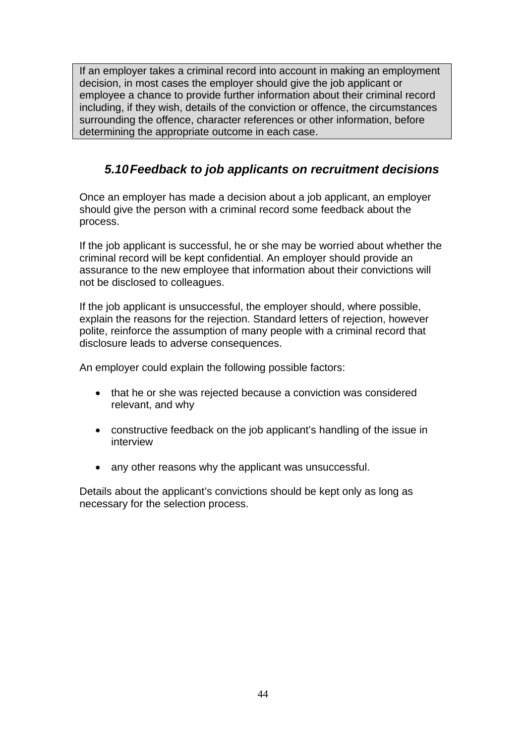> If an employer takes a criminal record into account in making an employment decision, in most cases the employer should give the job applicant or employee a chance to provide further information about their criminal record including, if they wish, details of the conviction or offence, the circumstances surrounding the offence, character references or other information, before determining the appropriate outcome in each case.

### *5.10 Feedback to job applicants on recruitment decisions*

Once an employer has made a decision about a job applicant, an employer should give the person with a criminal record some feedback about the process.

If the job applicant is successful, he or she may be worried about whether the criminal record will be kept confidential. An employer should provide an assurance to the new employee that information about their convictions will not be disclosed to colleagues.

If the job applicant is unsuccessful, the employer should, where possible, explain the reasons for the rejection. Standard letters of rejection, however polite, reinforce the assumption of many people with a criminal record that disclosure leads to adverse consequences.

An employer could explain the following possible factors:

- that he or she was rejected because a conviction was considered relevant, and why
- constructive feedback on the job applicant's handling of the issue in interview
- any other reasons why the applicant was unsuccessful.

Details about the applicant's convictions should be kept only as long as necessary for the selection process.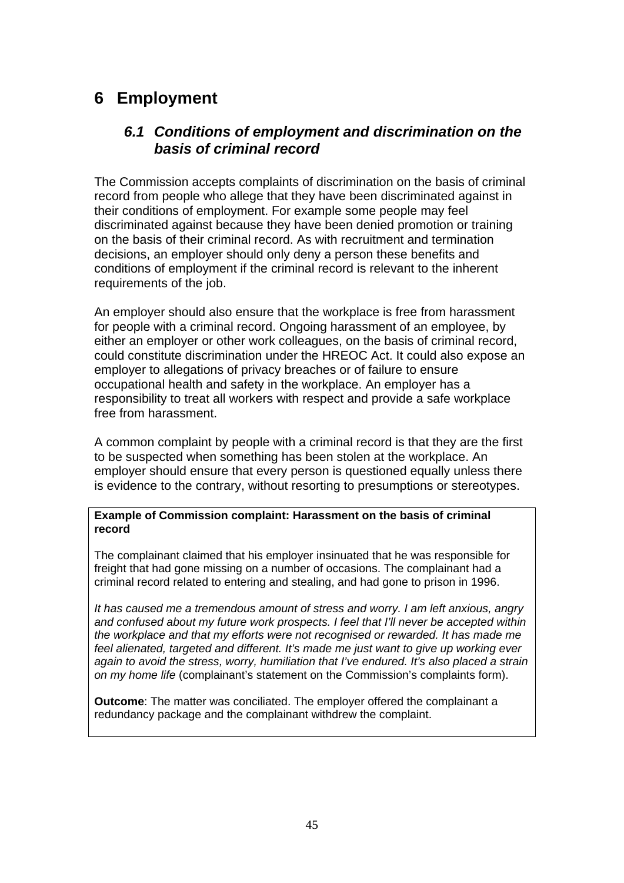# 6 Employment

## *6.1 Conditions of employment and discrimination on the basis of criminal record*

The Commission accepts complaints of discrimination on the basis of criminal record from people who allege that they have been discriminated against in their conditions of employment. For example some people may feel discriminated against because they have been denied promotion or training on the basis of their criminal record. As with recruitment and termination decisions, an employer should only deny a person these benefits and conditions of employment if the criminal record is relevant to the inherent requirements of the job.

An employer should also ensure that the workplace is free from harassment for people with a criminal record. Ongoing harassment of an employee, by either an employer or other work colleagues, on the basis of criminal record, could constitute discrimination under the HREOC Act. It could also expose an employer to allegations of privacy breaches or of failure to ensure occupational health and safety in the workplace. An employer has a responsibility to treat all workers with respect and provide a safe workplace free from harassment.

A common complaint by people with a criminal record is that they are the first to be suspected when something has been stolen at the workplace. An employer should ensure that every person is questioned equally unless there is evidence to the contrary, without resorting to presumptions or stereotypes.

**Example of Commission complaint: Harassment on the basis of criminal record**

The complainant claimed that his employer insinuated that he was responsible for freight that had gone missing on a number of occasions. The complainant had a criminal record related to entering and stealing, and had gone to prison in 1996.

*It has caused me a tremendous amount of stress and worry. I am left anxious, angry and confused about my future work prospects. I feel that I'll never be accepted within the workplace and that my efforts were not recognised or rewarded. It has made me feel alienated, targeted and different. It's made me just want to give up working ever again to avoid the stress, worry, humiliation that I've endured. It's also placed a strain on my home life* (complainant's statement on the Commission's complaints form).

**Outcome**: The matter was conciliated. The employer offered the complainant a redundancy package and the complainant withdrew the complaint.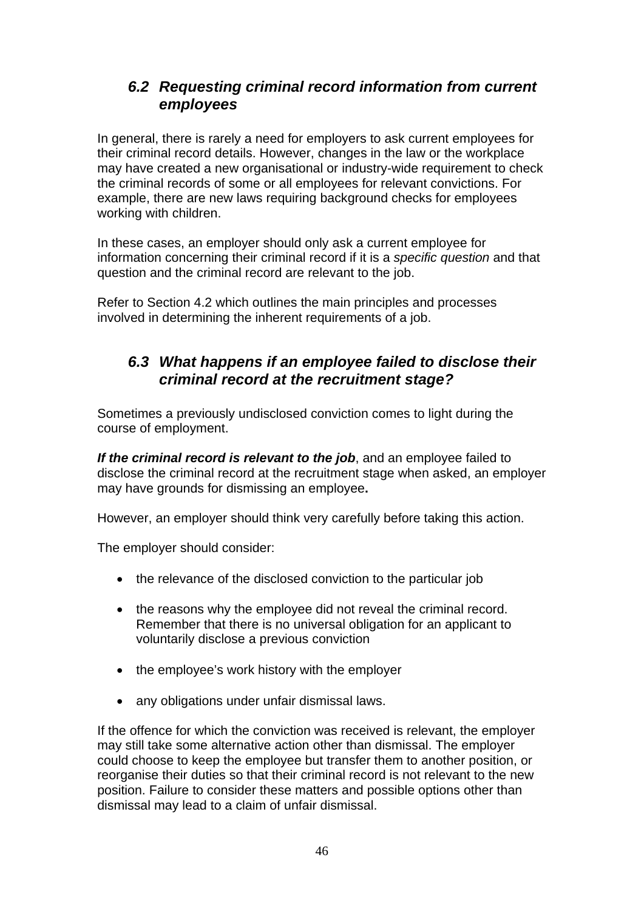## *6.2 Requesting criminal record information from current employees*

In general, there is rarely a need for employers to ask current employees for their criminal record details. However, changes in the law or the workplace may have created a new organisational or industry-wide requirement to check the criminal records of some or all employees for relevant convictions. For example, there are new laws requiring background checks for employees working with children.

In these cases, an employer should only ask a current employee for information concerning their criminal record if it is a *specific question* and that question and the criminal record are relevant to the job.

Refer to Section 4.2 which outlines the main principles and processes involved in determining the inherent requirements of a job.

## *6.3 What happens if an employee failed to disclose their criminal record at the recruitment stage?*

Sometimes a previously undisclosed conviction comes to light during the course of employment.

***If the criminal record is relevant to the job***, and an employee failed to disclose the criminal record at the recruitment stage when asked, an employer may have grounds for dismissing an employee**.**

However, an employer should think very carefully before taking this action.

The employer should consider:

- the relevance of the disclosed conviction to the particular job
- the reasons why the employee did not reveal the criminal record. Remember that there is no universal obligation for an applicant to voluntarily disclose a previous conviction
- the employee's work history with the employer
- any obligations under unfair dismissal laws.

If the offence for which the conviction was received is relevant, the employer may still take some alternative action other than dismissal. The employer could choose to keep the employee but transfer them to another position, or reorganise their duties so that their criminal record is not relevant to the new position. Failure to consider these matters and possible options other than dismissal may lead to a claim of unfair dismissal.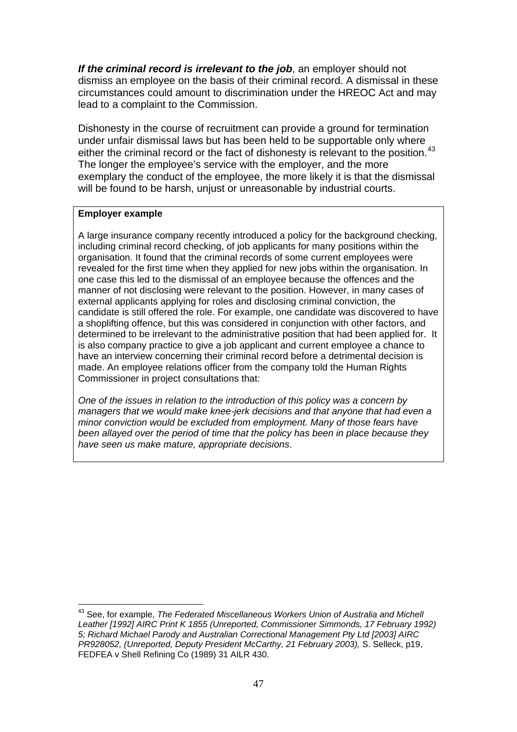***If the criminal record is irrelevant to the job***, an employer should not dismiss an employee on the basis of their criminal record. A dismissal in these circumstances could amount to discrimination under the HREOC Act and may lead to a complaint to the Commission.

Dishonesty in the course of recruitment can provide a ground for termination under unfair dismissal laws but has been held to be supportable only where either the criminal record or the fact of dishonesty is relevant to the position.[43] The longer the employee's service with the employer, and the more exemplary the conduct of the employee, the more likely it is that the dismissal will be found to be harsh, unjust or unreasonable by industrial courts.

> **Employer example**
>
> A large insurance company recently introduced a policy for the background checking, including criminal record checking, of job applicants for many positions within the organisation. It found that the criminal records of some current employees were revealed for the first time when they applied for new jobs within the organisation. In one case this led to the dismissal of an employee because the offences and the manner of not disclosing were relevant to the position. However, in many cases of external applicants applying for roles and disclosing criminal conviction, the candidate is still offered the role. For example, one candidate was discovered to have a shoplifting offence, but this was considered in conjunction with other factors, and determined to be irrelevant to the administrative position that had been applied for. It is also company practice to give a job applicant and current employee a chance to have an interview concerning their criminal record before a detrimental decision is made. An employee relations officer from the company told the Human Rights Commissioner in project consultations that:
>
> *One of the issues in relation to the introduction of this policy was a concern by managers that we would make knee-jerk decisions and that anyone that had even a minor conviction would be excluded from employment. Many of those fears have been allayed over the period of time that the policy has been in place because they have seen us make mature, appropriate decisions*.

---

[43] See, for example, *The Federated Miscellaneous Workers Union of Australia and Michell Leather [1992] AIRC Print K 1855 (Unreported, Commissioner Simmonds, 17 February 1992) 5; Richard Michael Parody and Australian Correctional Management Pty Ltd [2003] AIRC PR928052, (Unreported, Deputy President McCarthy, 21 February 2003),* S. Selleck, p19, FEDFEA v Shell Refining Co (1989) 31 AILR 430.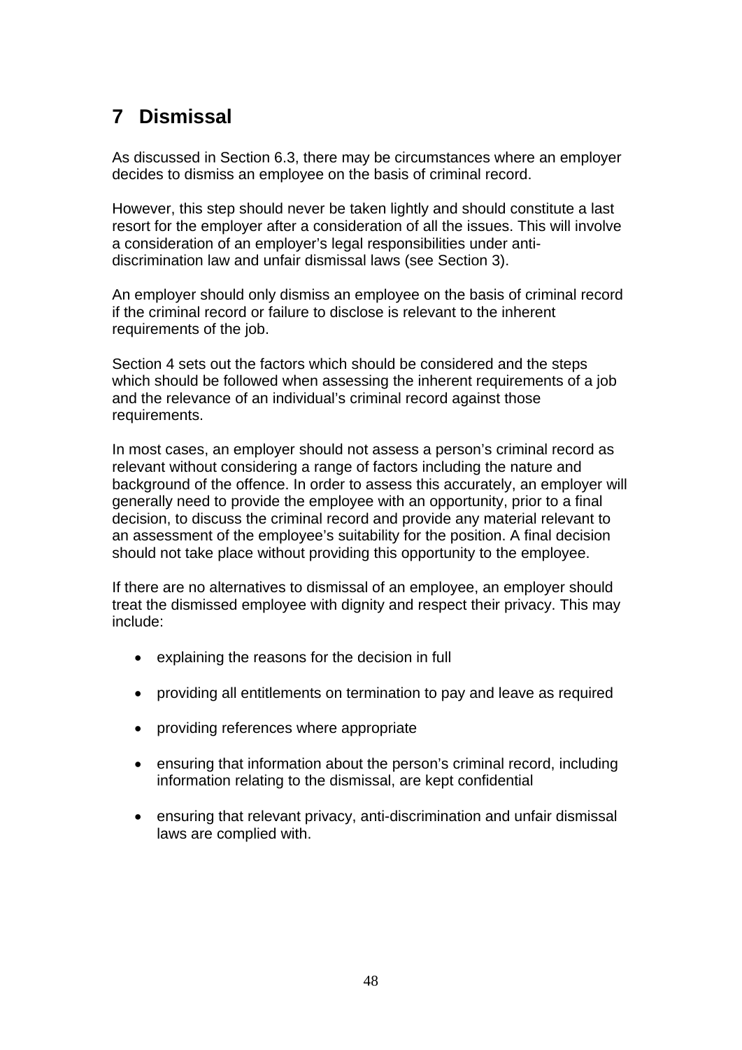# 7 Dismissal

As discussed in Section 6.3, there may be circumstances where an employer decides to dismiss an employee on the basis of criminal record.

However, this step should never be taken lightly and should constitute a last resort for the employer after a consideration of all the issues. This will involve a consideration of an employer's legal responsibilities under anti-discrimination law and unfair dismissal laws (see Section 3).

An employer should only dismiss an employee on the basis of criminal record if the criminal record or failure to disclose is relevant to the inherent requirements of the job.

Section 4 sets out the factors which should be considered and the steps which should be followed when assessing the inherent requirements of a job and the relevance of an individual's criminal record against those requirements.

In most cases, an employer should not assess a person's criminal record as relevant without considering a range of factors including the nature and background of the offence. In order to assess this accurately, an employer will generally need to provide the employee with an opportunity, prior to a final decision, to discuss the criminal record and provide any material relevant to an assessment of the employee's suitability for the position. A final decision should not take place without providing this opportunity to the employee.

If there are no alternatives to dismissal of an employee, an employer should treat the dismissed employee with dignity and respect their privacy. This may include:

- explaining the reasons for the decision in full
- providing all entitlements on termination to pay and leave as required
- providing references where appropriate
- ensuring that information about the person's criminal record, including information relating to the dismissal, are kept confidential
- ensuring that relevant privacy, anti-discrimination and unfair dismissal laws are complied with.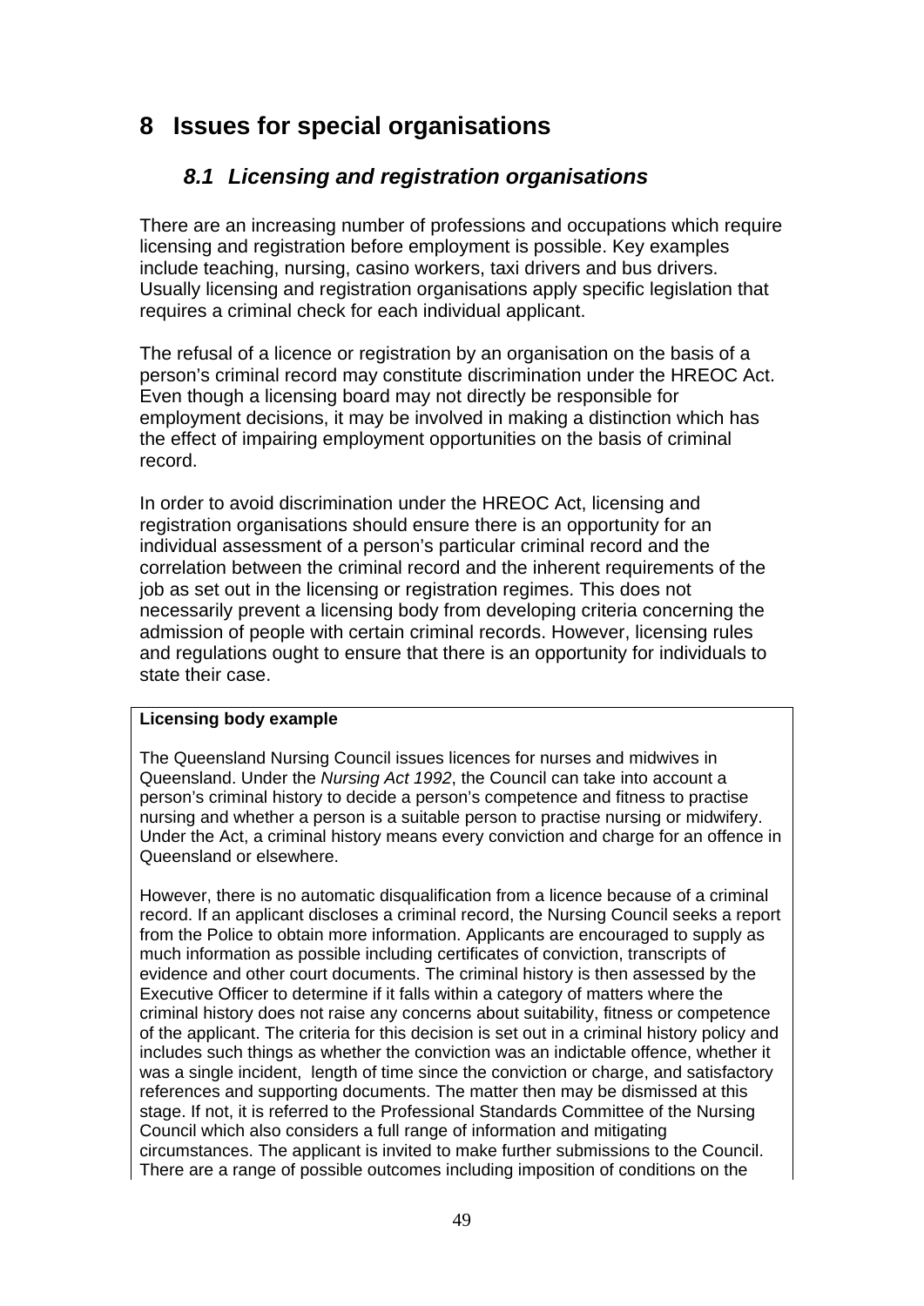# 8 Issues for special organisations

## 8.1 Licensing and registration organisations

There are an increasing number of professions and occupations which require licensing and registration before employment is possible. Key examples include teaching, nursing, casino workers, taxi drivers and bus drivers. Usually licensing and registration organisations apply specific legislation that requires a criminal check for each individual applicant.

The refusal of a licence or registration by an organisation on the basis of a person's criminal record may constitute discrimination under the HREOC Act. Even though a licensing board may not directly be responsible for employment decisions, it may be involved in making a distinction which has the effect of impairing employment opportunities on the basis of criminal record.

In order to avoid discrimination under the HREOC Act, licensing and registration organisations should ensure there is an opportunity for an individual assessment of a person's particular criminal record and the correlation between the criminal record and the inherent requirements of the job as set out in the licensing or registration regimes. This does not necessarily prevent a licensing body from developing criteria concerning the admission of people with certain criminal records. However, licensing rules and regulations ought to ensure that there is an opportunity for individuals to state their case.

**Licensing body example**

The Queensland Nursing Council issues licences for nurses and midwives in Queensland. Under the *Nursing Act 1992*, the Council can take into account a person's criminal history to decide a person's competence and fitness to practise nursing and whether a person is a suitable person to practise nursing or midwifery. Under the Act, a criminal history means every conviction and charge for an offence in Queensland or elsewhere.

However, there is no automatic disqualification from a licence because of a criminal record. If an applicant discloses a criminal record, the Nursing Council seeks a report from the Police to obtain more information. Applicants are encouraged to supply as much information as possible including certificates of conviction, transcripts of evidence and other court documents. The criminal history is then assessed by the Executive Officer to determine if it falls within a category of matters where the criminal history does not raise any concerns about suitability, fitness or competence of the applicant. The criteria for this decision is set out in a criminal history policy and includes such things as whether the conviction was an indictable offence, whether it was a single incident, length of time since the conviction or charge, and satisfactory references and supporting documents. The matter then may be dismissed at this stage. If not, it is referred to the Professional Standards Committee of the Nursing Council which also considers a full range of information and mitigating circumstances. The applicant is invited to make further submissions to the Council. There are a range of possible outcomes including imposition of conditions on the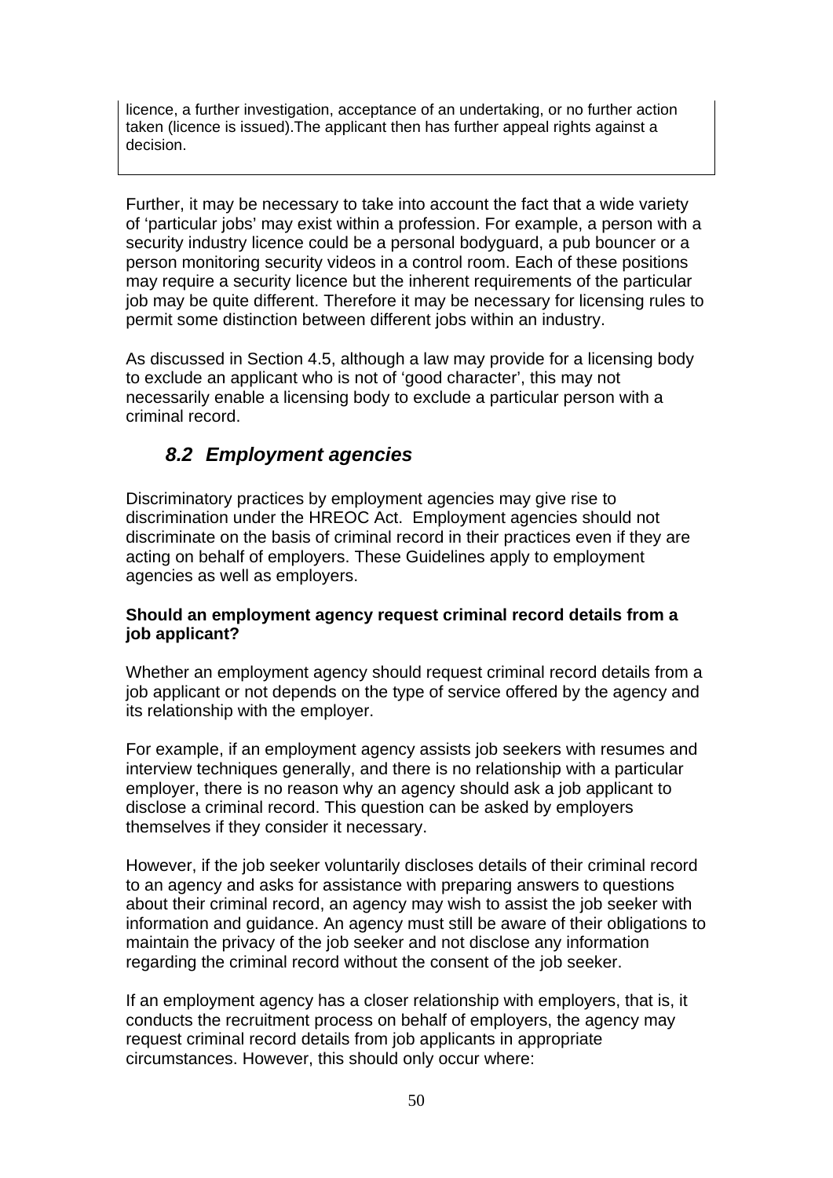licence, a further investigation, acceptance of an undertaking, or no further action taken (licence is issued).The applicant then has further appeal rights against a decision.

Further, it may be necessary to take into account the fact that a wide variety of 'particular jobs' may exist within a profession. For example, a person with a security industry licence could be a personal bodyguard, a pub bouncer or a person monitoring security videos in a control room. Each of these positions may require a security licence but the inherent requirements of the particular job may be quite different. Therefore it may be necessary for licensing rules to permit some distinction between different jobs within an industry.

As discussed in Section 4.5, although a law may provide for a licensing body to exclude an applicant who is not of 'good character', this may not necessarily enable a licensing body to exclude a particular person with a criminal record.

## *8.2 Employment agencies*

Discriminatory practices by employment agencies may give rise to discrimination under the HREOC Act. Employment agencies should not discriminate on the basis of criminal record in their practices even if they are acting on behalf of employers. These Guidelines apply to employment agencies as well as employers.

**Should an employment agency request criminal record details from a job applicant?**

Whether an employment agency should request criminal record details from a job applicant or not depends on the type of service offered by the agency and its relationship with the employer.

For example, if an employment agency assists job seekers with resumes and interview techniques generally, and there is no relationship with a particular employer, there is no reason why an agency should ask a job applicant to disclose a criminal record. This question can be asked by employers themselves if they consider it necessary.

However, if the job seeker voluntarily discloses details of their criminal record to an agency and asks for assistance with preparing answers to questions about their criminal record, an agency may wish to assist the job seeker with information and guidance. An agency must still be aware of their obligations to maintain the privacy of the job seeker and not disclose any information regarding the criminal record without the consent of the job seeker.

If an employment agency has a closer relationship with employers, that is, it conducts the recruitment process on behalf of employers, the agency may request criminal record details from job applicants in appropriate circumstances. However, this should only occur where: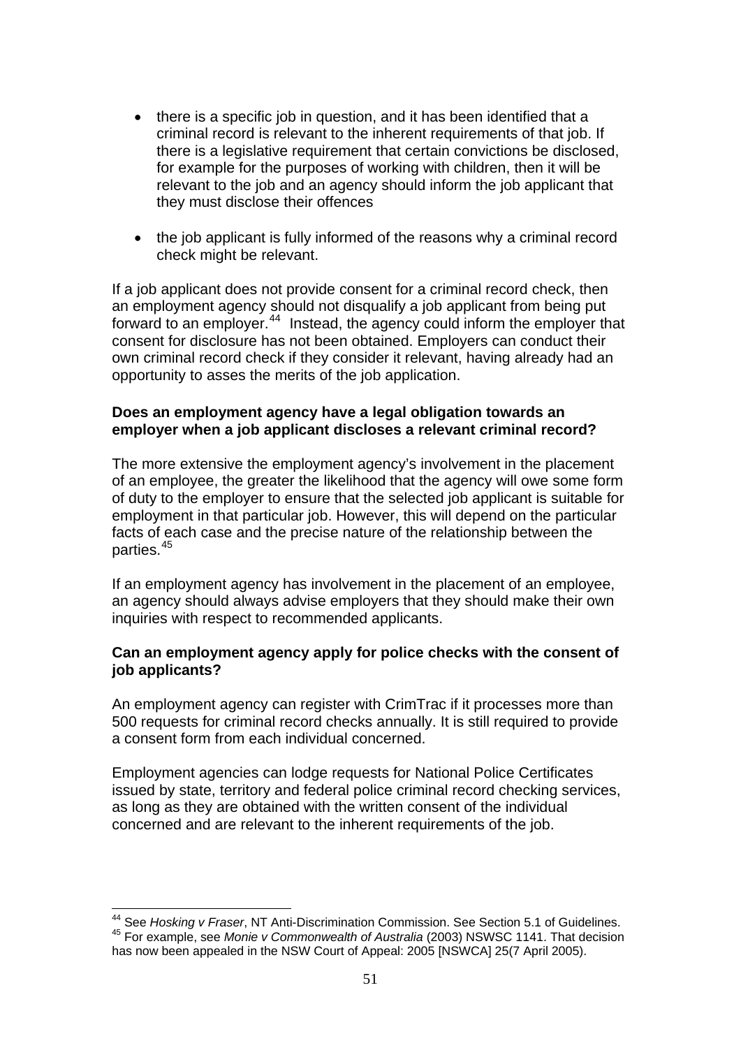- there is a specific job in question, and it has been identified that a criminal record is relevant to the inherent requirements of that job. If there is a legislative requirement that certain convictions be disclosed, for example for the purposes of working with children, then it will be relevant to the job and an agency should inform the job applicant that they must disclose their offences

- the job applicant is fully informed of the reasons why a criminal record check might be relevant.

If a job applicant does not provide consent for a criminal record check, then an employment agency should not disqualify a job applicant from being put forward to an employer.[44] Instead, the agency could inform the employer that consent for disclosure has not been obtained. Employers can conduct their own criminal record check if they consider it relevant, having already had an opportunity to asses the merits of the job application.

**Does an employment agency have a legal obligation towards an employer when a job applicant discloses a relevant criminal record?**

The more extensive the employment agency's involvement in the placement of an employee, the greater the likelihood that the agency will owe some form of duty to the employer to ensure that the selected job applicant is suitable for employment in that particular job. However, this will depend on the particular facts of each case and the precise nature of the relationship between the parties.[45]

If an employment agency has involvement in the placement of an employee, an agency should always advise employers that they should make their own inquiries with respect to recommended applicants.

**Can an employment agency apply for police checks with the consent of job applicants?**

An employment agency can register with CrimTrac if it processes more than 500 requests for criminal record checks annually. It is still required to provide a consent form from each individual concerned.

Employment agencies can lodge requests for National Police Certificates issued by state, territory and federal police criminal record checking services, as long as they are obtained with the written consent of the individual concerned and are relevant to the inherent requirements of the job.

---

[44] See *Hosking v Fraser*, NT Anti-Discrimination Commission. See Section 5.1 of Guidelines.

[45] For example, see *Monie v Commonwealth of Australia* (2003) NSWSC 1141. That decision has now been appealed in the NSW Court of Appeal: 2005 [NSWCA] 25(7 April 2005).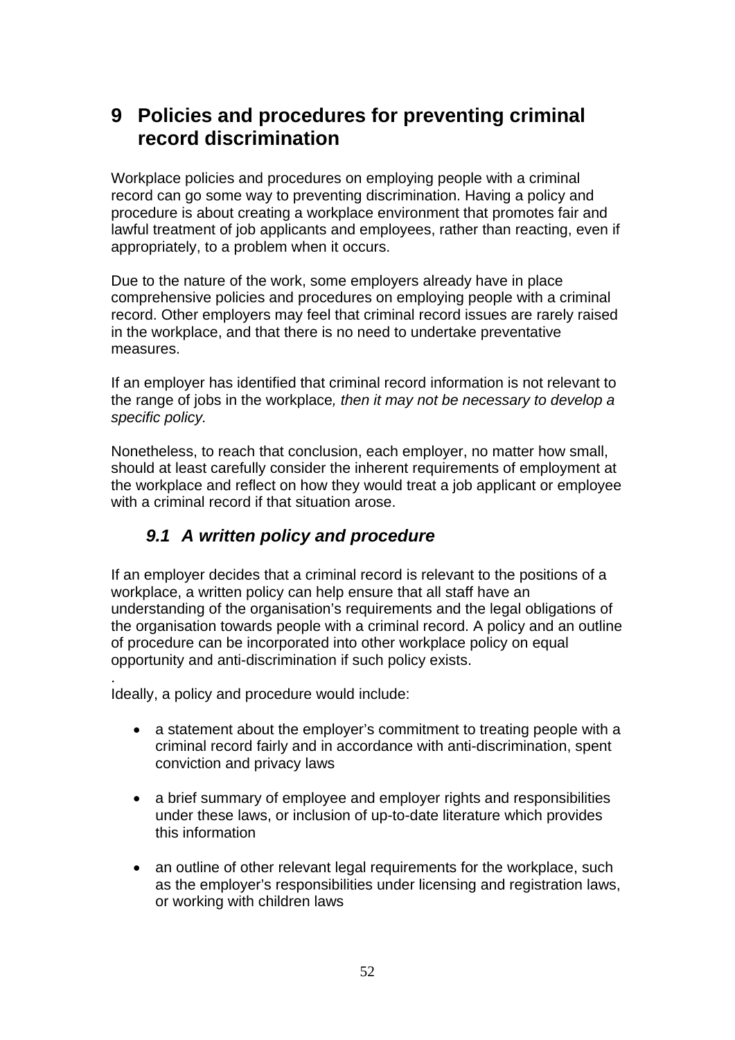# 9 Policies and procedures for preventing criminal record discrimination

Workplace policies and procedures on employing people with a criminal record can go some way to preventing discrimination. Having a policy and procedure is about creating a workplace environment that promotes fair and lawful treatment of job applicants and employees, rather than reacting, even if appropriately, to a problem when it occurs.

Due to the nature of the work, some employers already have in place comprehensive policies and procedures on employing people with a criminal record. Other employers may feel that criminal record issues are rarely raised in the workplace, and that there is no need to undertake preventative measures.

If an employer has identified that criminal record information is not relevant to the range of jobs in the workplace*, then it may not be necessary to develop a specific policy.*

Nonetheless, to reach that conclusion, each employer, no matter how small, should at least carefully consider the inherent requirements of employment at the workplace and reflect on how they would treat a job applicant or employee with a criminal record if that situation arose.

## *9.1 A written policy and procedure*

If an employer decides that a criminal record is relevant to the positions of a workplace, a written policy can help ensure that all staff have an understanding of the organisation's requirements and the legal obligations of the organisation towards people with a criminal record. A policy and an outline of procedure can be incorporated into other workplace policy on equal opportunity and anti-discrimination if such policy exists.

.
Ideally, a policy and procedure would include:

- a statement about the employer's commitment to treating people with a criminal record fairly and in accordance with anti-discrimination, spent conviction and privacy laws
- a brief summary of employee and employer rights and responsibilities under these laws, or inclusion of up-to-date literature which provides this information
- an outline of other relevant legal requirements for the workplace, such as the employer's responsibilities under licensing and registration laws, or working with children laws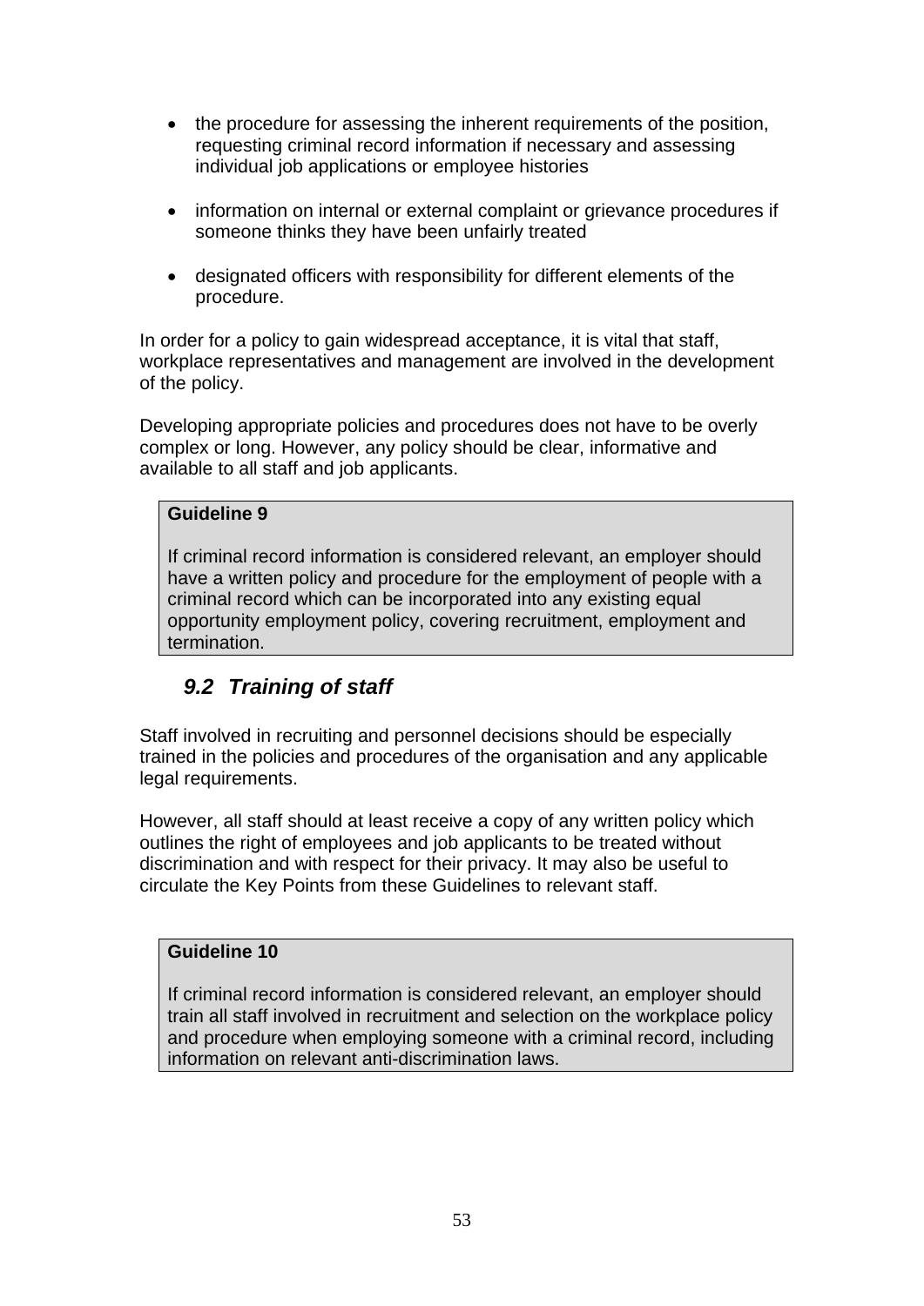- the procedure for assessing the inherent requirements of the position, requesting criminal record information if necessary and assessing individual job applications or employee histories

- information on internal or external complaint or grievance procedures if someone thinks they have been unfairly treated

- designated officers with responsibility for different elements of the procedure.

In order for a policy to gain widespread acceptance, it is vital that staff, workplace representatives and management are involved in the development of the policy.

Developing appropriate policies and procedures does not have to be overly complex or long. However, any policy should be clear, informative and available to all staff and job applicants.

> **Guideline 9**
>
> If criminal record information is considered relevant, an employer should have a written policy and procedure for the employment of people with a criminal record which can be incorporated into any existing equal opportunity employment policy, covering recruitment, employment and termination.

## *9.2 Training of staff*

Staff involved in recruiting and personnel decisions should be especially trained in the policies and procedures of the organisation and any applicable legal requirements.

However, all staff should at least receive a copy of any written policy which outlines the right of employees and job applicants to be treated without discrimination and with respect for their privacy. It may also be useful to circulate the Key Points from these Guidelines to relevant staff.

> **Guideline 10**
>
> If criminal record information is considered relevant, an employer should train all staff involved in recruitment and selection on the workplace policy and procedure when employing someone with a criminal record, including information on relevant anti-discrimination laws.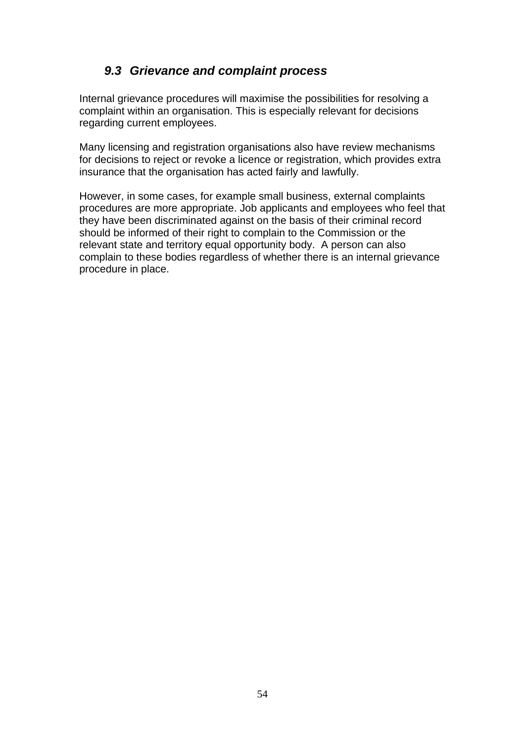### *9.3 Grievance and complaint process*

Internal grievance procedures will maximise the possibilities for resolving a complaint within an organisation. This is especially relevant for decisions regarding current employees.

Many licensing and registration organisations also have review mechanisms for decisions to reject or revoke a licence or registration, which provides extra insurance that the organisation has acted fairly and lawfully.

However, in some cases, for example small business, external complaints procedures are more appropriate. Job applicants and employees who feel that they have been discriminated against on the basis of their criminal record should be informed of their right to complain to the Commission or the relevant state and territory equal opportunity body. A person can also complain to these bodies regardless of whether there is an internal grievance procedure in place.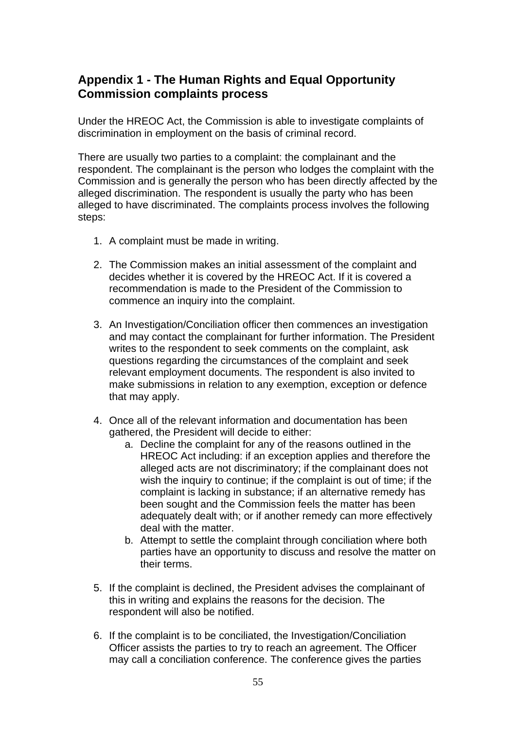## Appendix 1 - The Human Rights and Equal Opportunity Commission complaints process

Under the HREOC Act, the Commission is able to investigate complaints of discrimination in employment on the basis of criminal record.

There are usually two parties to a complaint: the complainant and the respondent. The complainant is the person who lodges the complaint with the Commission and is generally the person who has been directly affected by the alleged discrimination. The respondent is usually the party who has been alleged to have discriminated. The complaints process involves the following steps:

1. A complaint must be made in writing.

2. The Commission makes an initial assessment of the complaint and decides whether it is covered by the HREOC Act. If it is covered a recommendation is made to the President of the Commission to commence an inquiry into the complaint.

3. An Investigation/Conciliation officer then commences an investigation and may contact the complainant for further information. The President writes to the respondent to seek comments on the complaint, ask questions regarding the circumstances of the complaint and seek relevant employment documents. The respondent is also invited to make submissions in relation to any exemption, exception or defence that may apply.

4. Once all of the relevant information and documentation has been gathered, the President will decide to either:
    a. Decline the complaint for any of the reasons outlined in the HREOC Act including: if an exception applies and therefore the alleged acts are not discriminatory; if the complainant does not wish the inquiry to continue; if the complaint is out of time; if the complaint is lacking in substance; if an alternative remedy has been sought and the Commission feels the matter has been adequately dealt with; or if another remedy can more effectively deal with the matter.
    b. Attempt to settle the complaint through conciliation where both parties have an opportunity to discuss and resolve the matter on their terms.

5. If the complaint is declined, the President advises the complainant of this in writing and explains the reasons for the decision. The respondent will also be notified.

6. If the complaint is to be conciliated, the Investigation/Conciliation Officer assists the parties to try to reach an agreement. The Officer may call a conciliation conference. The conference gives the parties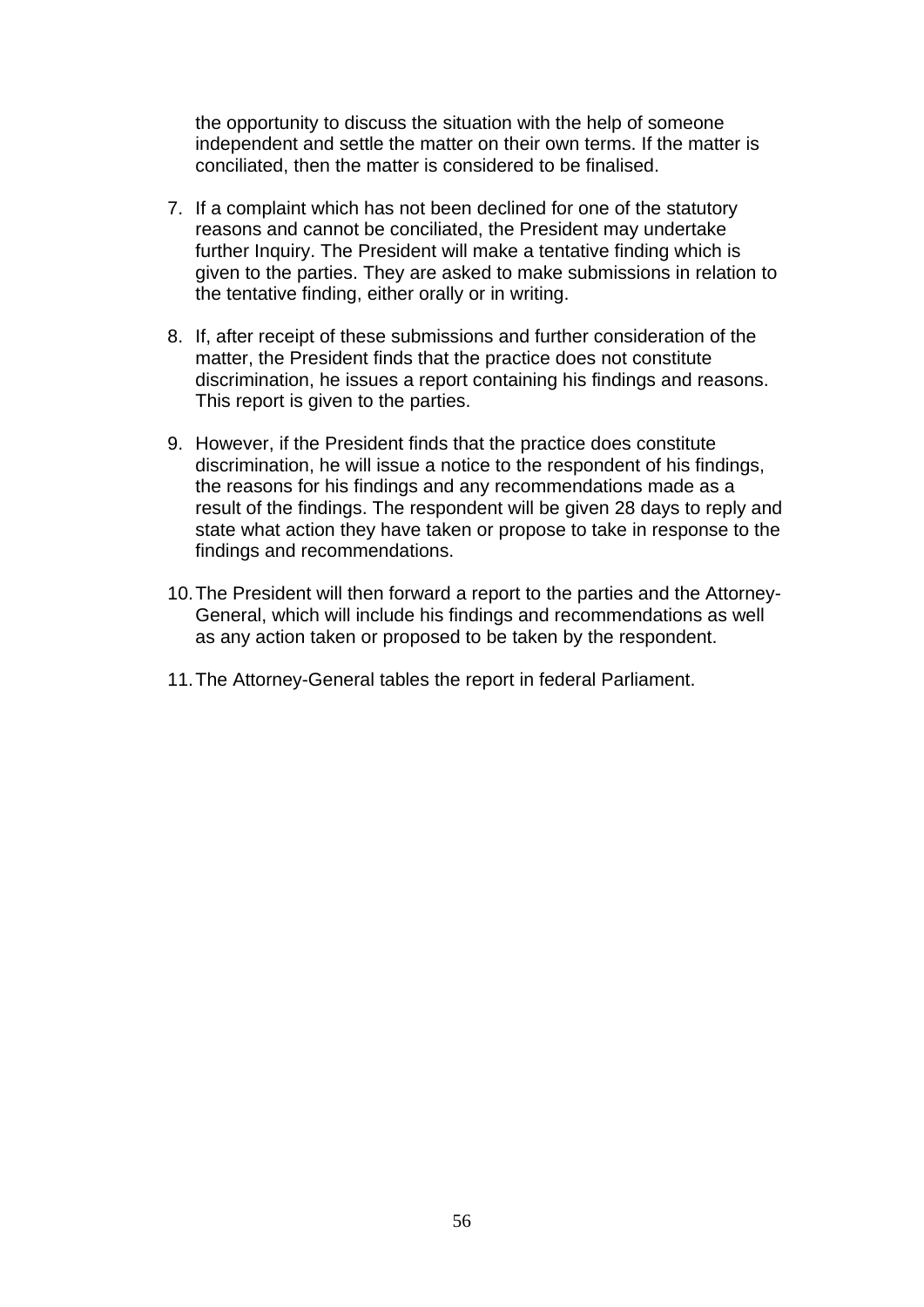the opportunity to discuss the situation with the help of someone independent and settle the matter on their own terms. If the matter is conciliated, then the matter is considered to be finalised.

7. If a complaint which has not been declined for one of the statutory reasons and cannot be conciliated, the President may undertake further Inquiry. The President will make a tentative finding which is given to the parties. They are asked to make submissions in relation to the tentative finding, either orally or in writing.

8. If, after receipt of these submissions and further consideration of the matter, the President finds that the practice does not constitute discrimination, he issues a report containing his findings and reasons. This report is given to the parties.

9. However, if the President finds that the practice does constitute discrimination, he will issue a notice to the respondent of his findings, the reasons for his findings and any recommendations made as a result of the findings. The respondent will be given 28 days to reply and state what action they have taken or propose to take in response to the findings and recommendations.

10. The President will then forward a report to the parties and the Attorney-General, which will include his findings and recommendations as well as any action taken or proposed to be taken by the respondent.

11. The Attorney-General tables the report in federal Parliament.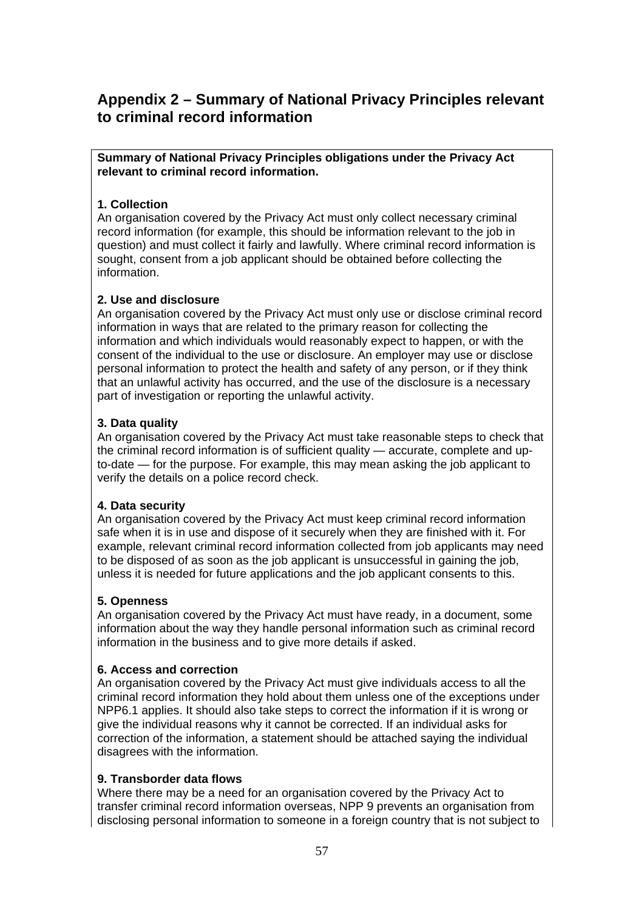## Appendix 2 – Summary of National Privacy Principles relevant to criminal record information

**Summary of National Privacy Principles obligations under the Privacy Act relevant to criminal record information.**

**1. Collection**
An organisation covered by the Privacy Act must only collect necessary criminal record information (for example, this should be information relevant to the job in question) and must collect it fairly and lawfully. Where criminal record information is sought, consent from a job applicant should be obtained before collecting the information.

**2. Use and disclosure**
An organisation covered by the Privacy Act must only use or disclose criminal record information in ways that are related to the primary reason for collecting the information and which individuals would reasonably expect to happen, or with the consent of the individual to the use or disclosure. An employer may use or disclose personal information to protect the health and safety of any person, or if they think that an unlawful activity has occurred, and the use of the disclosure is a necessary part of investigation or reporting the unlawful activity.

**3. Data quality**
An organisation covered by the Privacy Act must take reasonable steps to check that the criminal record information is of sufficient quality — accurate, complete and up-to-date — for the purpose. For example, this may mean asking the job applicant to verify the details on a police record check.

**4. Data security**
An organisation covered by the Privacy Act must keep criminal record information safe when it is in use and dispose of it securely when they are finished with it. For example, relevant criminal record information collected from job applicants may need to be disposed of as soon as the job applicant is unsuccessful in gaining the job, unless it is needed for future applications and the job applicant consents to this.

**5. Openness**
An organisation covered by the Privacy Act must have ready, in a document, some information about the way they handle personal information such as criminal record information in the business and to give more details if asked.

**6. Access and correction**
An organisation covered by the Privacy Act must give individuals access to all the criminal record information they hold about them unless one of the exceptions under NPP6.1 applies. It should also take steps to correct the information if it is wrong or give the individual reasons why it cannot be corrected. If an individual asks for correction of the information, a statement should be attached saying the individual disagrees with the information.

**9. Transborder data flows**
Where there may be a need for an organisation covered by the Privacy Act to transfer criminal record information overseas, NPP 9 prevents an organisation from disclosing personal information to someone in a foreign country that is not subject to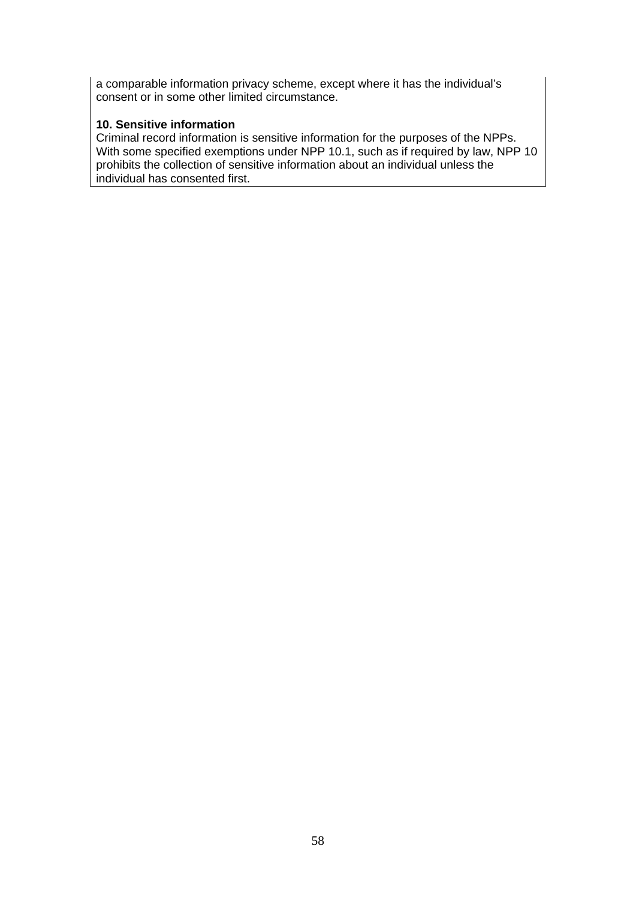a comparable information privacy scheme, except where it has the individual's consent or in some other limited circumstance.

**10. Sensitive information**
Criminal record information is sensitive information for the purposes of the NPPs. With some specified exemptions under NPP 10.1, such as if required by law, NPP 10 prohibits the collection of sensitive information about an individual unless the individual has consented first.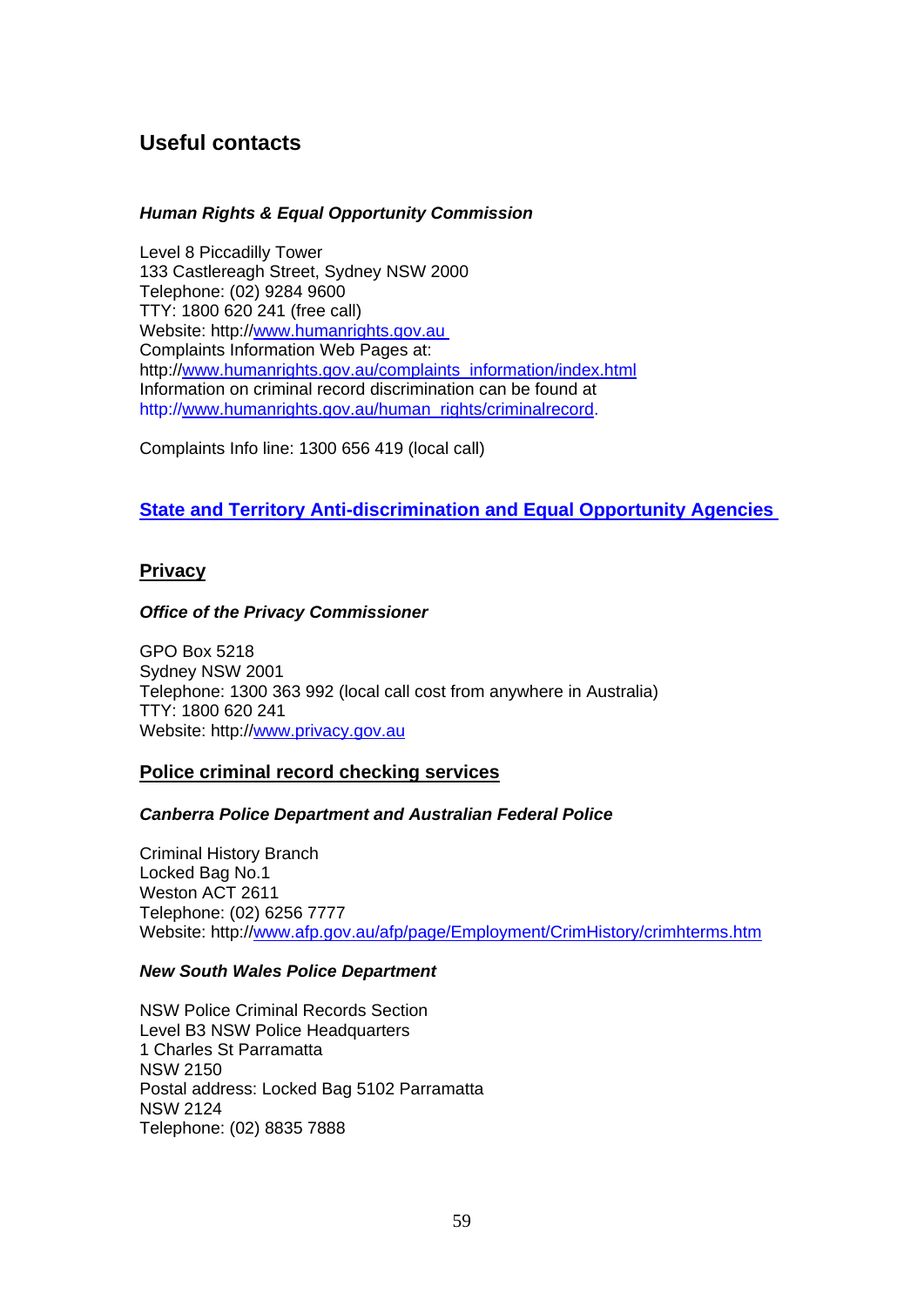## Useful contacts

***Human Rights & Equal Opportunity Commission***

Level 8 Piccadilly Tower
133 Castlereagh Street, Sydney NSW 2000
Telephone: (02) 9284 9600
TTY: 1800 620 241 (free call)
Website: http://www.humanrights.gov.au
Complaints Information Web Pages at:
http://www.humanrights.gov.au/complaints_information/index.html
Information on criminal record discrimination can be found at
http://www.humanrights.gov.au/human_rights/criminalrecord.

Complaints Info line: 1300 656 419 (local call)

### State and Territory Anti-discrimination and Equal Opportunity Agencies

### Privacy

***Office of the Privacy Commissioner***

GPO Box 5218
Sydney NSW 2001
Telephone: 1300 363 992 (local call cost from anywhere in Australia)
TTY: 1800 620 241
Website: http://www.privacy.gov.au

### Police criminal record checking services

***Canberra Police Department and Australian Federal Police***

Criminal History Branch
Locked Bag No.1
Weston ACT 2611
Telephone: (02) 6256 7777
Website: http://www.afp.gov.au/afp/page/Employment/CrimHistory/crimhterms.htm

***New South Wales Police Department***

NSW Police Criminal Records Section
Level B3 NSW Police Headquarters
1 Charles St Parramatta
NSW 2150
Postal address: Locked Bag 5102 Parramatta
NSW 2124
Telephone: (02) 8835 7888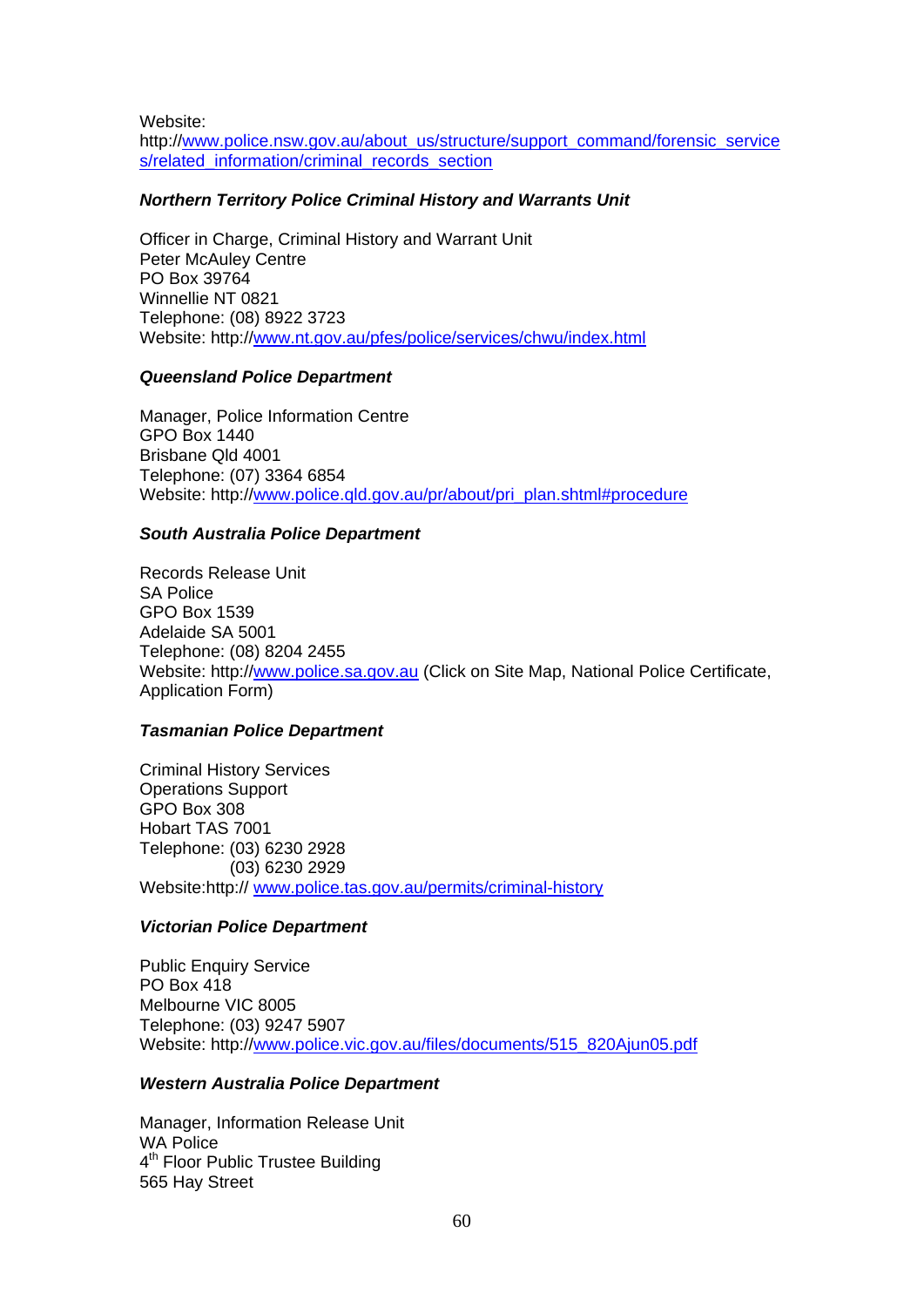Website:
http://www.police.nsw.gov.au/about_us/structure/support_command/forensic_services/related_information/criminal_records_section

***Northern Territory Police Criminal History and Warrants Unit***

Officer in Charge, Criminal History and Warrant Unit
Peter McAuley Centre
PO Box 39764
Winnellie NT 0821
Telephone: (08) 8922 3723
Website: http://www.nt.gov.au/pfes/police/services/chwu/index.html

***Queensland Police Department***

Manager, Police Information Centre
GPO Box 1440
Brisbane Qld 4001
Telephone: (07) 3364 6854
Website: http://www.police.qld.gov.au/pr/about/pri_plan.shtml#procedure

***South Australia Police Department***

Records Release Unit
SA Police
GPO Box 1539
Adelaide SA 5001
Telephone: (08) 8204 2455
Website: http://www.police.sa.gov.au (Click on Site Map, National Police Certificate, Application Form)

***Tasmanian Police Department***

Criminal History Services
Operations Support
GPO Box 308
Hobart TAS 7001
Telephone: (03) 6230 2928
(03) 6230 2929
Website:http:// www.police.tas.gov.au/permits/criminal-history

***Victorian Police Department***

Public Enquiry Service
PO Box 418
Melbourne VIC 8005
Telephone: (03) 9247 5907
Website: http://www.police.vic.gov.au/files/documents/515_820Ajun05.pdf

***Western Australia Police Department***

Manager, Information Release Unit
WA Police
4th Floor Public Trustee Building
565 Hay Street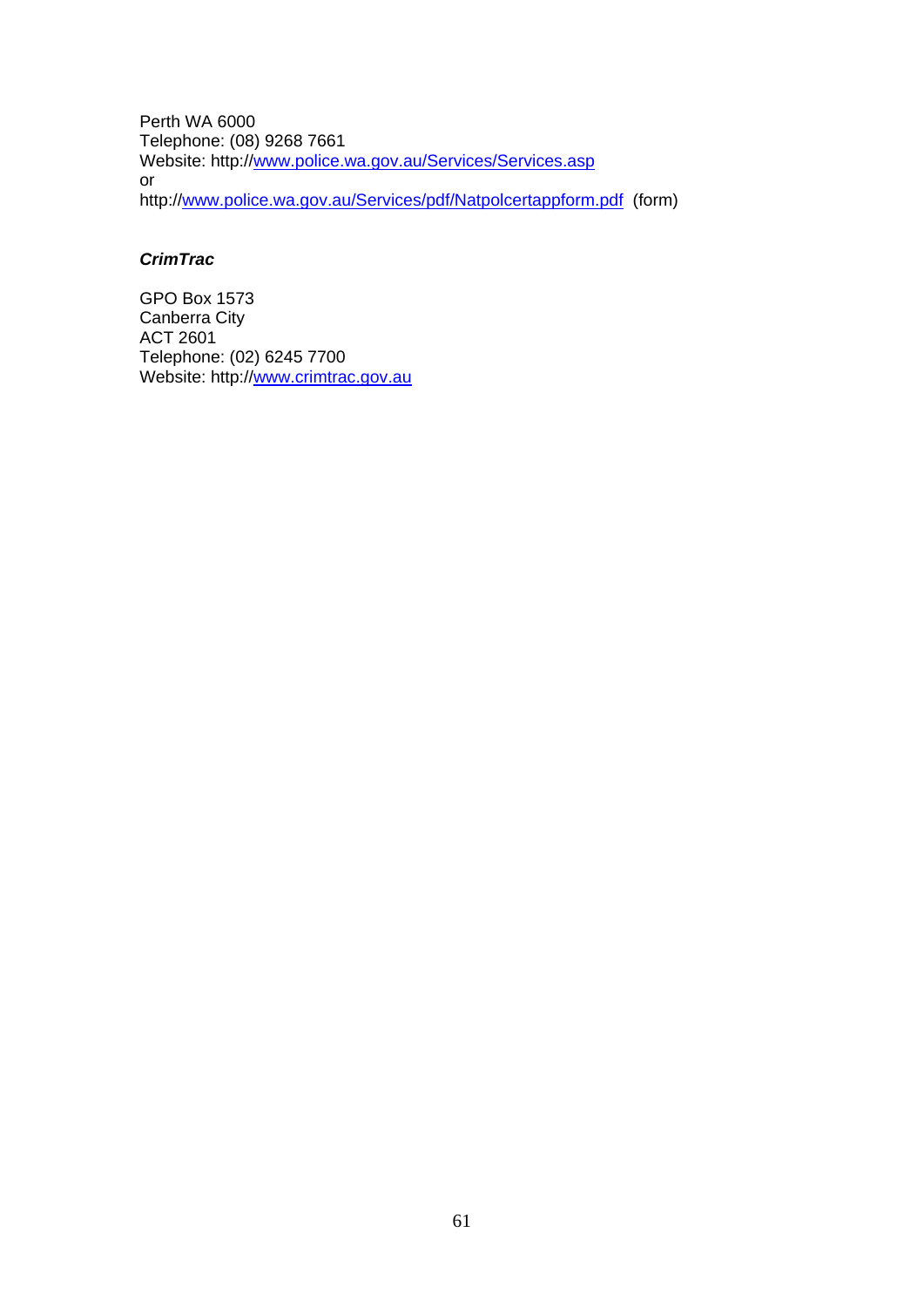Perth WA 6000
Telephone: (08) 9268 7661
Website: http://www.police.wa.gov.au/Services/Services.asp
or
http://www.police.wa.gov.au/Services/pdf/Natpolcertappform.pdf (form)

***CrimTrac***

GPO Box 1573
Canberra City
ACT 2601
Telephone: (02) 6245 7700
Website: http://www.crimtrac.gov.au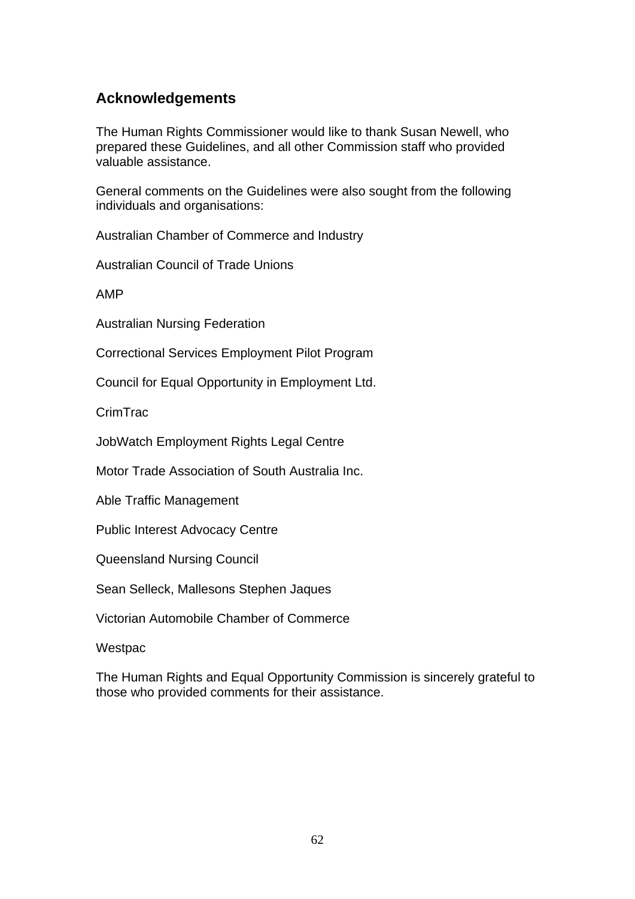## Acknowledgements

The Human Rights Commissioner would like to thank Susan Newell, who prepared these Guidelines, and all other Commission staff who provided valuable assistance.

General comments on the Guidelines were also sought from the following individuals and organisations:

Australian Chamber of Commerce and Industry

Australian Council of Trade Unions

AMP

Australian Nursing Federation

Correctional Services Employment Pilot Program

Council for Equal Opportunity in Employment Ltd.

CrimTrac

JobWatch Employment Rights Legal Centre

Motor Trade Association of South Australia Inc.

Able Traffic Management

Public Interest Advocacy Centre

Queensland Nursing Council

Sean Selleck, Mallesons Stephen Jaques

Victorian Automobile Chamber of Commerce

Westpac

The Human Rights and Equal Opportunity Commission is sincerely grateful to those who provided comments for their assistance.